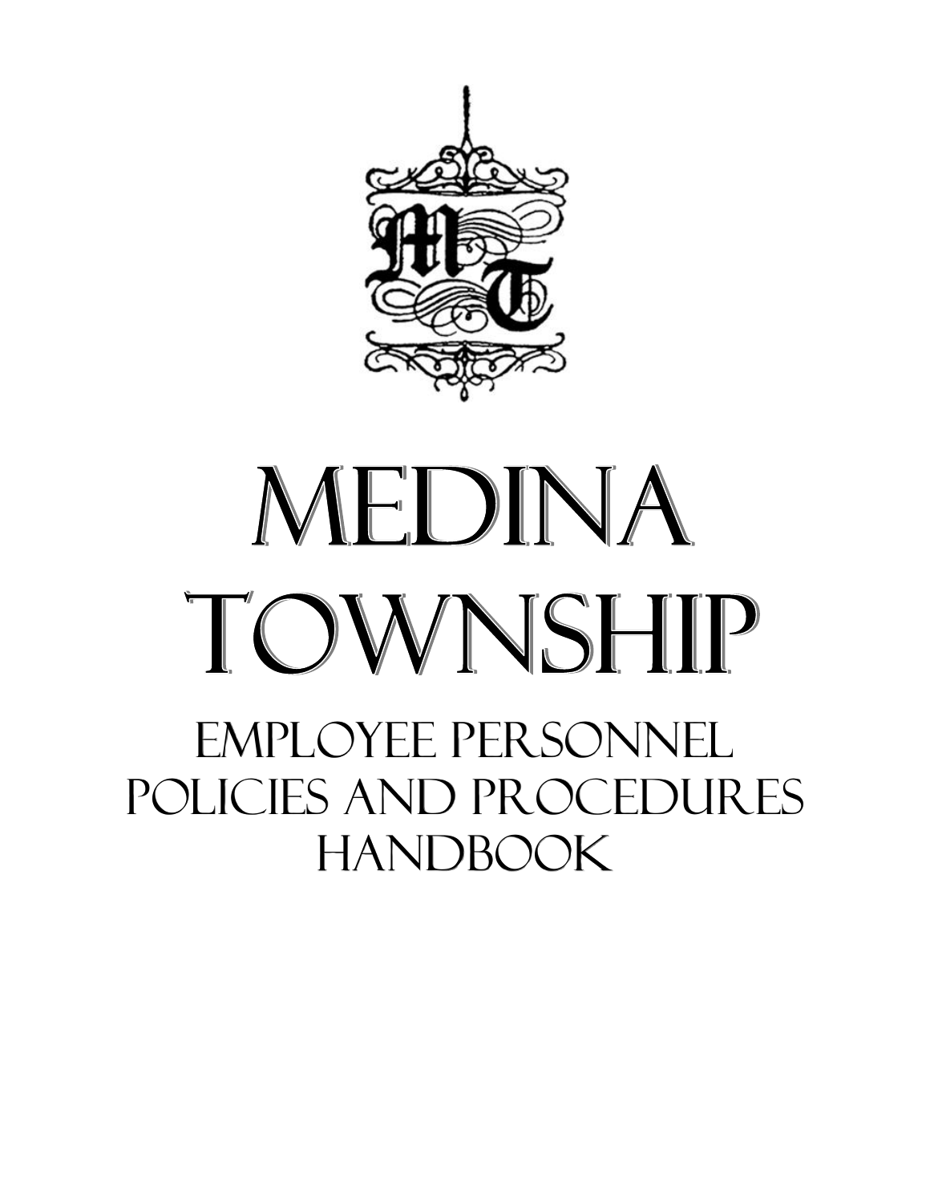# MEDINA TOWNSHIP

## EMPLOYEE PERSONNEL POLICIES AND PROCEDURES HANDBOOK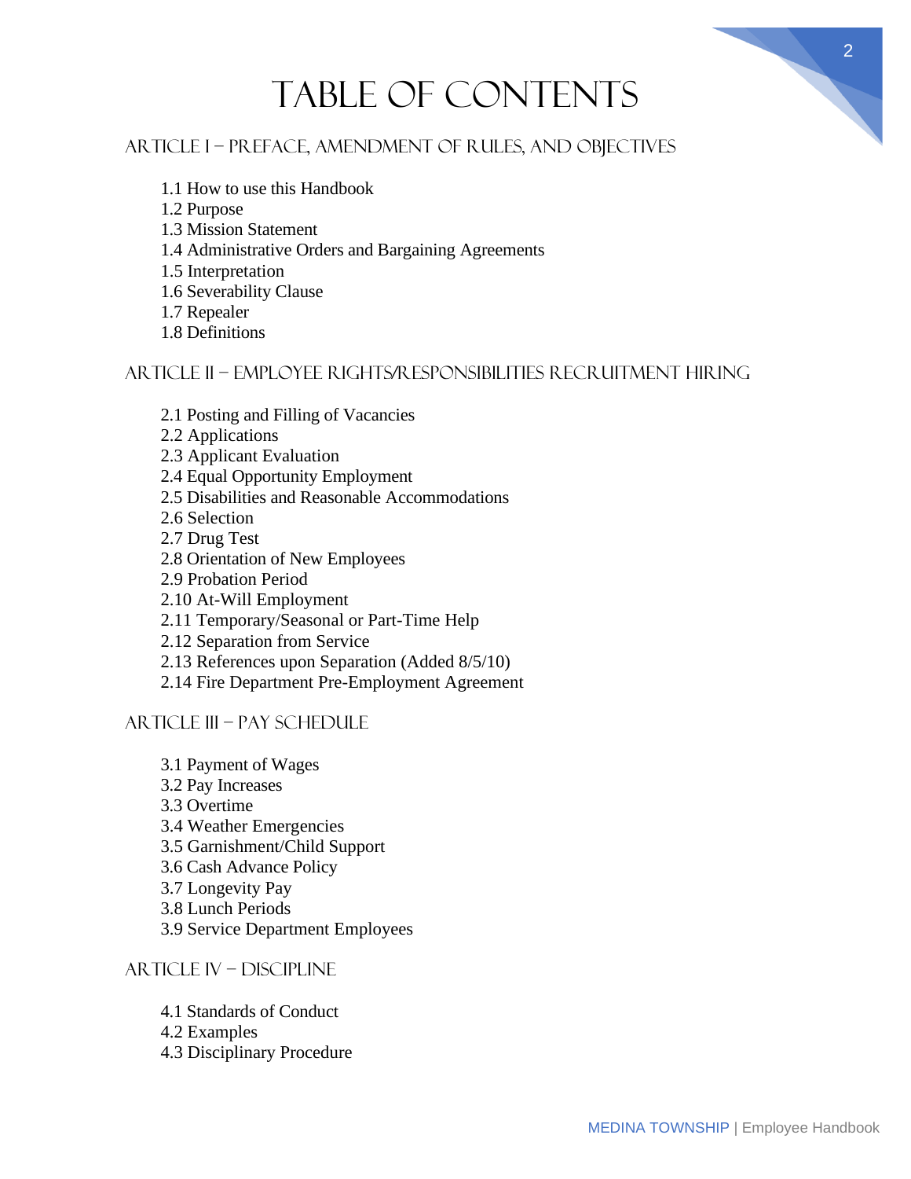# Table of Contents

## Article I – Preface, Amendment of Rules, and Objectives

1.1 How to use this Handbook
1.2 Purpose
1.3 Mission Statement
1.4 Administrative Orders and Bargaining Agreements
1.5 Interpretation
1.6 Severability Clause
1.7 Repealer
1.8 Definitions

## Article II – Employee Rights/Responsibilities Recruitment Hiring

2.1 Posting and Filling of Vacancies
2.2 Applications
2.3 Applicant Evaluation
2.4 Equal Opportunity Employment
2.5 Disabilities and Reasonable Accommodations
2.6 Selection
2.7 Drug Test
2.8 Orientation of New Employees
2.9 Probation Period
2.10 At-Will Employment
2.11 Temporary/Seasonal or Part-Time Help
2.12 Separation from Service
2.13 References upon Separation (Added 8/5/10)
2.14 Fire Department Pre-Employment Agreement

## Article III – Pay Schedule

3.1 Payment of Wages
3.2 Pay Increases
3.3 Overtime
3.4 Weather Emergencies
3.5 Garnishment/Child Support
3.6 Cash Advance Policy
3.7 Longevity Pay
3.8 Lunch Periods
3.9 Service Department Employees

## Article IV – Discipline

4.1 Standards of Conduct
4.2 Examples
4.3 Disciplinary Procedure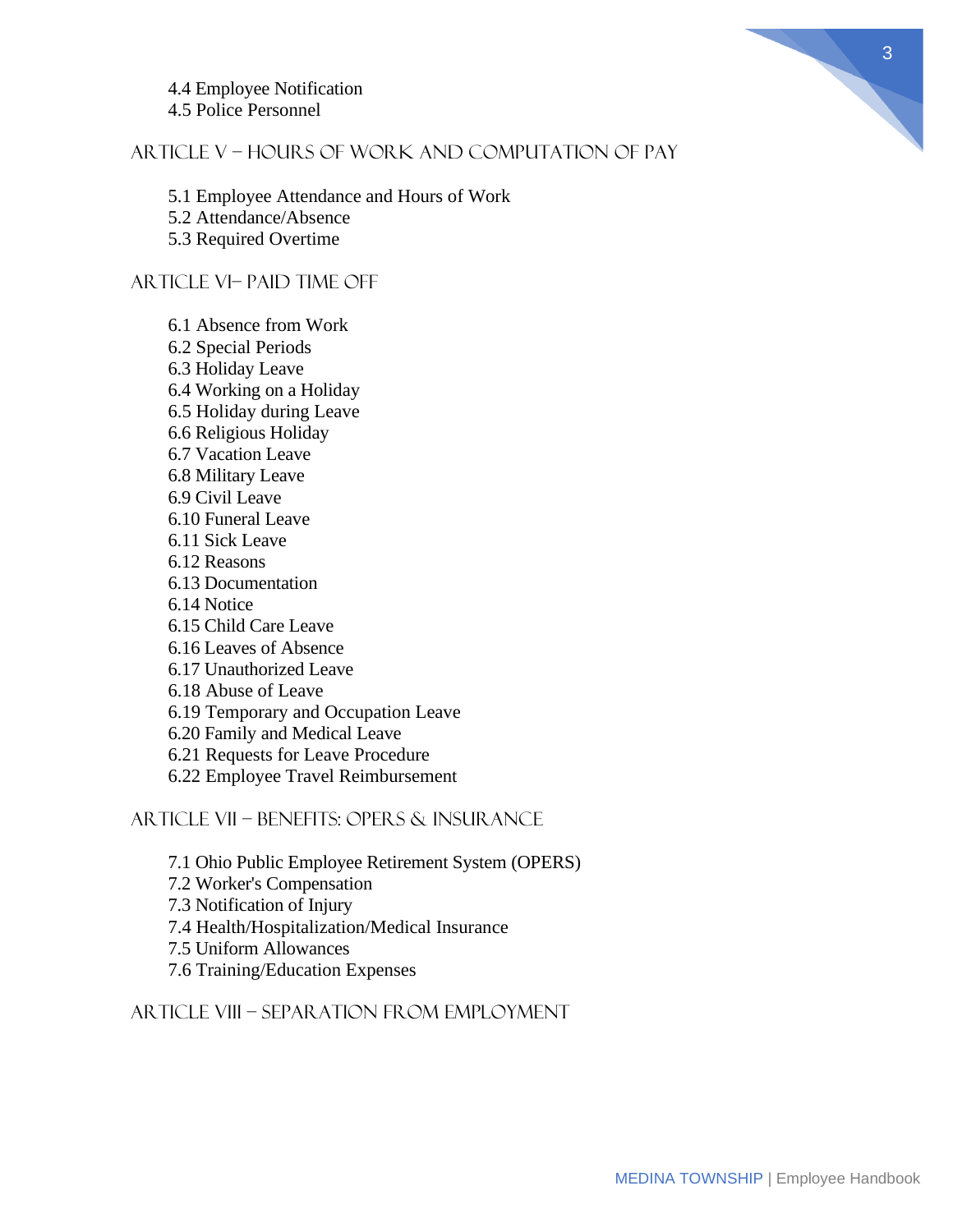4.4 Employee Notification
4.5 Police Personnel

## Article V – Hours of Work and Computation of Pay

5.1 Employee Attendance and Hours of Work
5.2 Attendance/Absence
5.3 Required Overtime

## Article VI– Paid Time Off

6.1 Absence from Work
6.2 Special Periods
6.3 Holiday Leave
6.4 Working on a Holiday
6.5 Holiday during Leave
6.6 Religious Holiday
6.7 Vacation Leave
6.8 Military Leave
6.9 Civil Leave
6.10 Funeral Leave
6.11 Sick Leave
6.12 Reasons
6.13 Documentation
6.14 Notice
6.15 Child Care Leave
6.16 Leaves of Absence
6.17 Unauthorized Leave
6.18 Abuse of Leave
6.19 Temporary and Occupation Leave
6.20 Family and Medical Leave
6.21 Requests for Leave Procedure
6.22 Employee Travel Reimbursement

## Article VII – Benefits: OPERS & Insurance

7.1 Ohio Public Employee Retirement System (OPERS)
7.2 Worker's Compensation
7.3 Notification of Injury
7.4 Health/Hospitalization/Medical Insurance
7.5 Uniform Allowances
7.6 Training/Education Expenses

## Article VIII – Separation from Employment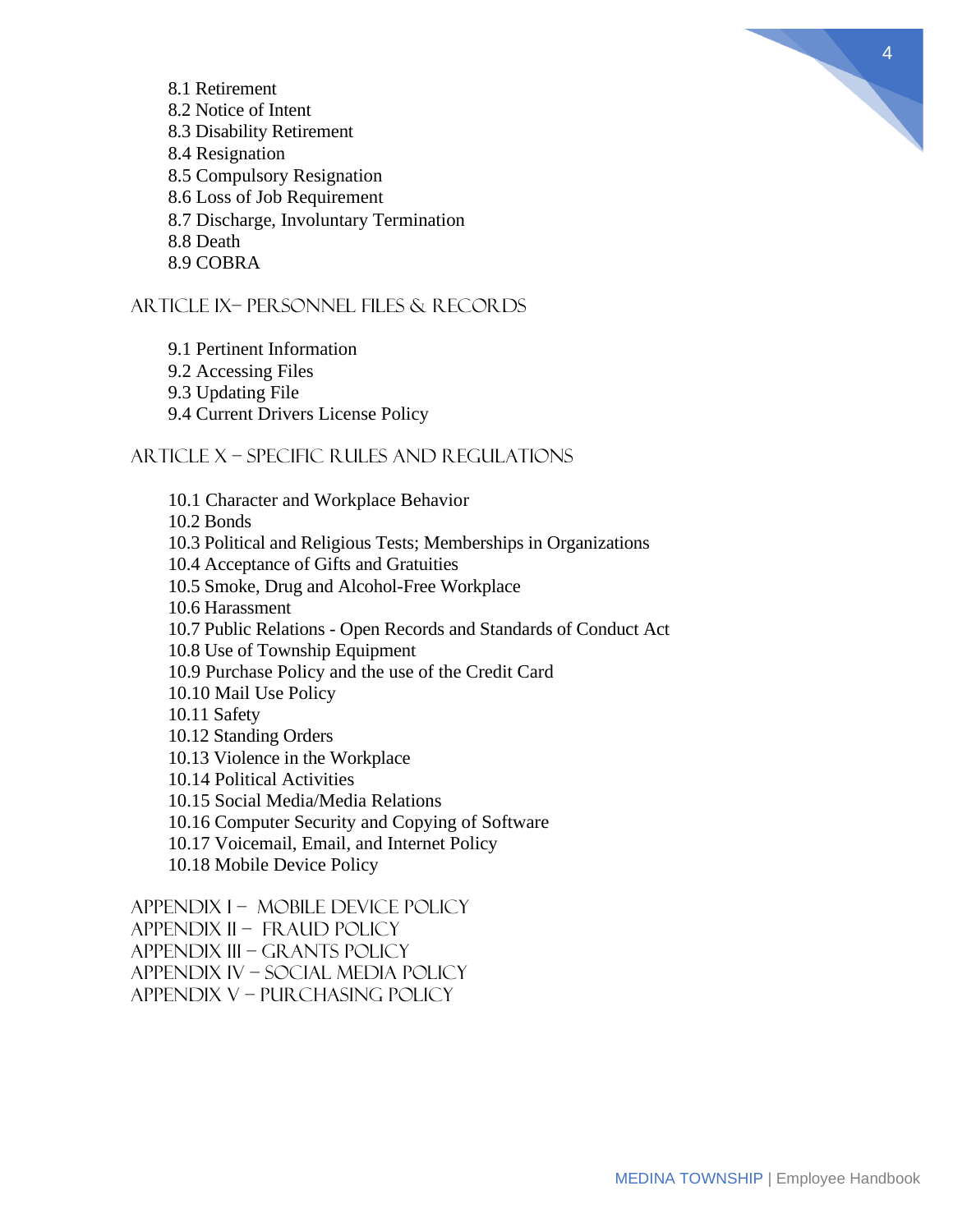8.1 Retirement
8.2 Notice of Intent
8.3 Disability Retirement
8.4 Resignation
8.5 Compulsory Resignation
8.6 Loss of Job Requirement
8.7 Discharge, Involuntary Termination
8.8 Death
8.9 COBRA

## ARTICLE IX– PERSONNEL FILES & RECORDS

9.1 Pertinent Information
9.2 Accessing Files
9.3 Updating File
9.4 Current Drivers License Policy

## ARTICLE X – SPECIFIC RULES AND REGULATIONS

10.1 Character and Workplace Behavior
10.2 Bonds
10.3 Political and Religious Tests; Memberships in Organizations
10.4 Acceptance of Gifts and Gratuities
10.5 Smoke, Drug and Alcohol-Free Workplace
10.6 Harassment
10.7 Public Relations - Open Records and Standards of Conduct Act
10.8 Use of Township Equipment
10.9 Purchase Policy and the use of the Credit Card
10.10 Mail Use Policy
10.11 Safety
10.12 Standing Orders
10.13 Violence in the Workplace
10.14 Political Activities
10.15 Social Media/Media Relations
10.16 Computer Security and Copying of Software
10.17 Voicemail, Email, and Internet Policy
10.18 Mobile Device Policy

## APPENDIX I – MOBILE DEVICE POLICY
## APPENDIX II – FRAUD POLICY
## APPENDIX III – GRANTS POLICY
## APPENDIX IV – SOCIAL MEDIA POLICY
## APPENDIX V – PURCHASING POLICY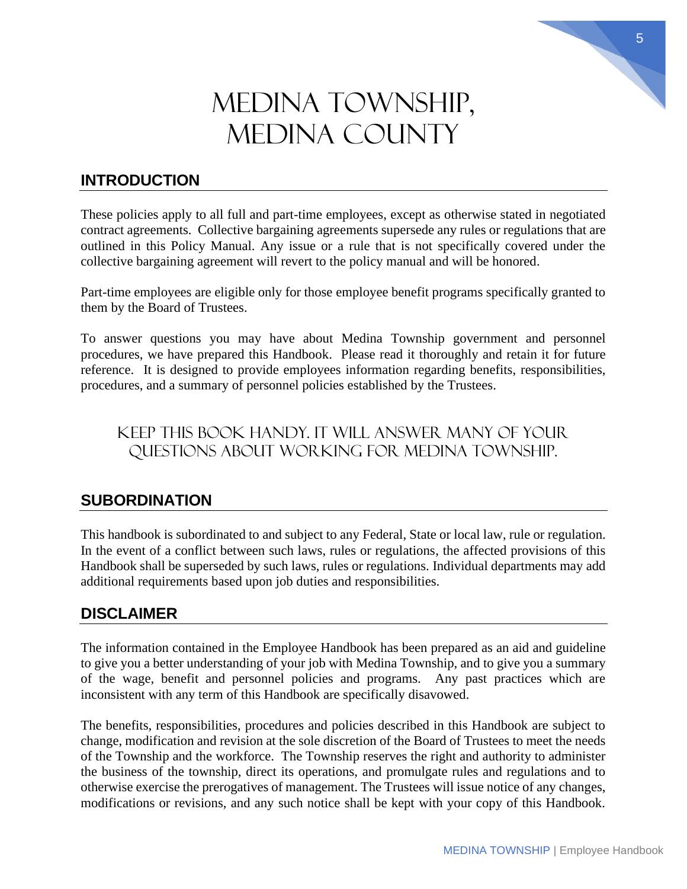# MEDINA TOWNSHIP, MEDINA COUNTY

## INTRODUCTION

These policies apply to all full and part-time employees, except as otherwise stated in negotiated contract agreements. Collective bargaining agreements supersede any rules or regulations that are outlined in this Policy Manual. Any issue or a rule that is not specifically covered under the collective bargaining agreement will revert to the policy manual and will be honored.

Part-time employees are eligible only for those employee benefit programs specifically granted to them by the Board of Trustees.

To answer questions you may have about Medina Township government and personnel procedures, we have prepared this Handbook. Please read it thoroughly and retain it for future reference. It is designed to provide employees information regarding benefits, responsibilities, procedures, and a summary of personnel policies established by the Trustees.

### KEEP THIS BOOK HANDY. IT WILL ANSWER MANY OF YOUR QUESTIONS ABOUT WORKING FOR MEDINA TOWNSHIP.

## SUBORDINATION

This handbook is subordinated to and subject to any Federal, State or local law, rule or regulation. In the event of a conflict between such laws, rules or regulations, the affected provisions of this Handbook shall be superseded by such laws, rules or regulations. Individual departments may add additional requirements based upon job duties and responsibilities.

## DISCLAIMER

The information contained in the Employee Handbook has been prepared as an aid and guideline to give you a better understanding of your job with Medina Township, and to give you a summary of the wage, benefit and personnel policies and programs. Any past practices which are inconsistent with any term of this Handbook are specifically disavowed.

The benefits, responsibilities, procedures and policies described in this Handbook are subject to change, modification and revision at the sole discretion of the Board of Trustees to meet the needs of the Township and the workforce. The Township reserves the right and authority to administer the business of the township, direct its operations, and promulgate rules and regulations and to otherwise exercise the prerogatives of management. The Trustees will issue notice of any changes, modifications or revisions, and any such notice shall be kept with your copy of this Handbook.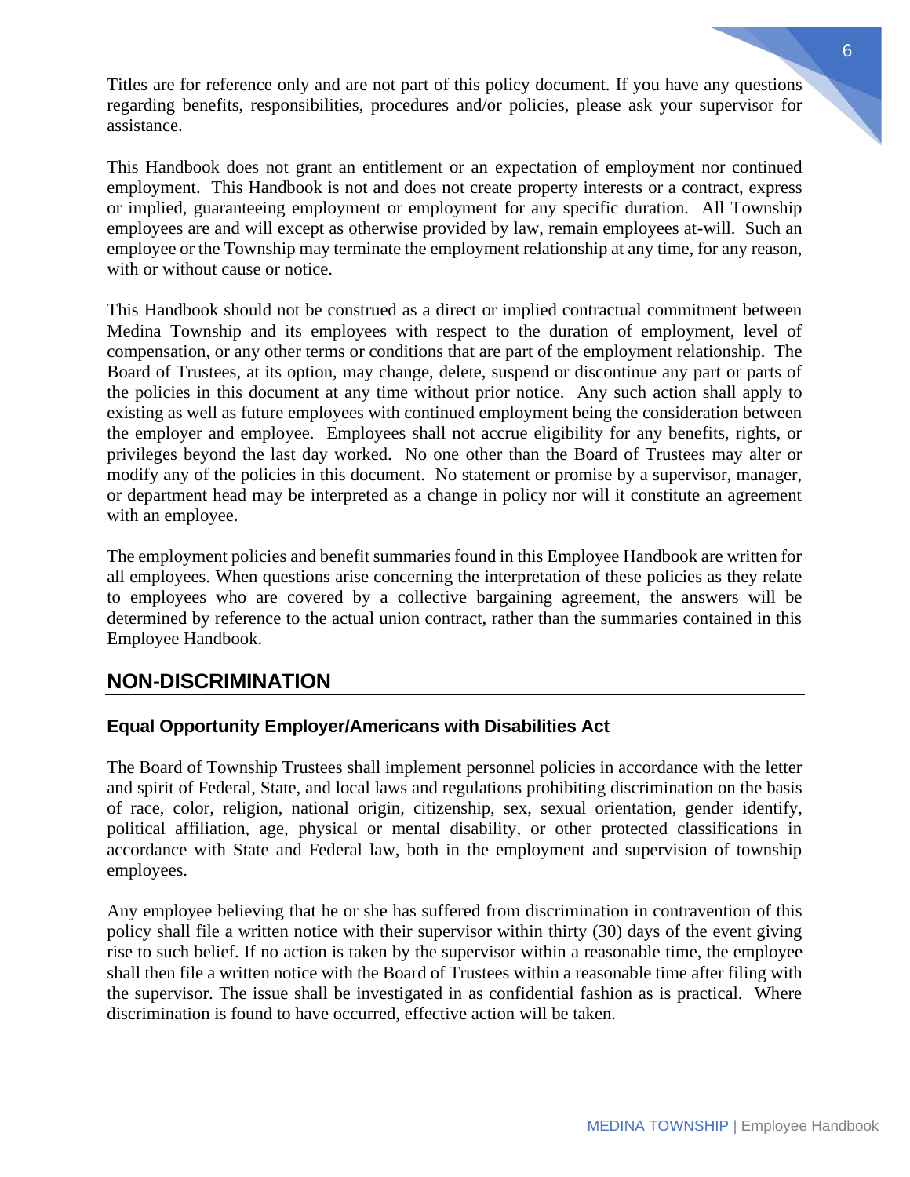Titles are for reference only and are not part of this policy document. If you have any questions regarding benefits, responsibilities, procedures and/or policies, please ask your supervisor for assistance.

This Handbook does not grant an entitlement or an expectation of employment nor continued employment. This Handbook is not and does not create property interests or a contract, express or implied, guaranteeing employment or employment for any specific duration. All Township employees are and will except as otherwise provided by law, remain employees at-will. Such an employee or the Township may terminate the employment relationship at any time, for any reason, with or without cause or notice.

This Handbook should not be construed as a direct or implied contractual commitment between Medina Township and its employees with respect to the duration of employment, level of compensation, or any other terms or conditions that are part of the employment relationship. The Board of Trustees, at its option, may change, delete, suspend or discontinue any part or parts of the policies in this document at any time without prior notice. Any such action shall apply to existing as well as future employees with continued employment being the consideration between the employer and employee. Employees shall not accrue eligibility for any benefits, rights, or privileges beyond the last day worked. No one other than the Board of Trustees may alter or modify any of the policies in this document. No statement or promise by a supervisor, manager, or department head may be interpreted as a change in policy nor will it constitute an agreement with an employee.

The employment policies and benefit summaries found in this Employee Handbook are written for all employees. When questions arise concerning the interpretation of these policies as they relate to employees who are covered by a collective bargaining agreement, the answers will be determined by reference to the actual union contract, rather than the summaries contained in this Employee Handbook.

## NON-DISCRIMINATION

### Equal Opportunity Employer/Americans with Disabilities Act

The Board of Township Trustees shall implement personnel policies in accordance with the letter and spirit of Federal, State, and local laws and regulations prohibiting discrimination on the basis of race, color, religion, national origin, citizenship, sex, sexual orientation, gender identify, political affiliation, age, physical or mental disability, or other protected classifications in accordance with State and Federal law, both in the employment and supervision of township employees.

Any employee believing that he or she has suffered from discrimination in contravention of this policy shall file a written notice with their supervisor within thirty (30) days of the event giving rise to such belief. If no action is taken by the supervisor within a reasonable time, the employee shall then file a written notice with the Board of Trustees within a reasonable time after filing with the supervisor. The issue shall be investigated in as confidential fashion as is practical. Where discrimination is found to have occurred, effective action will be taken.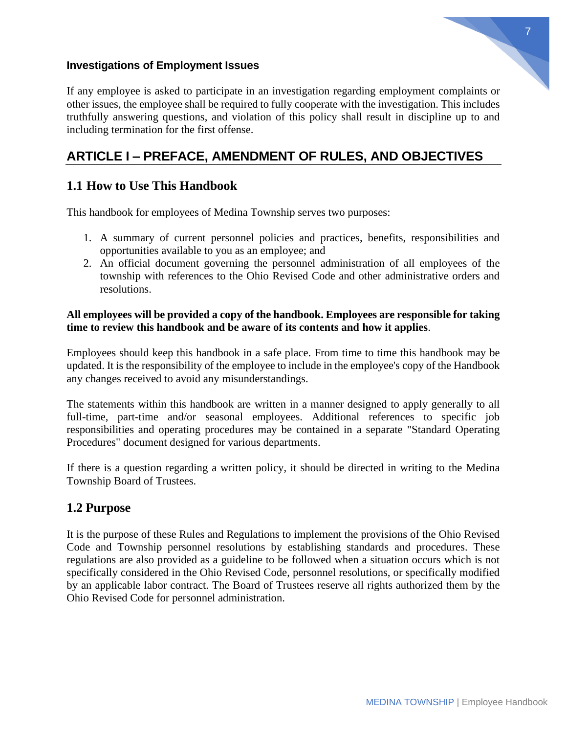### Investigations of Employment Issues

If any employee is asked to participate in an investigation regarding employment complaints or other issues, the employee shall be required to fully cooperate with the investigation. This includes truthfully answering questions, and violation of this policy shall result in discipline up to and including termination for the first offense.

# ARTICLE I – PREFACE, AMENDMENT OF RULES, AND OBJECTIVES

## 1.1 How to Use This Handbook

This handbook for employees of Medina Township serves two purposes:

1. A summary of current personnel policies and practices, benefits, responsibilities and opportunities available to you as an employee; and
2. An official document governing the personnel administration of all employees of the township with references to the Ohio Revised Code and other administrative orders and resolutions.

**All employees will be provided a copy of the handbook. Employees are responsible for taking time to review this handbook and be aware of its contents and how it applies**.

Employees should keep this handbook in a safe place. From time to time this handbook may be updated. It is the responsibility of the employee to include in the employee's copy of the Handbook any changes received to avoid any misunderstandings.

The statements within this handbook are written in a manner designed to apply generally to all full-time, part-time and/or seasonal employees. Additional references to specific job responsibilities and operating procedures may be contained in a separate "Standard Operating Procedures" document designed for various departments.

If there is a question regarding a written policy, it should be directed in writing to the Medina Township Board of Trustees.

## 1.2 Purpose

It is the purpose of these Rules and Regulations to implement the provisions of the Ohio Revised Code and Township personnel resolutions by establishing standards and procedures. These regulations are also provided as a guideline to be followed when a situation occurs which is not specifically considered in the Ohio Revised Code, personnel resolutions, or specifically modified by an applicable labor contract. The Board of Trustees reserve all rights authorized them by the Ohio Revised Code for personnel administration.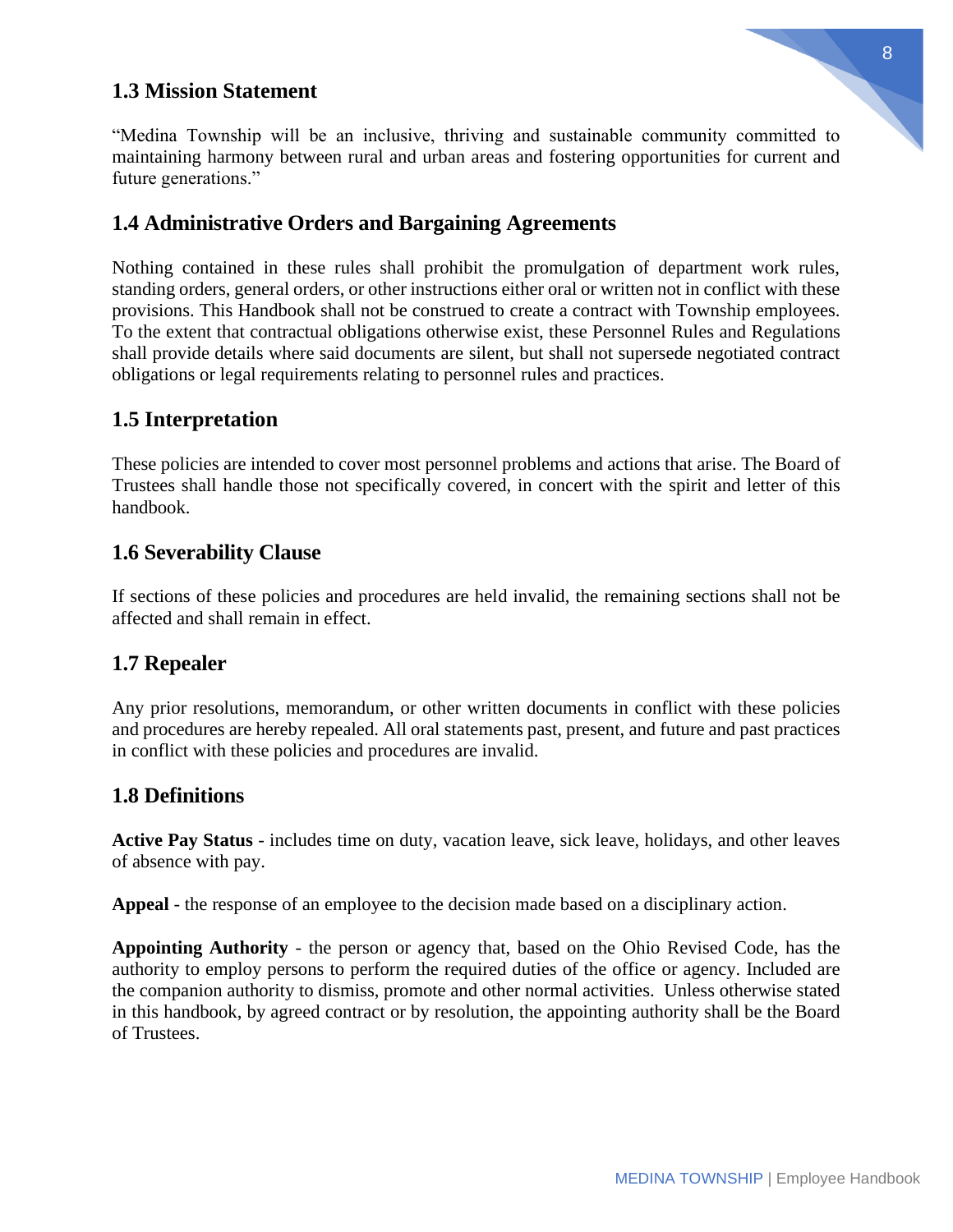## 1.3 Mission Statement

"Medina Township will be an inclusive, thriving and sustainable community committed to maintaining harmony between rural and urban areas and fostering opportunities for current and future generations."

## 1.4 Administrative Orders and Bargaining Agreements

Nothing contained in these rules shall prohibit the promulgation of department work rules, standing orders, general orders, or other instructions either oral or written not in conflict with these provisions. This Handbook shall not be construed to create a contract with Township employees. To the extent that contractual obligations otherwise exist, these Personnel Rules and Regulations shall provide details where said documents are silent, but shall not supersede negotiated contract obligations or legal requirements relating to personnel rules and practices.

## 1.5 Interpretation

These policies are intended to cover most personnel problems and actions that arise. The Board of Trustees shall handle those not specifically covered, in concert with the spirit and letter of this handbook.

## 1.6 Severability Clause

If sections of these policies and procedures are held invalid, the remaining sections shall not be affected and shall remain in effect.

## 1.7 Repealer

Any prior resolutions, memorandum, or other written documents in conflict with these policies and procedures are hereby repealed. All oral statements past, present, and future and past practices in conflict with these policies and procedures are invalid.

## 1.8 Definitions

**Active Pay Status** - includes time on duty, vacation leave, sick leave, holidays, and other leaves of absence with pay.

**Appeal** - the response of an employee to the decision made based on a disciplinary action.

**Appointing Authority** - the person or agency that, based on the Ohio Revised Code, has the authority to employ persons to perform the required duties of the office or agency. Included are the companion authority to dismiss, promote and other normal activities. Unless otherwise stated in this handbook, by agreed contract or by resolution, the appointing authority shall be the Board of Trustees.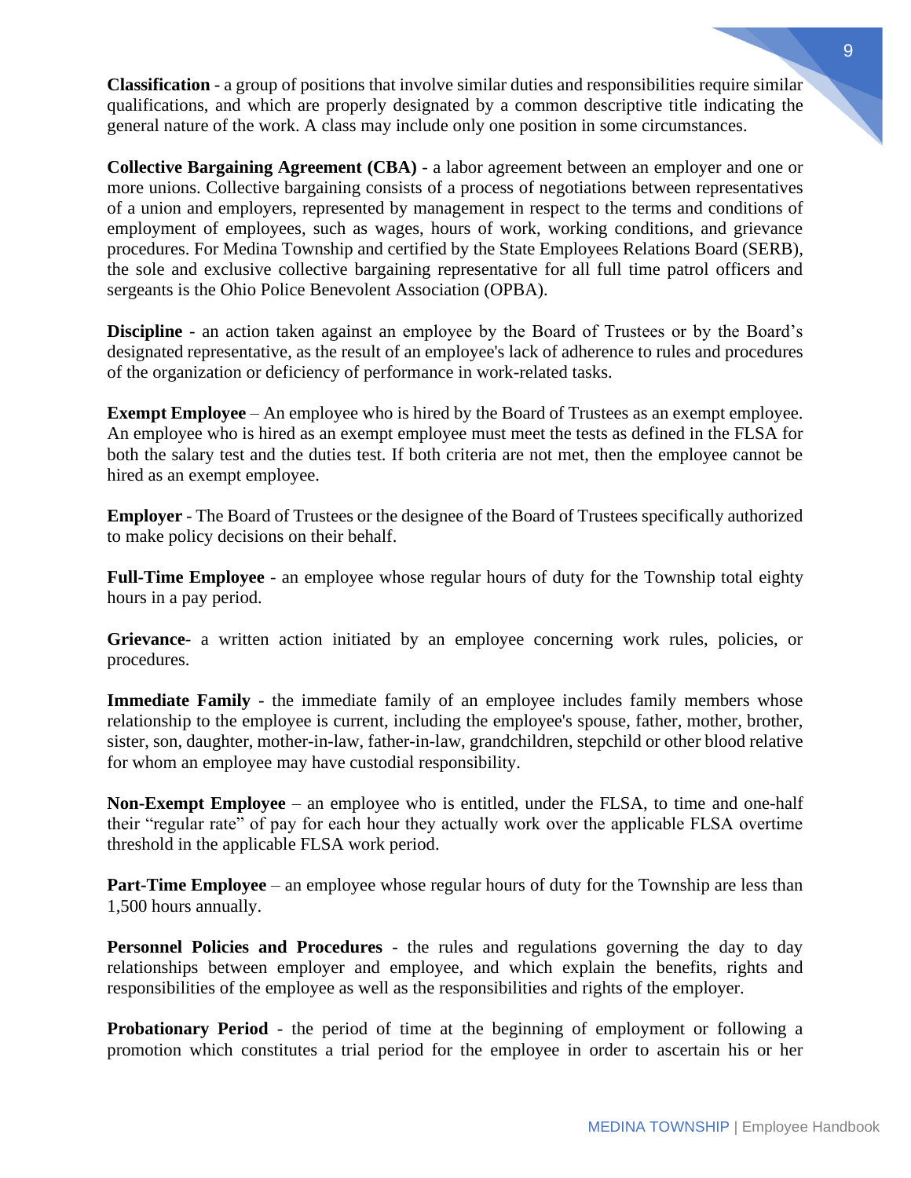**Classification** - a group of positions that involve similar duties and responsibilities require similar qualifications, and which are properly designated by a common descriptive title indicating the general nature of the work. A class may include only one position in some circumstances.

**Collective Bargaining Agreement (CBA)** - a labor agreement between an employer and one or more unions. Collective bargaining consists of a process of negotiations between representatives of a union and employers, represented by management in respect to the terms and conditions of employment of employees, such as wages, hours of work, working conditions, and grievance procedures. For Medina Township and certified by the State Employees Relations Board (SERB), the sole and exclusive collective bargaining representative for all full time patrol officers and sergeants is the Ohio Police Benevolent Association (OPBA).

**Discipline** - an action taken against an employee by the Board of Trustees or by the Board's designated representative, as the result of an employee's lack of adherence to rules and procedures of the organization or deficiency of performance in work-related tasks.

**Exempt Employee** – An employee who is hired by the Board of Trustees as an exempt employee. An employee who is hired as an exempt employee must meet the tests as defined in the FLSA for both the salary test and the duties test. If both criteria are not met, then the employee cannot be hired as an exempt employee.

**Employer** - The Board of Trustees or the designee of the Board of Trustees specifically authorized to make policy decisions on their behalf.

**Full-Time Employee** - an employee whose regular hours of duty for the Township total eighty hours in a pay period.

**Grievance**- a written action initiated by an employee concerning work rules, policies, or procedures.

**Immediate Family** - the immediate family of an employee includes family members whose relationship to the employee is current, including the employee's spouse, father, mother, brother, sister, son, daughter, mother-in-law, father-in-law, grandchildren, stepchild or other blood relative for whom an employee may have custodial responsibility.

**Non-Exempt Employee** – an employee who is entitled, under the FLSA, to time and one-half their "regular rate" of pay for each hour they actually work over the applicable FLSA overtime threshold in the applicable FLSA work period.

**Part-Time Employee** – an employee whose regular hours of duty for the Township are less than 1,500 hours annually.

**Personnel Policies and Procedures** - the rules and regulations governing the day to day relationships between employer and employee, and which explain the benefits, rights and responsibilities of the employee as well as the responsibilities and rights of the employer.

**Probationary Period** - the period of time at the beginning of employment or following a promotion which constitutes a trial period for the employee in order to ascertain his or her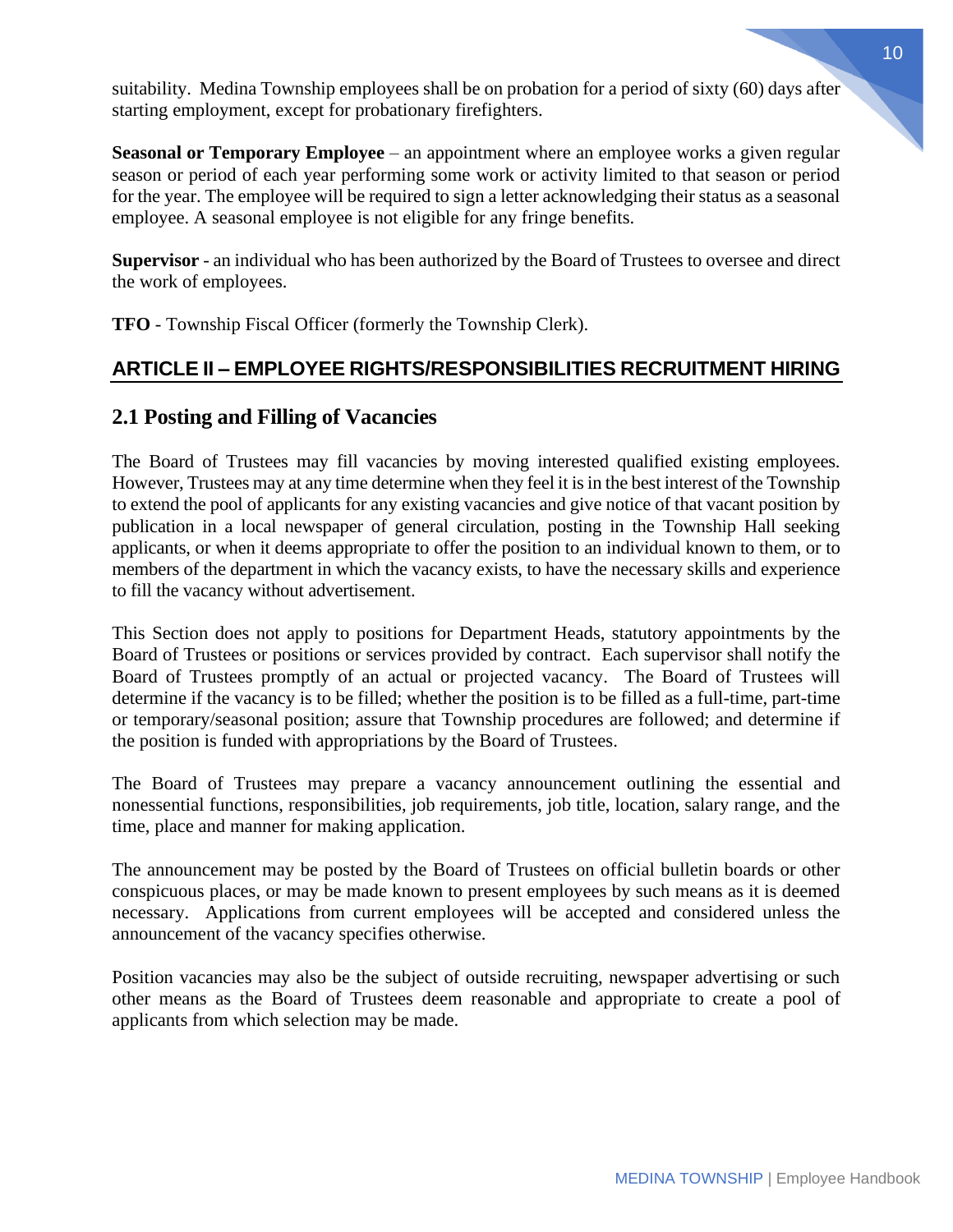suitability. Medina Township employees shall be on probation for a period of sixty (60) days after starting employment, except for probationary firefighters.

**Seasonal or Temporary Employee** – an appointment where an employee works a given regular season or period of each year performing some work or activity limited to that season or period for the year. The employee will be required to sign a letter acknowledging their status as a seasonal employee. A seasonal employee is not eligible for any fringe benefits.

**Supervisor** - an individual who has been authorized by the Board of Trustees to oversee and direct the work of employees.

**TFO** - Township Fiscal Officer (formerly the Township Clerk).

## ARTICLE II – EMPLOYEE RIGHTS/RESPONSIBILITIES RECRUITMENT HIRING

### 2.1 Posting and Filling of Vacancies

The Board of Trustees may fill vacancies by moving interested qualified existing employees. However, Trustees may at any time determine when they feel it is in the best interest of the Township to extend the pool of applicants for any existing vacancies and give notice of that vacant position by publication in a local newspaper of general circulation, posting in the Township Hall seeking applicants, or when it deems appropriate to offer the position to an individual known to them, or to members of the department in which the vacancy exists, to have the necessary skills and experience to fill the vacancy without advertisement.

This Section does not apply to positions for Department Heads, statutory appointments by the Board of Trustees or positions or services provided by contract. Each supervisor shall notify the Board of Trustees promptly of an actual or projected vacancy. The Board of Trustees will determine if the vacancy is to be filled; whether the position is to be filled as a full-time, part-time or temporary/seasonal position; assure that Township procedures are followed; and determine if the position is funded with appropriations by the Board of Trustees.

The Board of Trustees may prepare a vacancy announcement outlining the essential and nonessential functions, responsibilities, job requirements, job title, location, salary range, and the time, place and manner for making application.

The announcement may be posted by the Board of Trustees on official bulletin boards or other conspicuous places, or may be made known to present employees by such means as it is deemed necessary. Applications from current employees will be accepted and considered unless the announcement of the vacancy specifies otherwise.

Position vacancies may also be the subject of outside recruiting, newspaper advertising or such other means as the Board of Trustees deem reasonable and appropriate to create a pool of applicants from which selection may be made.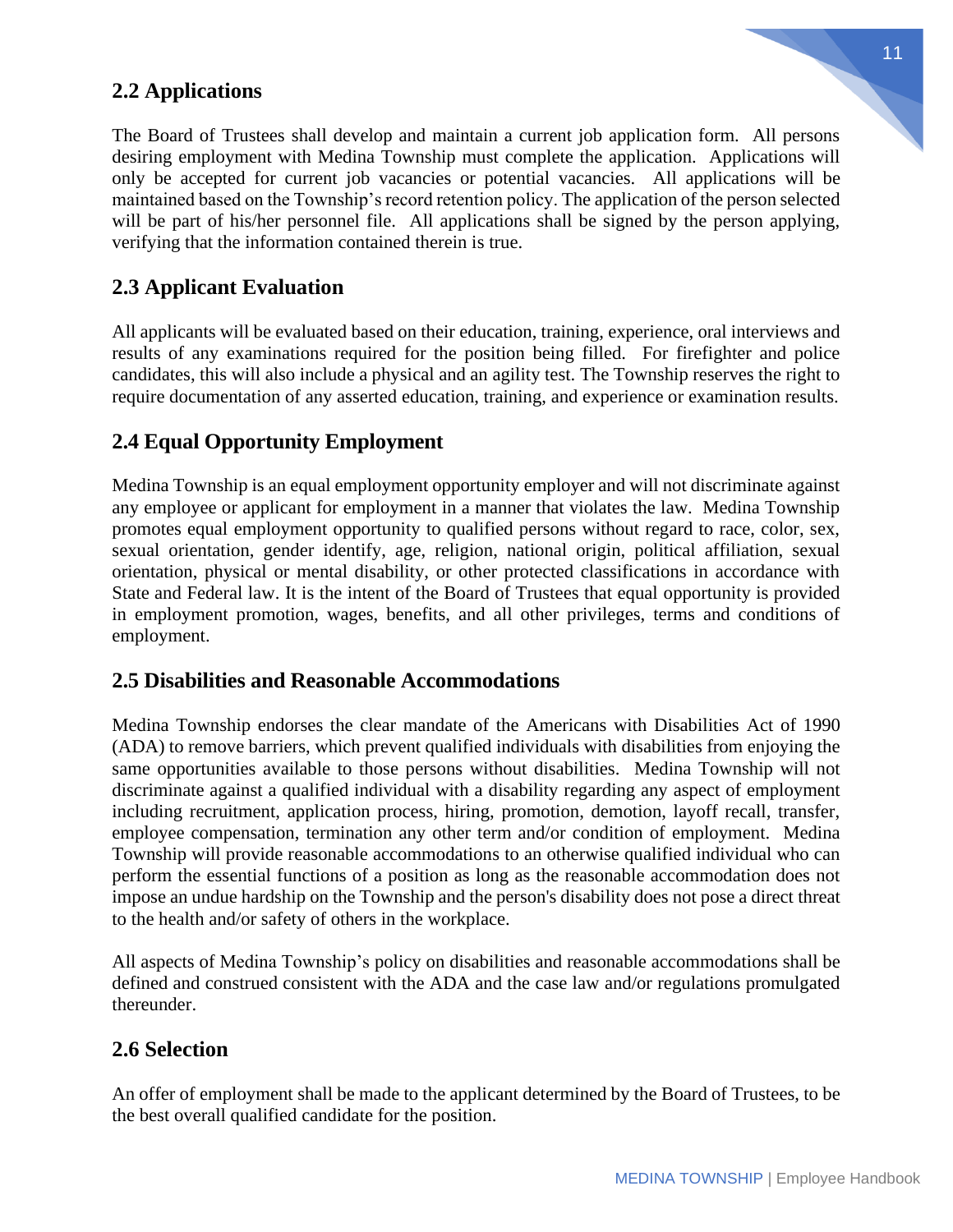## 2.2 Applications

The Board of Trustees shall develop and maintain a current job application form. All persons desiring employment with Medina Township must complete the application. Applications will only be accepted for current job vacancies or potential vacancies. All applications will be maintained based on the Township's record retention policy. The application of the person selected will be part of his/her personnel file. All applications shall be signed by the person applying, verifying that the information contained therein is true.

## 2.3 Applicant Evaluation

All applicants will be evaluated based on their education, training, experience, oral interviews and results of any examinations required for the position being filled. For firefighter and police candidates, this will also include a physical and an agility test. The Township reserves the right to require documentation of any asserted education, training, and experience or examination results.

## 2.4 Equal Opportunity Employment

Medina Township is an equal employment opportunity employer and will not discriminate against any employee or applicant for employment in a manner that violates the law. Medina Township promotes equal employment opportunity to qualified persons without regard to race, color, sex, sexual orientation, gender identify, age, religion, national origin, political affiliation, sexual orientation, physical or mental disability, or other protected classifications in accordance with State and Federal law. It is the intent of the Board of Trustees that equal opportunity is provided in employment promotion, wages, benefits, and all other privileges, terms and conditions of employment.

## 2.5 Disabilities and Reasonable Accommodations

Medina Township endorses the clear mandate of the Americans with Disabilities Act of 1990 (ADA) to remove barriers, which prevent qualified individuals with disabilities from enjoying the same opportunities available to those persons without disabilities. Medina Township will not discriminate against a qualified individual with a disability regarding any aspect of employment including recruitment, application process, hiring, promotion, demotion, layoff recall, transfer, employee compensation, termination any other term and/or condition of employment. Medina Township will provide reasonable accommodations to an otherwise qualified individual who can perform the essential functions of a position as long as the reasonable accommodation does not impose an undue hardship on the Township and the person's disability does not pose a direct threat to the health and/or safety of others in the workplace.

All aspects of Medina Township's policy on disabilities and reasonable accommodations shall be defined and construed consistent with the ADA and the case law and/or regulations promulgated thereunder.

## 2.6 Selection

An offer of employment shall be made to the applicant determined by the Board of Trustees, to be the best overall qualified candidate for the position.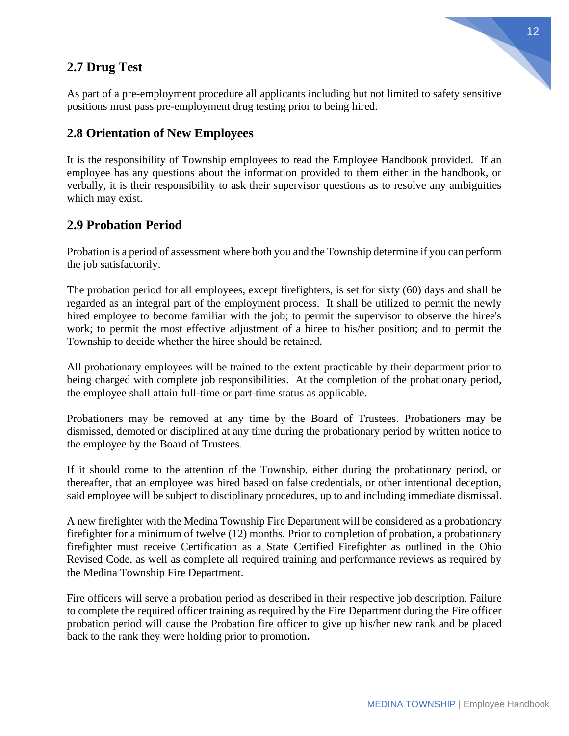## 2.7 Drug Test

As part of a pre-employment procedure all applicants including but not limited to safety sensitive positions must pass pre-employment drug testing prior to being hired.

## 2.8 Orientation of New Employees

It is the responsibility of Township employees to read the Employee Handbook provided. If an employee has any questions about the information provided to them either in the handbook, or verbally, it is their responsibility to ask their supervisor questions as to resolve any ambiguities which may exist.

## 2.9 Probation Period

Probation is a period of assessment where both you and the Township determine if you can perform the job satisfactorily.

The probation period for all employees, except firefighters, is set for sixty (60) days and shall be regarded as an integral part of the employment process. It shall be utilized to permit the newly hired employee to become familiar with the job; to permit the supervisor to observe the hiree's work; to permit the most effective adjustment of a hiree to his/her position; and to permit the Township to decide whether the hiree should be retained.

All probationary employees will be trained to the extent practicable by their department prior to being charged with complete job responsibilities. At the completion of the probationary period, the employee shall attain full-time or part-time status as applicable.

Probationers may be removed at any time by the Board of Trustees. Probationers may be dismissed, demoted or disciplined at any time during the probationary period by written notice to the employee by the Board of Trustees.

If it should come to the attention of the Township, either during the probationary period, or thereafter, that an employee was hired based on false credentials, or other intentional deception, said employee will be subject to disciplinary procedures, up to and including immediate dismissal.

A new firefighter with the Medina Township Fire Department will be considered as a probationary firefighter for a minimum of twelve (12) months. Prior to completion of probation, a probationary firefighter must receive Certification as a State Certified Firefighter as outlined in the Ohio Revised Code, as well as complete all required training and performance reviews as required by the Medina Township Fire Department.

Fire officers will serve a probation period as described in their respective job description. Failure to complete the required officer training as required by the Fire Department during the Fire officer probation period will cause the Probation fire officer to give up his/her new rank and be placed back to the rank they were holding prior to promotion**.**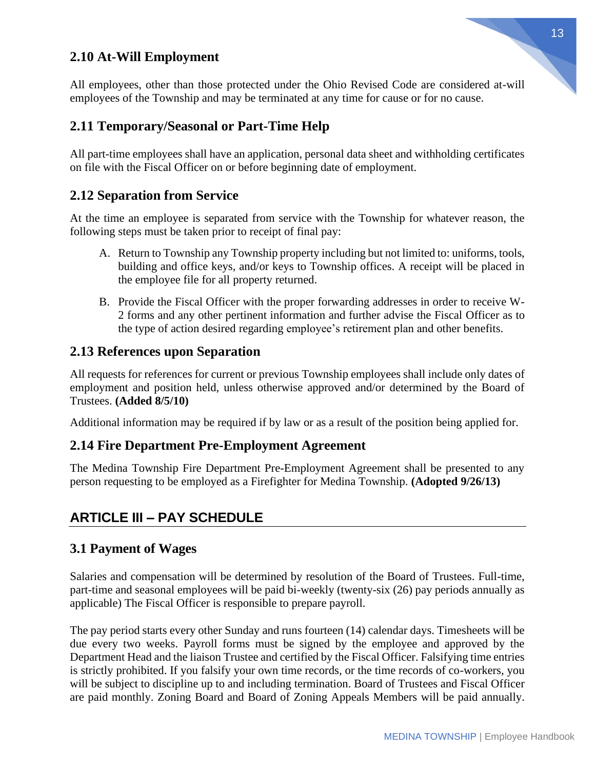## 2.10 At-Will Employment

All employees, other than those protected under the Ohio Revised Code are considered at-will employees of the Township and may be terminated at any time for cause or for no cause.

## 2.11 Temporary/Seasonal or Part-Time Help

All part-time employees shall have an application, personal data sheet and withholding certificates on file with the Fiscal Officer on or before beginning date of employment.

## 2.12 Separation from Service

At the time an employee is separated from service with the Township for whatever reason, the following steps must be taken prior to receipt of final pay:

A. Return to Township any Township property including but not limited to: uniforms, tools, building and office keys, and/or keys to Township offices. A receipt will be placed in the employee file for all property returned.

B. Provide the Fiscal Officer with the proper forwarding addresses in order to receive W-2 forms and any other pertinent information and further advise the Fiscal Officer as to the type of action desired regarding employee's retirement plan and other benefits.

## 2.13 References upon Separation

All requests for references for current or previous Township employees shall include only dates of employment and position held, unless otherwise approved and/or determined by the Board of Trustees. **(Added 8/5/10)**

Additional information may be required if by law or as a result of the position being applied for.

## 2.14 Fire Department Pre-Employment Agreement

The Medina Township Fire Department Pre-Employment Agreement shall be presented to any person requesting to be employed as a Firefighter for Medina Township. **(Adopted 9/26/13)**

# ARTICLE III – PAY SCHEDULE

## 3.1 Payment of Wages

Salaries and compensation will be determined by resolution of the Board of Trustees. Full-time, part-time and seasonal employees will be paid bi-weekly (twenty-six (26) pay periods annually as applicable) The Fiscal Officer is responsible to prepare payroll.

The pay period starts every other Sunday and runs fourteen (14) calendar days. Timesheets will be due every two weeks. Payroll forms must be signed by the employee and approved by the Department Head and the liaison Trustee and certified by the Fiscal Officer. Falsifying time entries is strictly prohibited. If you falsify your own time records, or the time records of co-workers, you will be subject to discipline up to and including termination. Board of Trustees and Fiscal Officer are paid monthly. Zoning Board and Board of Zoning Appeals Members will be paid annually.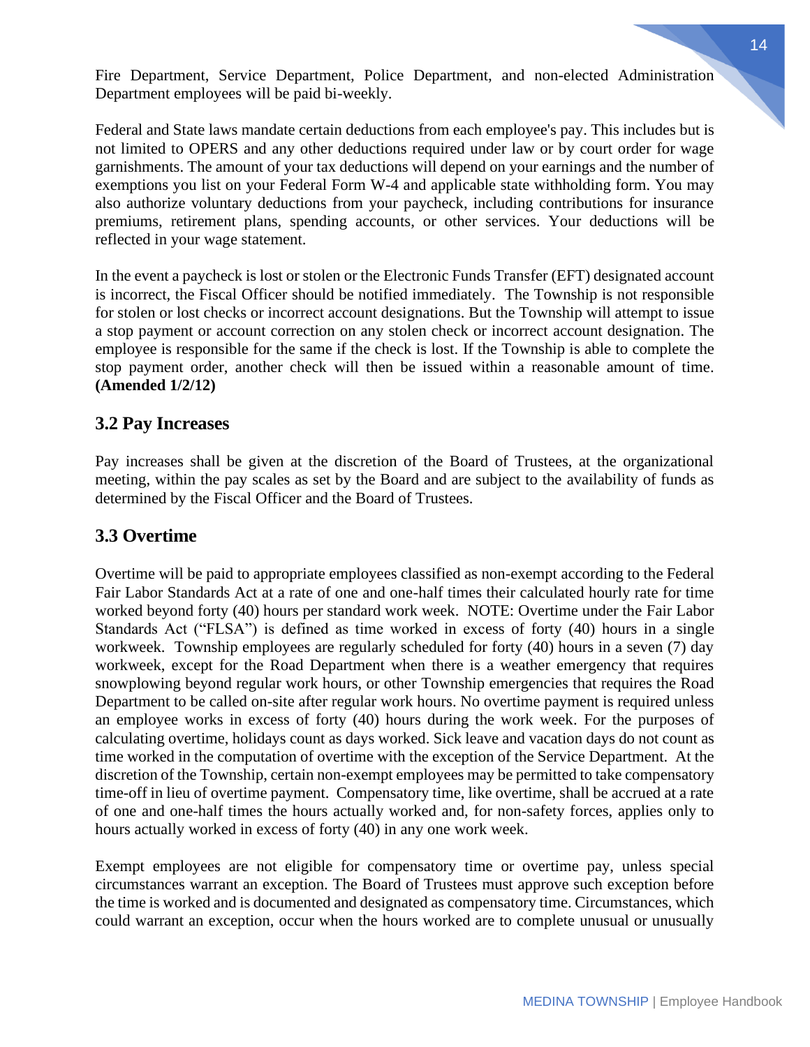Fire Department, Service Department, Police Department, and non-elected Administration Department employees will be paid bi-weekly.

Federal and State laws mandate certain deductions from each employee's pay. This includes but is not limited to OPERS and any other deductions required under law or by court order for wage garnishments. The amount of your tax deductions will depend on your earnings and the number of exemptions you list on your Federal Form W-4 and applicable state withholding form. You may also authorize voluntary deductions from your paycheck, including contributions for insurance premiums, retirement plans, spending accounts, or other services. Your deductions will be reflected in your wage statement.

In the event a paycheck is lost or stolen or the Electronic Funds Transfer (EFT) designated account is incorrect, the Fiscal Officer should be notified immediately. The Township is not responsible for stolen or lost checks or incorrect account designations. But the Township will attempt to issue a stop payment or account correction on any stolen check or incorrect account designation. The employee is responsible for the same if the check is lost. If the Township is able to complete the stop payment order, another check will then be issued within a reasonable amount of time. **(Amended 1/2/12)**

## 3.2 Pay Increases

Pay increases shall be given at the discretion of the Board of Trustees, at the organizational meeting, within the pay scales as set by the Board and are subject to the availability of funds as determined by the Fiscal Officer and the Board of Trustees.

## 3.3 Overtime

Overtime will be paid to appropriate employees classified as non-exempt according to the Federal Fair Labor Standards Act at a rate of one and one-half times their calculated hourly rate for time worked beyond forty (40) hours per standard work week. NOTE: Overtime under the Fair Labor Standards Act ("FLSA") is defined as time worked in excess of forty (40) hours in a single workweek. Township employees are regularly scheduled for forty (40) hours in a seven (7) day workweek, except for the Road Department when there is a weather emergency that requires snowplowing beyond regular work hours, or other Township emergencies that requires the Road Department to be called on-site after regular work hours. No overtime payment is required unless an employee works in excess of forty (40) hours during the work week. For the purposes of calculating overtime, holidays count as days worked. Sick leave and vacation days do not count as time worked in the computation of overtime with the exception of the Service Department. At the discretion of the Township, certain non-exempt employees may be permitted to take compensatory time-off in lieu of overtime payment. Compensatory time, like overtime, shall be accrued at a rate of one and one-half times the hours actually worked and, for non-safety forces, applies only to hours actually worked in excess of forty (40) in any one work week.

Exempt employees are not eligible for compensatory time or overtime pay, unless special circumstances warrant an exception. The Board of Trustees must approve such exception before the time is worked and is documented and designated as compensatory time. Circumstances, which could warrant an exception, occur when the hours worked are to complete unusual or unusually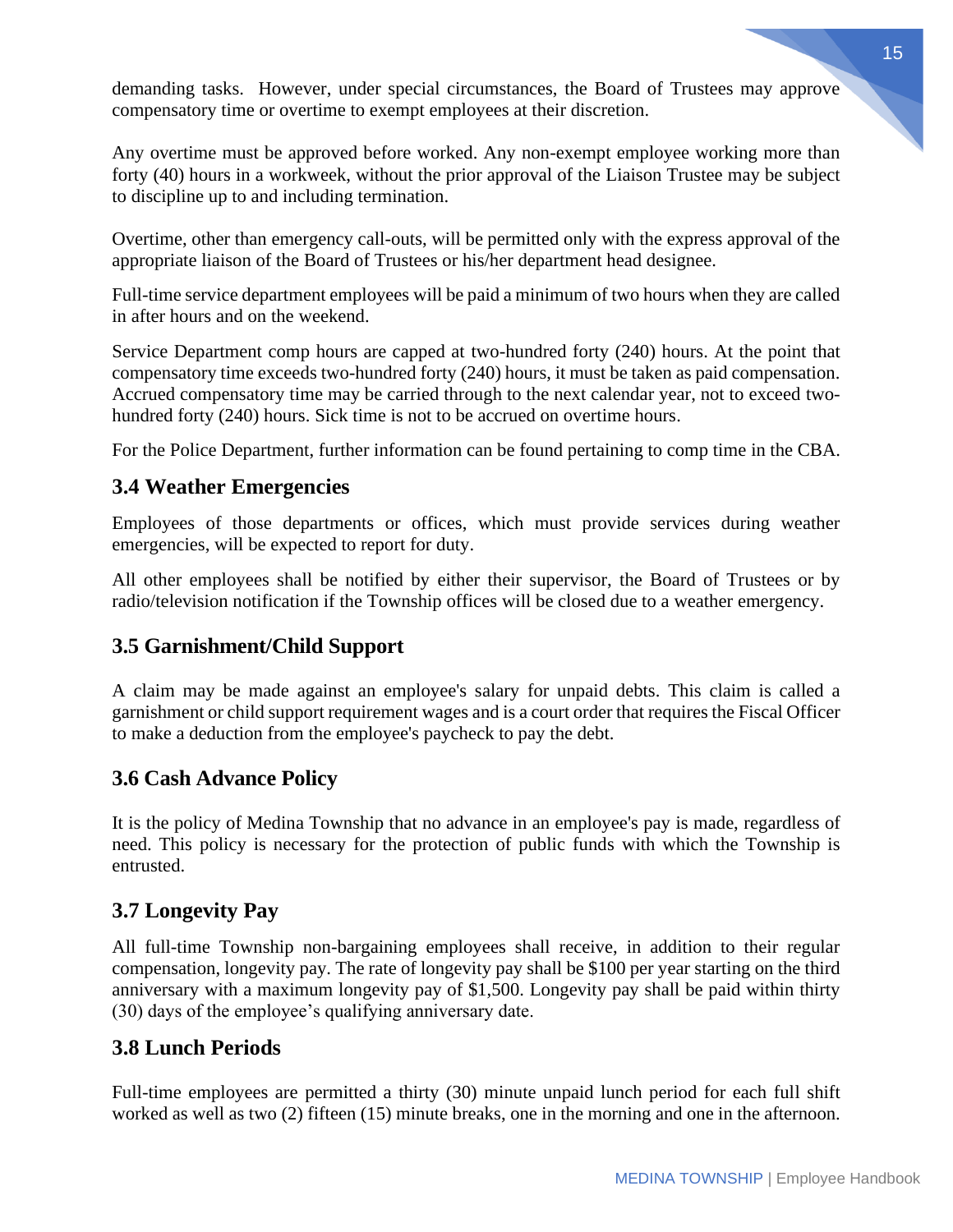demanding tasks. However, under special circumstances, the Board of Trustees may approve compensatory time or overtime to exempt employees at their discretion.

Any overtime must be approved before worked. Any non-exempt employee working more than forty (40) hours in a workweek, without the prior approval of the Liaison Trustee may be subject to discipline up to and including termination.

Overtime, other than emergency call-outs, will be permitted only with the express approval of the appropriate liaison of the Board of Trustees or his/her department head designee.

Full-time service department employees will be paid a minimum of two hours when they are called in after hours and on the weekend.

Service Department comp hours are capped at two-hundred forty (240) hours. At the point that compensatory time exceeds two-hundred forty (240) hours, it must be taken as paid compensation. Accrued compensatory time may be carried through to the next calendar year, not to exceed two-hundred forty (240) hours. Sick time is not to be accrued on overtime hours.

For the Police Department, further information can be found pertaining to comp time in the CBA.

## 3.4 Weather Emergencies

Employees of those departments or offices, which must provide services during weather emergencies, will be expected to report for duty.

All other employees shall be notified by either their supervisor, the Board of Trustees or by radio/television notification if the Township offices will be closed due to a weather emergency.

## 3.5 Garnishment/Child Support

A claim may be made against an employee's salary for unpaid debts. This claim is called a garnishment or child support requirement wages and is a court order that requires the Fiscal Officer to make a deduction from the employee's paycheck to pay the debt.

## 3.6 Cash Advance Policy

It is the policy of Medina Township that no advance in an employee's pay is made, regardless of need. This policy is necessary for the protection of public funds with which the Township is entrusted.

## 3.7 Longevity Pay

All full-time Township non-bargaining employees shall receive, in addition to their regular compensation, longevity pay. The rate of longevity pay shall be $100 per year starting on the third anniversary with a maximum longevity pay of $1,500. Longevity pay shall be paid within thirty (30) days of the employee's qualifying anniversary date.

## 3.8 Lunch Periods

Full-time employees are permitted a thirty (30) minute unpaid lunch period for each full shift worked as well as two (2) fifteen (15) minute breaks, one in the morning and one in the afternoon.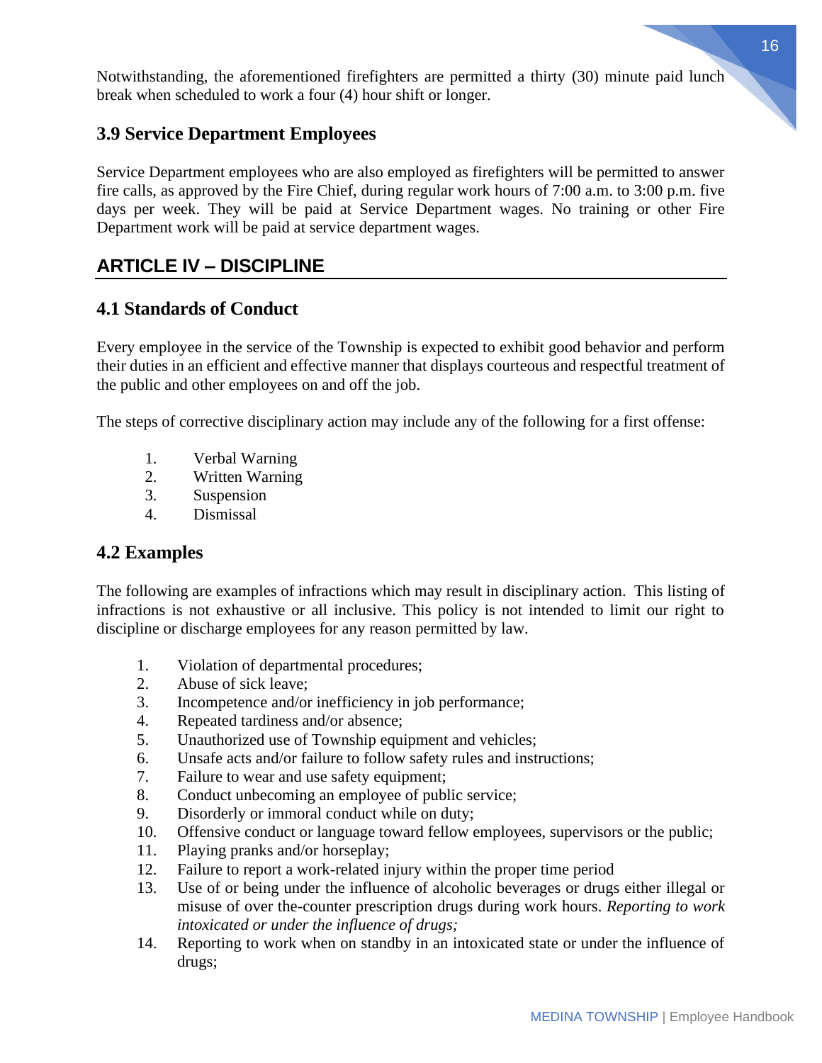Notwithstanding, the aforementioned firefighters are permitted a thirty (30) minute paid lunch break when scheduled to work a four (4) hour shift or longer.

### 3.9 Service Department Employees

Service Department employees who are also employed as firefighters will be permitted to answer fire calls, as approved by the Fire Chief, during regular work hours of 7:00 a.m. to 3:00 p.m. five days per week. They will be paid at Service Department wages. No training or other Fire Department work will be paid at service department wages.

## ARTICLE IV – DISCIPLINE

### 4.1 Standards of Conduct

Every employee in the service of the Township is expected to exhibit good behavior and perform their duties in an efficient and effective manner that displays courteous and respectful treatment of the public and other employees on and off the job.

The steps of corrective disciplinary action may include any of the following for a first offense:

1. Verbal Warning
2. Written Warning
3. Suspension
4. Dismissal

### 4.2 Examples

The following are examples of infractions which may result in disciplinary action. This listing of infractions is not exhaustive or all inclusive. This policy is not intended to limit our right to discipline or discharge employees for any reason permitted by law.

1. Violation of departmental procedures;
2. Abuse of sick leave;
3. Incompetence and/or inefficiency in job performance;
4. Repeated tardiness and/or absence;
5. Unauthorized use of Township equipment and vehicles;
6. Unsafe acts and/or failure to follow safety rules and instructions;
7. Failure to wear and use safety equipment;
8. Conduct unbecoming an employee of public service;
9. Disorderly or immoral conduct while on duty;
10. Offensive conduct or language toward fellow employees, supervisors or the public;
11. Playing pranks and/or horseplay;
12. Failure to report a work-related injury within the proper time period
13. Use of or being under the influence of alcoholic beverages or drugs either illegal or misuse of over the-counter prescription drugs during work hours. *Reporting to work intoxicated or under the influence of drugs;*
14. Reporting to work when on standby in an intoxicated state or under the influence of drugs;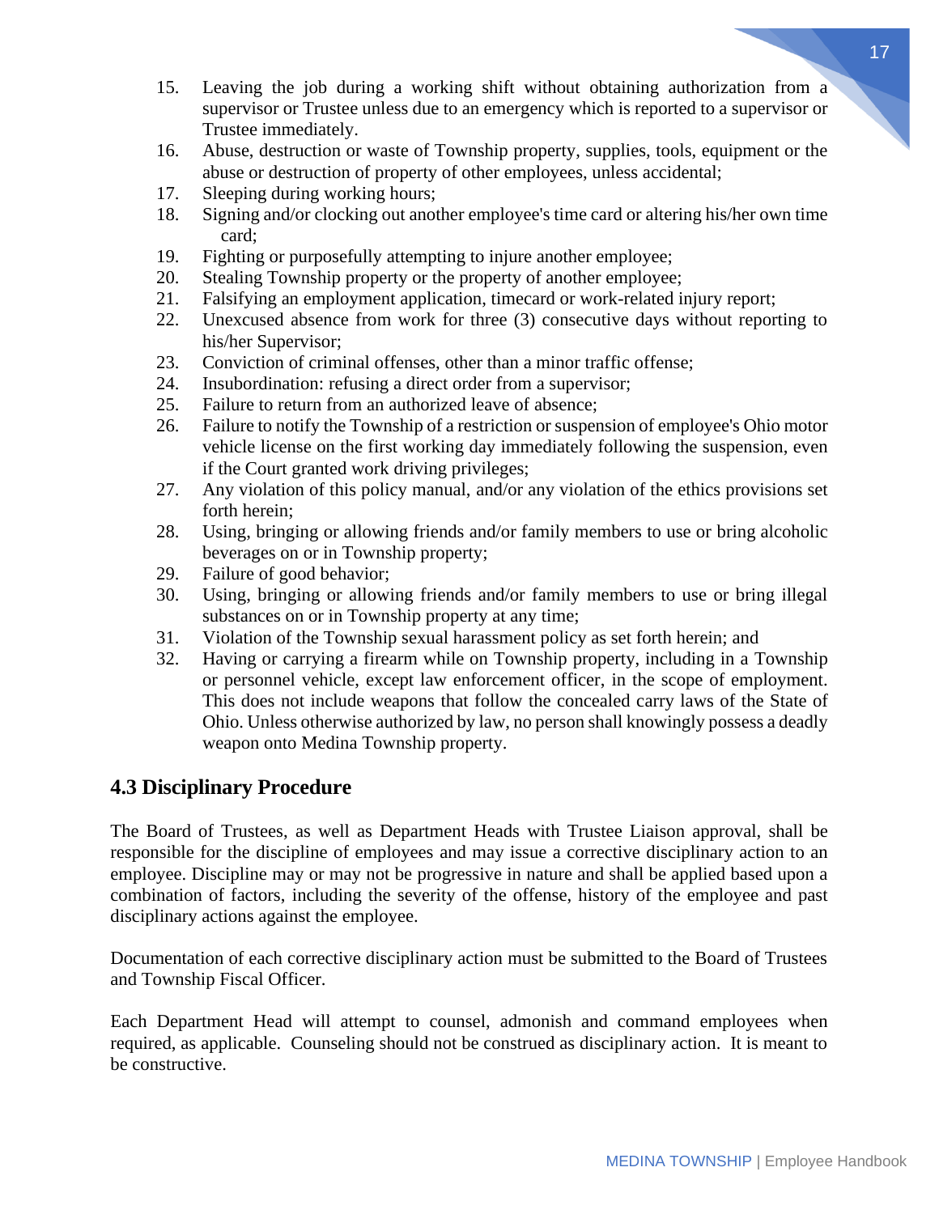15. Leaving the job during a working shift without obtaining authorization from a supervisor or Trustee unless due to an emergency which is reported to a supervisor or Trustee immediately.
16. Abuse, destruction or waste of Township property, supplies, tools, equipment or the abuse or destruction of property of other employees, unless accidental;
17. Sleeping during working hours;
18. Signing and/or clocking out another employee's time card or altering his/her own time card;
19. Fighting or purposefully attempting to injure another employee;
20. Stealing Township property or the property of another employee;
21. Falsifying an employment application, timecard or work-related injury report;
22. Unexcused absence from work for three (3) consecutive days without reporting to his/her Supervisor;
23. Conviction of criminal offenses, other than a minor traffic offense;
24. Insubordination: refusing a direct order from a supervisor;
25. Failure to return from an authorized leave of absence;
26. Failure to notify the Township of a restriction or suspension of employee's Ohio motor vehicle license on the first working day immediately following the suspension, even if the Court granted work driving privileges;
27. Any violation of this policy manual, and/or any violation of the ethics provisions set forth herein;
28. Using, bringing or allowing friends and/or family members to use or bring alcoholic beverages on or in Township property;
29. Failure of good behavior;
30. Using, bringing or allowing friends and/or family members to use or bring illegal substances on or in Township property at any time;
31. Violation of the Township sexual harassment policy as set forth herein; and
32. Having or carrying a firearm while on Township property, including in a Township or personnel vehicle, except law enforcement officer, in the scope of employment. This does not include weapons that follow the concealed carry laws of the State of Ohio. Unless otherwise authorized by law, no person shall knowingly possess a deadly weapon onto Medina Township property.

## 4.3 Disciplinary Procedure

The Board of Trustees, as well as Department Heads with Trustee Liaison approval, shall be responsible for the discipline of employees and may issue a corrective disciplinary action to an employee. Discipline may or may not be progressive in nature and shall be applied based upon a combination of factors, including the severity of the offense, history of the employee and past disciplinary actions against the employee.

Documentation of each corrective disciplinary action must be submitted to the Board of Trustees and Township Fiscal Officer.

Each Department Head will attempt to counsel, admonish and command employees when required, as applicable. Counseling should not be construed as disciplinary action. It is meant to be constructive.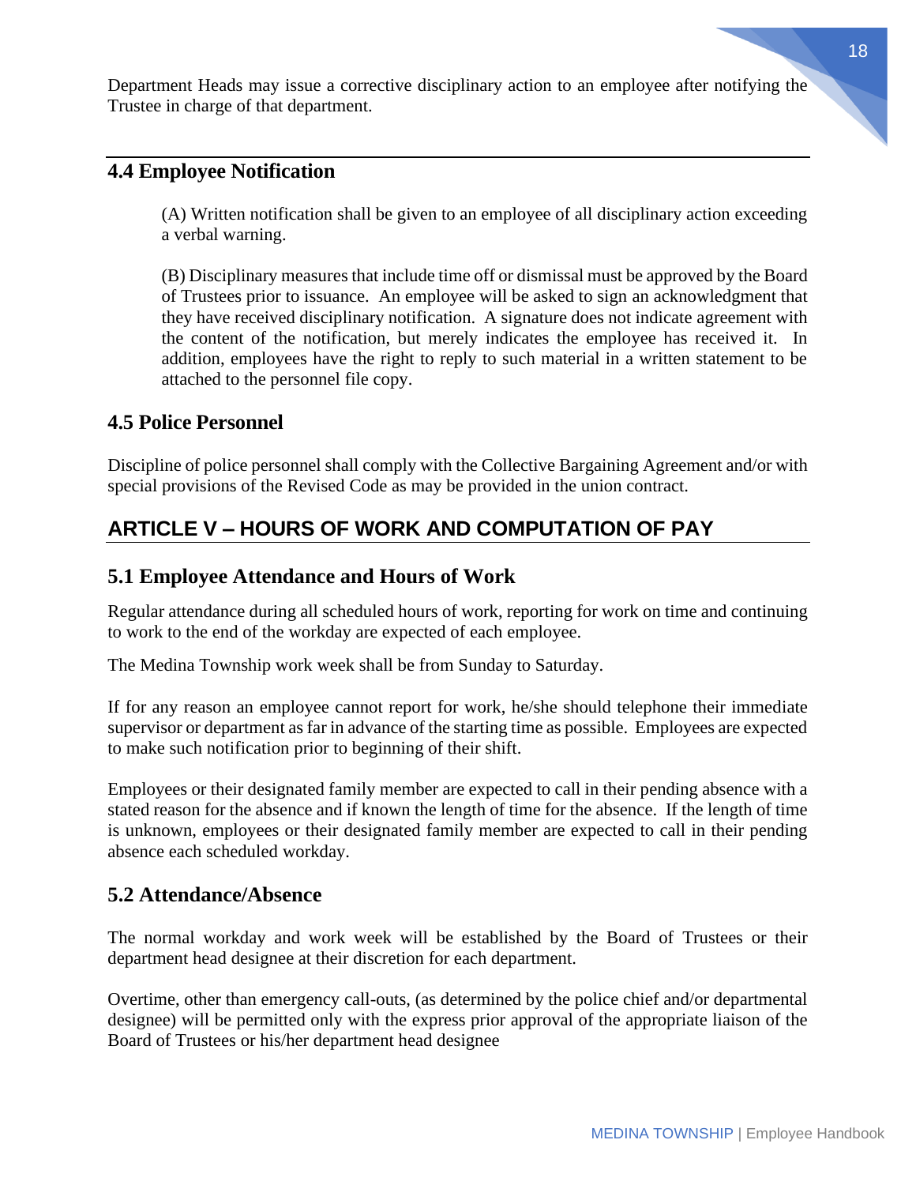Department Heads may issue a corrective disciplinary action to an employee after notifying the Trustee in charge of that department.

## 4.4 Employee Notification

(A) Written notification shall be given to an employee of all disciplinary action exceeding a verbal warning.

(B) Disciplinary measures that include time off or dismissal must be approved by the Board of Trustees prior to issuance. An employee will be asked to sign an acknowledgment that they have received disciplinary notification. A signature does not indicate agreement with the content of the notification, but merely indicates the employee has received it. In addition, employees have the right to reply to such material in a written statement to be attached to the personnel file copy.

## 4.5 Police Personnel

Discipline of police personnel shall comply with the Collective Bargaining Agreement and/or with special provisions of the Revised Code as may be provided in the union contract.

# ARTICLE V – HOURS OF WORK AND COMPUTATION OF PAY

## 5.1 Employee Attendance and Hours of Work

Regular attendance during all scheduled hours of work, reporting for work on time and continuing to work to the end of the workday are expected of each employee.

The Medina Township work week shall be from Sunday to Saturday.

If for any reason an employee cannot report for work, he/she should telephone their immediate supervisor or department as far in advance of the starting time as possible. Employees are expected to make such notification prior to beginning of their shift.

Employees or their designated family member are expected to call in their pending absence with a stated reason for the absence and if known the length of time for the absence. If the length of time is unknown, employees or their designated family member are expected to call in their pending absence each scheduled workday.

## 5.2 Attendance/Absence

The normal workday and work week will be established by the Board of Trustees or their department head designee at their discretion for each department.

Overtime, other than emergency call-outs, (as determined by the police chief and/or departmental designee) will be permitted only with the express prior approval of the appropriate liaison of the Board of Trustees or his/her department head designee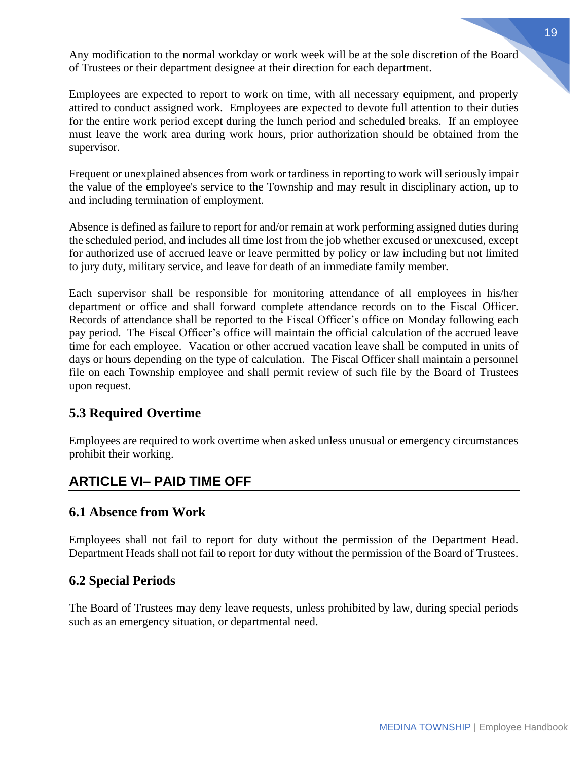Any modification to the normal workday or work week will be at the sole discretion of the Board of Trustees or their department designee at their direction for each department.

Employees are expected to report to work on time, with all necessary equipment, and properly attired to conduct assigned work. Employees are expected to devote full attention to their duties for the entire work period except during the lunch period and scheduled breaks. If an employee must leave the work area during work hours, prior authorization should be obtained from the supervisor.

Frequent or unexplained absences from work or tardiness in reporting to work will seriously impair the value of the employee's service to the Township and may result in disciplinary action, up to and including termination of employment.

Absence is defined as failure to report for and/or remain at work performing assigned duties during the scheduled period, and includes all time lost from the job whether excused or unexcused, except for authorized use of accrued leave or leave permitted by policy or law including but not limited to jury duty, military service, and leave for death of an immediate family member.

Each supervisor shall be responsible for monitoring attendance of all employees in his/her department or office and shall forward complete attendance records on to the Fiscal Officer. Records of attendance shall be reported to the Fiscal Officer's office on Monday following each pay period. The Fiscal Officer's office will maintain the official calculation of the accrued leave time for each employee. Vacation or other accrued vacation leave shall be computed in units of days or hours depending on the type of calculation. The Fiscal Officer shall maintain a personnel file on each Township employee and shall permit review of such file by the Board of Trustees upon request.

### 5.3 Required Overtime

Employees are required to work overtime when asked unless unusual or emergency circumstances prohibit their working.

## ARTICLE VI– PAID TIME OFF

### 6.1 Absence from Work

Employees shall not fail to report for duty without the permission of the Department Head. Department Heads shall not fail to report for duty without the permission of the Board of Trustees.

### 6.2 Special Periods

The Board of Trustees may deny leave requests, unless prohibited by law, during special periods such as an emergency situation, or departmental need.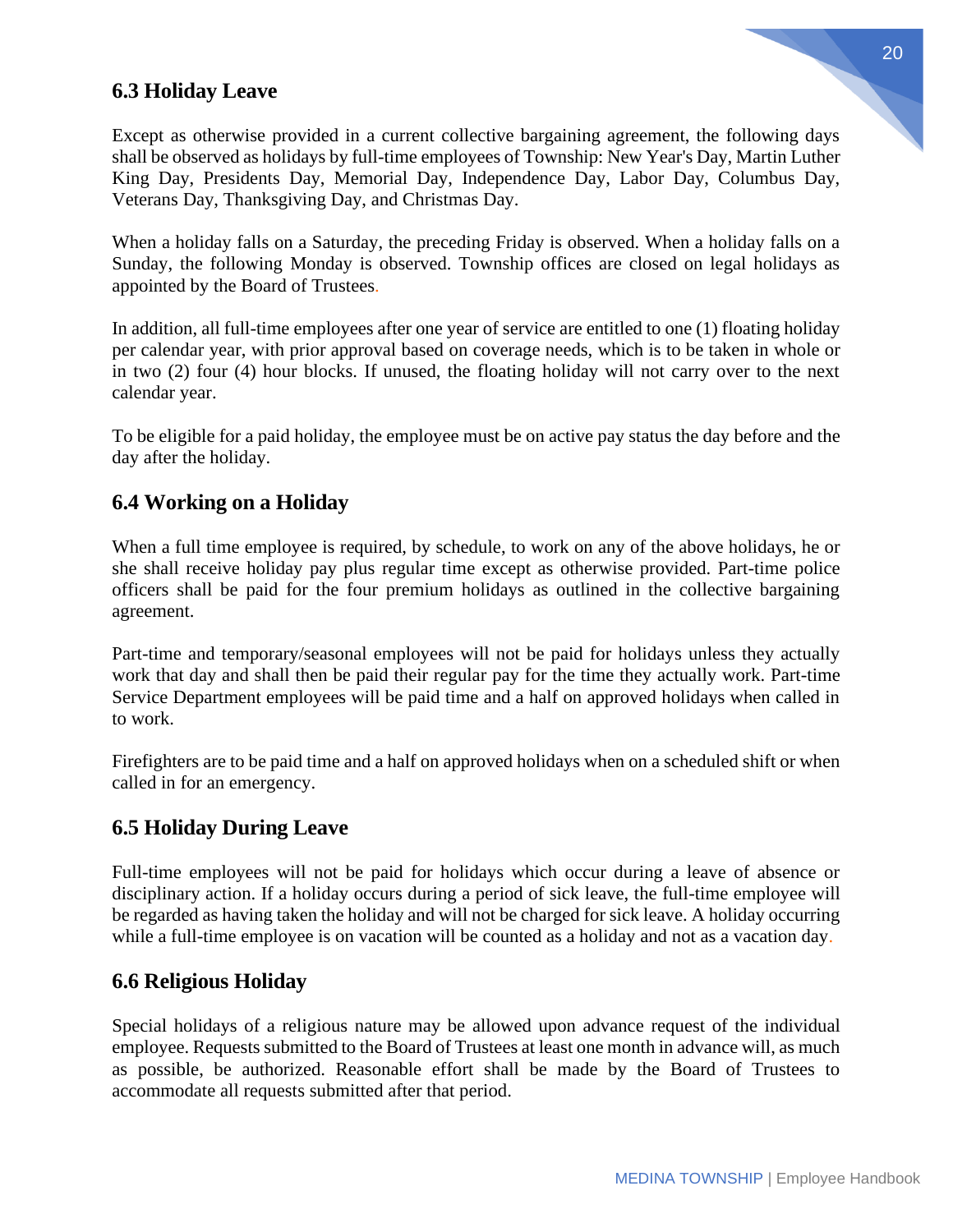## 6.3 Holiday Leave

Except as otherwise provided in a current collective bargaining agreement, the following days shall be observed as holidays by full-time employees of Township: New Year's Day, Martin Luther King Day, Presidents Day, Memorial Day, Independence Day, Labor Day, Columbus Day, Veterans Day, Thanksgiving Day, and Christmas Day.

When a holiday falls on a Saturday, the preceding Friday is observed. When a holiday falls on a Sunday, the following Monday is observed. Township offices are closed on legal holidays as appointed by the Board of Trustees.

In addition, all full-time employees after one year of service are entitled to one (1) floating holiday per calendar year, with prior approval based on coverage needs, which is to be taken in whole or in two (2) four (4) hour blocks. If unused, the floating holiday will not carry over to the next calendar year.

To be eligible for a paid holiday, the employee must be on active pay status the day before and the day after the holiday.

## 6.4 Working on a Holiday

When a full time employee is required, by schedule, to work on any of the above holidays, he or she shall receive holiday pay plus regular time except as otherwise provided. Part-time police officers shall be paid for the four premium holidays as outlined in the collective bargaining agreement.

Part-time and temporary/seasonal employees will not be paid for holidays unless they actually work that day and shall then be paid their regular pay for the time they actually work. Part-time Service Department employees will be paid time and a half on approved holidays when called in to work.

Firefighters are to be paid time and a half on approved holidays when on a scheduled shift or when called in for an emergency.

## 6.5 Holiday During Leave

Full-time employees will not be paid for holidays which occur during a leave of absence or disciplinary action. If a holiday occurs during a period of sick leave, the full-time employee will be regarded as having taken the holiday and will not be charged for sick leave. A holiday occurring while a full-time employee is on vacation will be counted as a holiday and not as a vacation day.

## 6.6 Religious Holiday

Special holidays of a religious nature may be allowed upon advance request of the individual employee. Requests submitted to the Board of Trustees at least one month in advance will, as much as possible, be authorized. Reasonable effort shall be made by the Board of Trustees to accommodate all requests submitted after that period.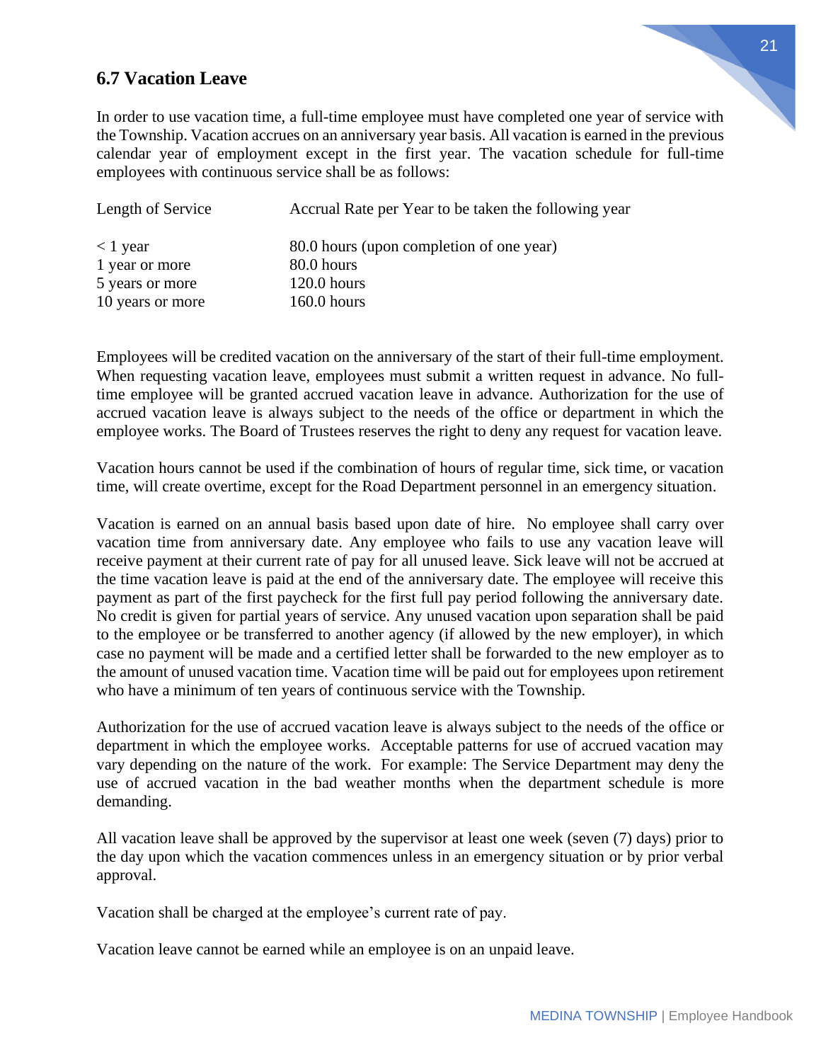## 6.7 Vacation Leave

In order to use vacation time, a full-time employee must have completed one year of service with the Township. Vacation accrues on an anniversary year basis. All vacation is earned in the previous calendar year of employment except in the first year. The vacation schedule for full-time employees with continuous service shall be as follows:

| Length of Service | Accrual Rate per Year to be taken the following year |
|---|---|
| < 1 year | 80.0 hours (upon completion of one year) |
| 1 year or more | 80.0 hours |
| 5 years or more | 120.0 hours |
| 10 years or more | 160.0 hours |

Employees will be credited vacation on the anniversary of the start of their full-time employment. When requesting vacation leave, employees must submit a written request in advance. No full-time employee will be granted accrued vacation leave in advance. Authorization for the use of accrued vacation leave is always subject to the needs of the office or department in which the employee works. The Board of Trustees reserves the right to deny any request for vacation leave.

Vacation hours cannot be used if the combination of hours of regular time, sick time, or vacation time, will create overtime, except for the Road Department personnel in an emergency situation.

Vacation is earned on an annual basis based upon date of hire. No employee shall carry over vacation time from anniversary date. Any employee who fails to use any vacation leave will receive payment at their current rate of pay for all unused leave. Sick leave will not be accrued at the time vacation leave is paid at the end of the anniversary date. The employee will receive this payment as part of the first paycheck for the first full pay period following the anniversary date. No credit is given for partial years of service. Any unused vacation upon separation shall be paid to the employee or be transferred to another agency (if allowed by the new employer), in which case no payment will be made and a certified letter shall be forwarded to the new employer as to the amount of unused vacation time. Vacation time will be paid out for employees upon retirement who have a minimum of ten years of continuous service with the Township.

Authorization for the use of accrued vacation leave is always subject to the needs of the office or department in which the employee works. Acceptable patterns for use of accrued vacation may vary depending on the nature of the work. For example: The Service Department may deny the use of accrued vacation in the bad weather months when the department schedule is more demanding.

All vacation leave shall be approved by the supervisor at least one week (seven (7) days) prior to the day upon which the vacation commences unless in an emergency situation or by prior verbal approval.

Vacation shall be charged at the employee's current rate of pay.

Vacation leave cannot be earned while an employee is on an unpaid leave.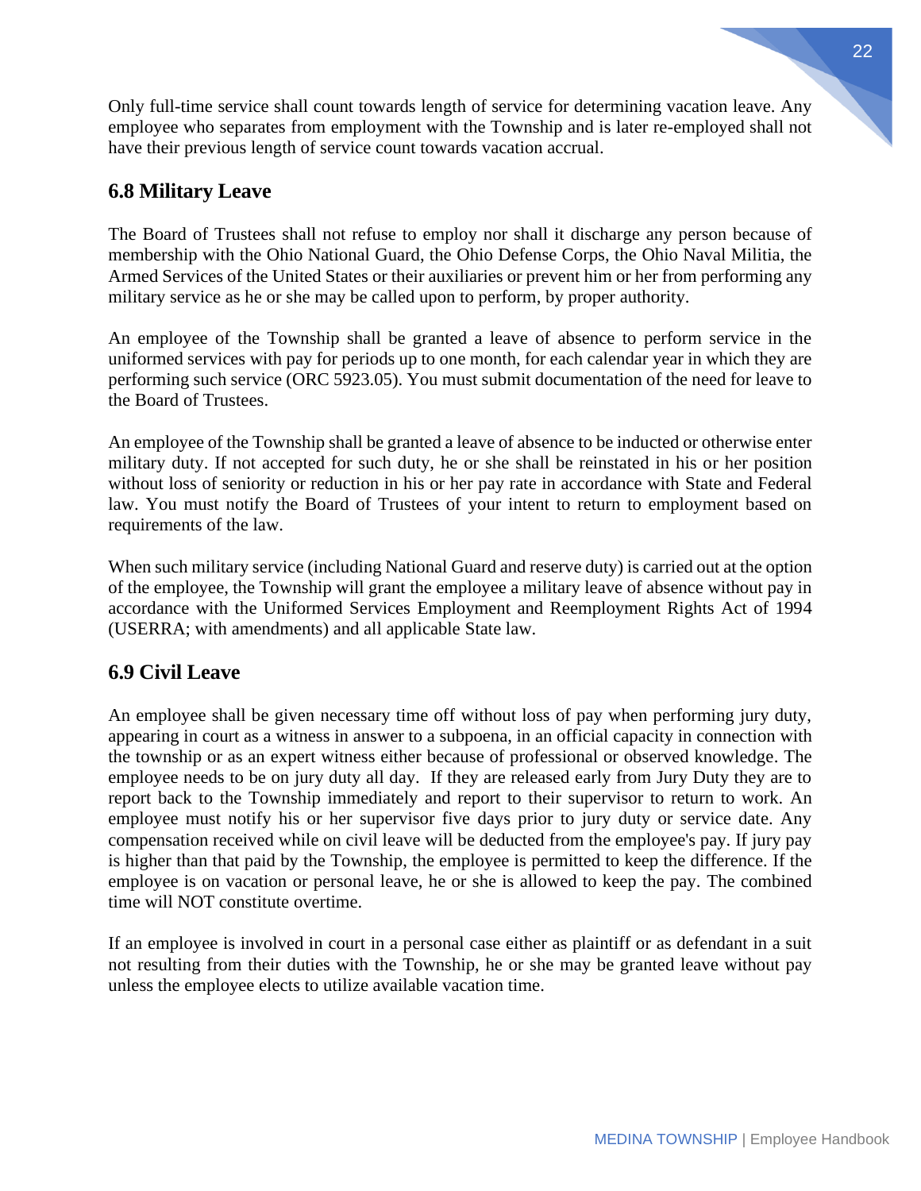Only full-time service shall count towards length of service for determining vacation leave. Any employee who separates from employment with the Township and is later re-employed shall not have their previous length of service count towards vacation accrual.

## 6.8 Military Leave

The Board of Trustees shall not refuse to employ nor shall it discharge any person because of membership with the Ohio National Guard, the Ohio Defense Corps, the Ohio Naval Militia, the Armed Services of the United States or their auxiliaries or prevent him or her from performing any military service as he or she may be called upon to perform, by proper authority.

An employee of the Township shall be granted a leave of absence to perform service in the uniformed services with pay for periods up to one month, for each calendar year in which they are performing such service (ORC 5923.05). You must submit documentation of the need for leave to the Board of Trustees.

An employee of the Township shall be granted a leave of absence to be inducted or otherwise enter military duty. If not accepted for such duty, he or she shall be reinstated in his or her position without loss of seniority or reduction in his or her pay rate in accordance with State and Federal law. You must notify the Board of Trustees of your intent to return to employment based on requirements of the law.

When such military service (including National Guard and reserve duty) is carried out at the option of the employee, the Township will grant the employee a military leave of absence without pay in accordance with the Uniformed Services Employment and Reemployment Rights Act of 1994 (USERRA; with amendments) and all applicable State law.

## 6.9 Civil Leave

An employee shall be given necessary time off without loss of pay when performing jury duty, appearing in court as a witness in answer to a subpoena, in an official capacity in connection with the township or as an expert witness either because of professional or observed knowledge. The employee needs to be on jury duty all day. If they are released early from Jury Duty they are to report back to the Township immediately and report to their supervisor to return to work. An employee must notify his or her supervisor five days prior to jury duty or service date. Any compensation received while on civil leave will be deducted from the employee's pay. If jury pay is higher than that paid by the Township, the employee is permitted to keep the difference. If the employee is on vacation or personal leave, he or she is allowed to keep the pay. The combined time will NOT constitute overtime.

If an employee is involved in court in a personal case either as plaintiff or as defendant in a suit not resulting from their duties with the Township, he or she may be granted leave without pay unless the employee elects to utilize available vacation time.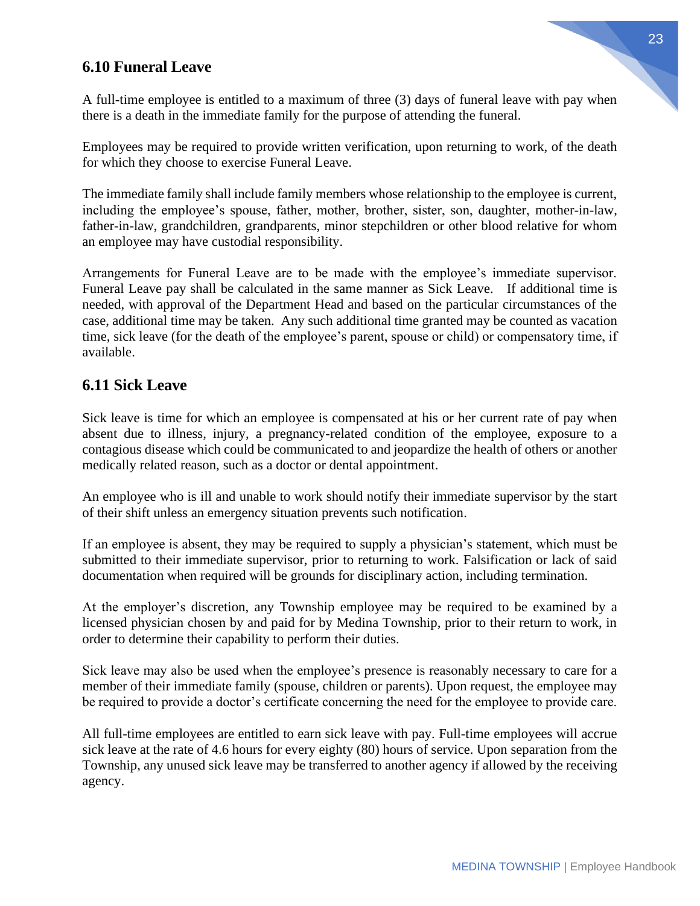## 6.10 Funeral Leave

A full-time employee is entitled to a maximum of three (3) days of funeral leave with pay when there is a death in the immediate family for the purpose of attending the funeral.

Employees may be required to provide written verification, upon returning to work, of the death for which they choose to exercise Funeral Leave.

The immediate family shall include family members whose relationship to the employee is current, including the employee's spouse, father, mother, brother, sister, son, daughter, mother-in-law, father-in-law, grandchildren, grandparents, minor stepchildren or other blood relative for whom an employee may have custodial responsibility.

Arrangements for Funeral Leave are to be made with the employee's immediate supervisor. Funeral Leave pay shall be calculated in the same manner as Sick Leave. If additional time is needed, with approval of the Department Head and based on the particular circumstances of the case, additional time may be taken. Any such additional time granted may be counted as vacation time, sick leave (for the death of the employee's parent, spouse or child) or compensatory time, if available.

## 6.11 Sick Leave

Sick leave is time for which an employee is compensated at his or her current rate of pay when absent due to illness, injury, a pregnancy-related condition of the employee, exposure to a contagious disease which could be communicated to and jeopardize the health of others or another medically related reason, such as a doctor or dental appointment.

An employee who is ill and unable to work should notify their immediate supervisor by the start of their shift unless an emergency situation prevents such notification.

If an employee is absent, they may be required to supply a physician's statement, which must be submitted to their immediate supervisor, prior to returning to work. Falsification or lack of said documentation when required will be grounds for disciplinary action, including termination.

At the employer's discretion, any Township employee may be required to be examined by a licensed physician chosen by and paid for by Medina Township, prior to their return to work, in order to determine their capability to perform their duties.

Sick leave may also be used when the employee's presence is reasonably necessary to care for a member of their immediate family (spouse, children or parents). Upon request, the employee may be required to provide a doctor's certificate concerning the need for the employee to provide care.

All full-time employees are entitled to earn sick leave with pay. Full-time employees will accrue sick leave at the rate of 4.6 hours for every eighty (80) hours of service. Upon separation from the Township, any unused sick leave may be transferred to another agency if allowed by the receiving agency.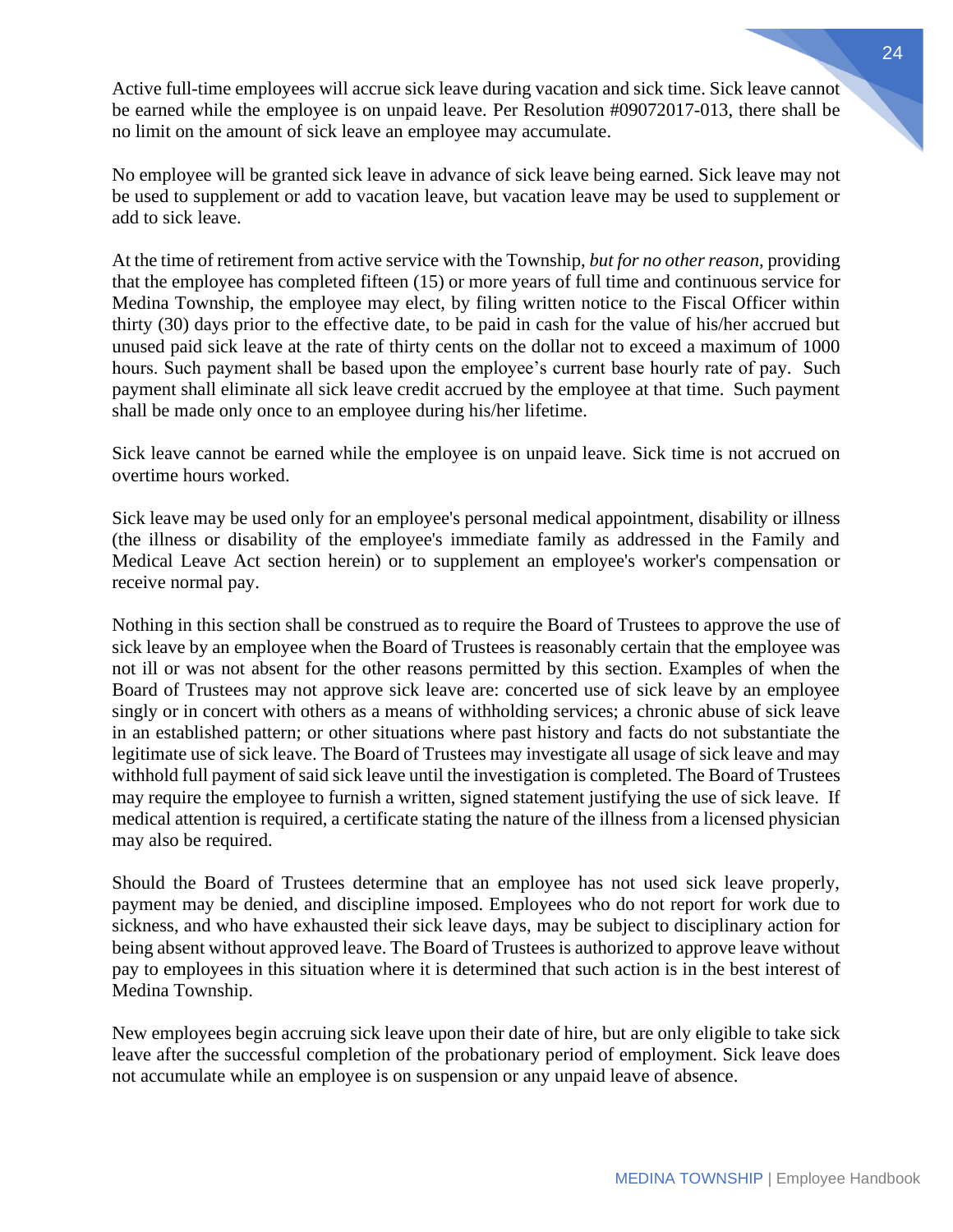Active full-time employees will accrue sick leave during vacation and sick time. Sick leave cannot be earned while the employee is on unpaid leave. Per Resolution #09072017-013, there shall be no limit on the amount of sick leave an employee may accumulate.

No employee will be granted sick leave in advance of sick leave being earned. Sick leave may not be used to supplement or add to vacation leave, but vacation leave may be used to supplement or add to sick leave.

At the time of retirement from active service with the Township, *but for no other reason,* providing that the employee has completed fifteen (15) or more years of full time and continuous service for Medina Township, the employee may elect, by filing written notice to the Fiscal Officer within thirty (30) days prior to the effective date, to be paid in cash for the value of his/her accrued but unused paid sick leave at the rate of thirty cents on the dollar not to exceed a maximum of 1000 hours. Such payment shall be based upon the employee's current base hourly rate of pay. Such payment shall eliminate all sick leave credit accrued by the employee at that time. Such payment shall be made only once to an employee during his/her lifetime.

Sick leave cannot be earned while the employee is on unpaid leave. Sick time is not accrued on overtime hours worked.

Sick leave may be used only for an employee's personal medical appointment, disability or illness (the illness or disability of the employee's immediate family as addressed in the Family and Medical Leave Act section herein) or to supplement an employee's worker's compensation or receive normal pay.

Nothing in this section shall be construed as to require the Board of Trustees to approve the use of sick leave by an employee when the Board of Trustees is reasonably certain that the employee was not ill or was not absent for the other reasons permitted by this section. Examples of when the Board of Trustees may not approve sick leave are: concerted use of sick leave by an employee singly or in concert with others as a means of withholding services; a chronic abuse of sick leave in an established pattern; or other situations where past history and facts do not substantiate the legitimate use of sick leave. The Board of Trustees may investigate all usage of sick leave and may withhold full payment of said sick leave until the investigation is completed. The Board of Trustees may require the employee to furnish a written, signed statement justifying the use of sick leave. If medical attention is required, a certificate stating the nature of the illness from a licensed physician may also be required.

Should the Board of Trustees determine that an employee has not used sick leave properly, payment may be denied, and discipline imposed. Employees who do not report for work due to sickness, and who have exhausted their sick leave days, may be subject to disciplinary action for being absent without approved leave. The Board of Trustees is authorized to approve leave without pay to employees in this situation where it is determined that such action is in the best interest of Medina Township.

New employees begin accruing sick leave upon their date of hire, but are only eligible to take sick leave after the successful completion of the probationary period of employment. Sick leave does not accumulate while an employee is on suspension or any unpaid leave of absence.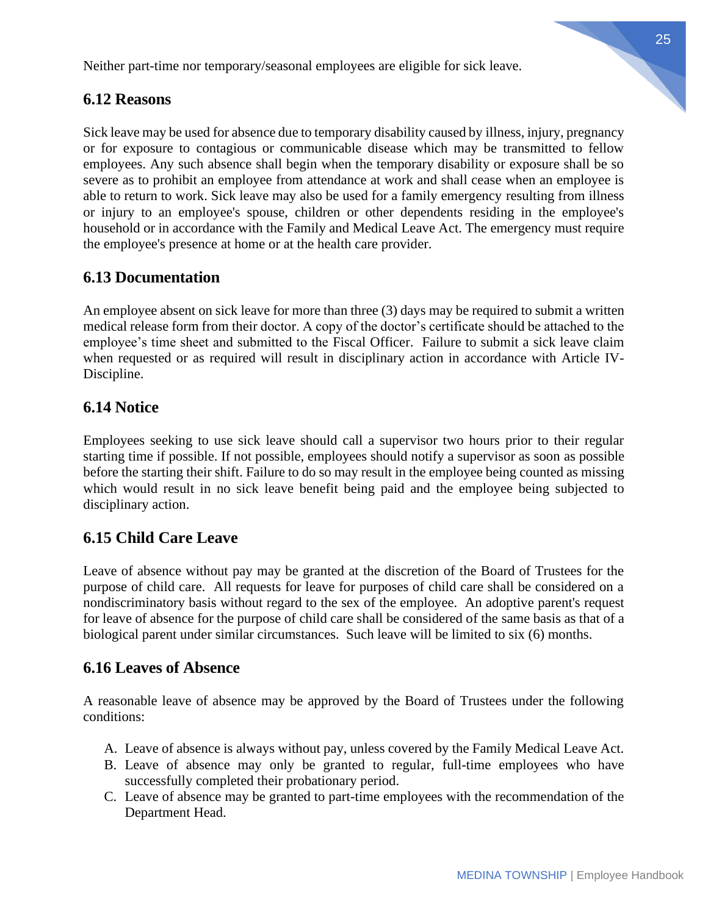Neither part-time nor temporary/seasonal employees are eligible for sick leave.

## 6.12 Reasons

Sick leave may be used for absence due to temporary disability caused by illness, injury, pregnancy or for exposure to contagious or communicable disease which may be transmitted to fellow employees. Any such absence shall begin when the temporary disability or exposure shall be so severe as to prohibit an employee from attendance at work and shall cease when an employee is able to return to work. Sick leave may also be used for a family emergency resulting from illness or injury to an employee's spouse, children or other dependents residing in the employee's household or in accordance with the Family and Medical Leave Act. The emergency must require the employee's presence at home or at the health care provider.

## 6.13 Documentation

An employee absent on sick leave for more than three (3) days may be required to submit a written medical release form from their doctor. A copy of the doctor's certificate should be attached to the employee's time sheet and submitted to the Fiscal Officer. Failure to submit a sick leave claim when requested or as required will result in disciplinary action in accordance with Article IV-Discipline.

## 6.14 Notice

Employees seeking to use sick leave should call a supervisor two hours prior to their regular starting time if possible. If not possible, employees should notify a supervisor as soon as possible before the starting their shift. Failure to do so may result in the employee being counted as missing which would result in no sick leave benefit being paid and the employee being subjected to disciplinary action.

## 6.15 Child Care Leave

Leave of absence without pay may be granted at the discretion of the Board of Trustees for the purpose of child care. All requests for leave for purposes of child care shall be considered on a nondiscriminatory basis without regard to the sex of the employee. An adoptive parent's request for leave of absence for the purpose of child care shall be considered of the same basis as that of a biological parent under similar circumstances. Such leave will be limited to six (6) months.

## 6.16 Leaves of Absence

A reasonable leave of absence may be approved by the Board of Trustees under the following conditions:

A. Leave of absence is always without pay, unless covered by the Family Medical Leave Act.
B. Leave of absence may only be granted to regular, full-time employees who have successfully completed their probationary period.
C. Leave of absence may be granted to part-time employees with the recommendation of the Department Head.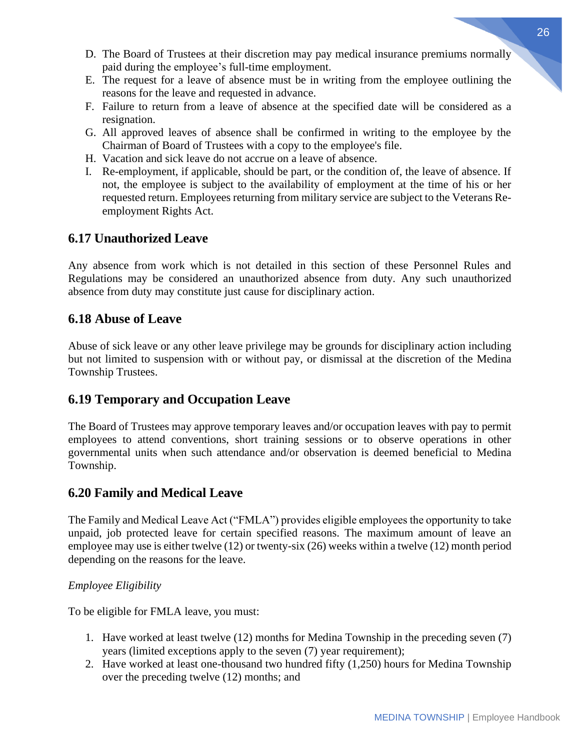D. The Board of Trustees at their discretion may pay medical insurance premiums normally paid during the employee's full-time employment.
E. The request for a leave of absence must be in writing from the employee outlining the reasons for the leave and requested in advance.
F. Failure to return from a leave of absence at the specified date will be considered as a resignation.
G. All approved leaves of absence shall be confirmed in writing to the employee by the Chairman of Board of Trustees with a copy to the employee's file.
H. Vacation and sick leave do not accrue on a leave of absence.
I. Re-employment, if applicable, should be part, or the condition of, the leave of absence. If not, the employee is subject to the availability of employment at the time of his or her requested return. Employees returning from military service are subject to the Veterans Re-employment Rights Act.

## 6.17 Unauthorized Leave

Any absence from work which is not detailed in this section of these Personnel Rules and Regulations may be considered an unauthorized absence from duty. Any such unauthorized absence from duty may constitute just cause for disciplinary action.

## 6.18 Abuse of Leave

Abuse of sick leave or any other leave privilege may be grounds for disciplinary action including but not limited to suspension with or without pay, or dismissal at the discretion of the Medina Township Trustees.

## 6.19 Temporary and Occupation Leave

The Board of Trustees may approve temporary leaves and/or occupation leaves with pay to permit employees to attend conventions, short training sessions or to observe operations in other governmental units when such attendance and/or observation is deemed beneficial to Medina Township.

## 6.20 Family and Medical Leave

The Family and Medical Leave Act ("FMLA") provides eligible employees the opportunity to take unpaid, job protected leave for certain specified reasons. The maximum amount of leave an employee may use is either twelve (12) or twenty-six (26) weeks within a twelve (12) month period depending on the reasons for the leave.

*Employee Eligibility*

To be eligible for FMLA leave, you must:

1. Have worked at least twelve (12) months for Medina Township in the preceding seven (7) years (limited exceptions apply to the seven (7) year requirement);
2. Have worked at least one-thousand two hundred fifty (1,250) hours for Medina Township over the preceding twelve (12) months; and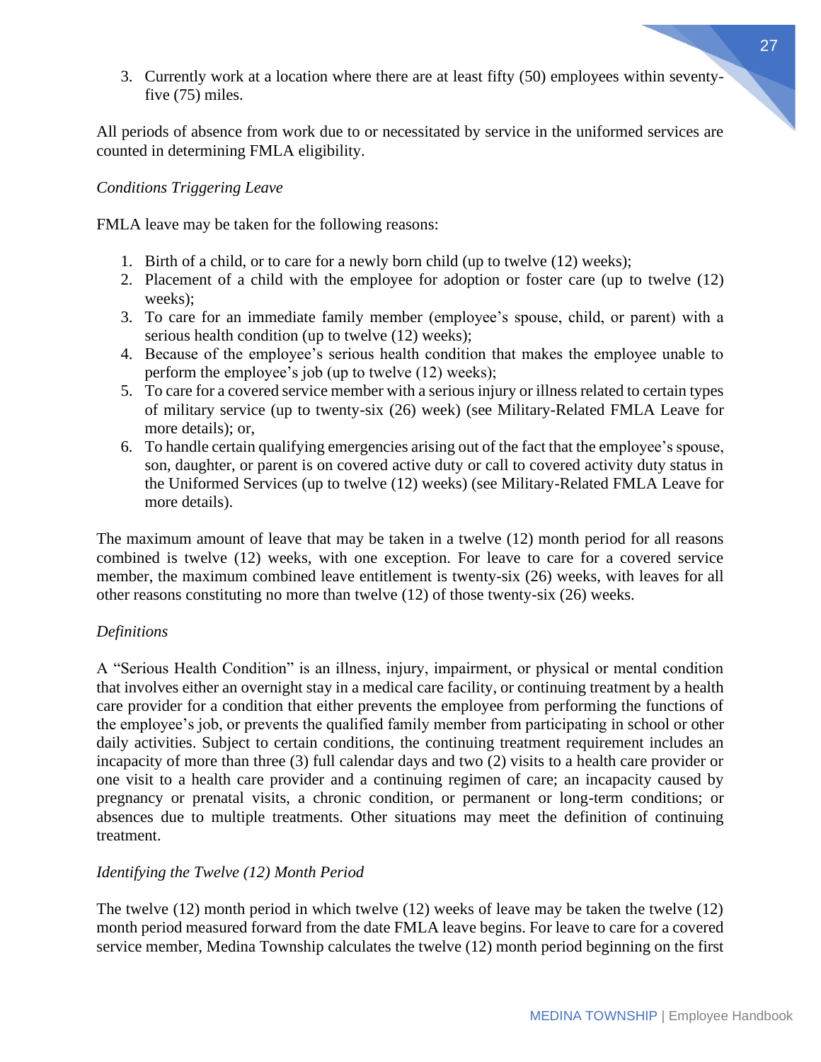3. Currently work at a location where there are at least fifty (50) employees within seventy-five (75) miles.

All periods of absence from work due to or necessitated by service in the uniformed services are counted in determining FMLA eligibility.

*Conditions Triggering Leave*

FMLA leave may be taken for the following reasons:

1. Birth of a child, or to care for a newly born child (up to twelve (12) weeks);
2. Placement of a child with the employee for adoption or foster care (up to twelve (12) weeks);
3. To care for an immediate family member (employee's spouse, child, or parent) with a serious health condition (up to twelve (12) weeks);
4. Because of the employee's serious health condition that makes the employee unable to perform the employee's job (up to twelve (12) weeks);
5. To care for a covered service member with a serious injury or illness related to certain types of military service (up to twenty-six (26) week) (see Military-Related FMLA Leave for more details); or,
6. To handle certain qualifying emergencies arising out of the fact that the employee's spouse, son, daughter, or parent is on covered active duty or call to covered activity duty status in the Uniformed Services (up to twelve (12) weeks) (see Military-Related FMLA Leave for more details).

The maximum amount of leave that may be taken in a twelve (12) month period for all reasons combined is twelve (12) weeks, with one exception. For leave to care for a covered service member, the maximum combined leave entitlement is twenty-six (26) weeks, with leaves for all other reasons constituting no more than twelve (12) of those twenty-six (26) weeks.

*Definitions*

A "Serious Health Condition" is an illness, injury, impairment, or physical or mental condition that involves either an overnight stay in a medical care facility, or continuing treatment by a health care provider for a condition that either prevents the employee from performing the functions of the employee's job, or prevents the qualified family member from participating in school or other daily activities. Subject to certain conditions, the continuing treatment requirement includes an incapacity of more than three (3) full calendar days and two (2) visits to a health care provider or one visit to a health care provider and a continuing regimen of care; an incapacity caused by pregnancy or prenatal visits, a chronic condition, or permanent or long-term conditions; or absences due to multiple treatments. Other situations may meet the definition of continuing treatment.

*Identifying the Twelve (12) Month Period*

The twelve (12) month period in which twelve (12) weeks of leave may be taken the twelve (12) month period measured forward from the date FMLA leave begins. For leave to care for a covered service member, Medina Township calculates the twelve (12) month period beginning on the first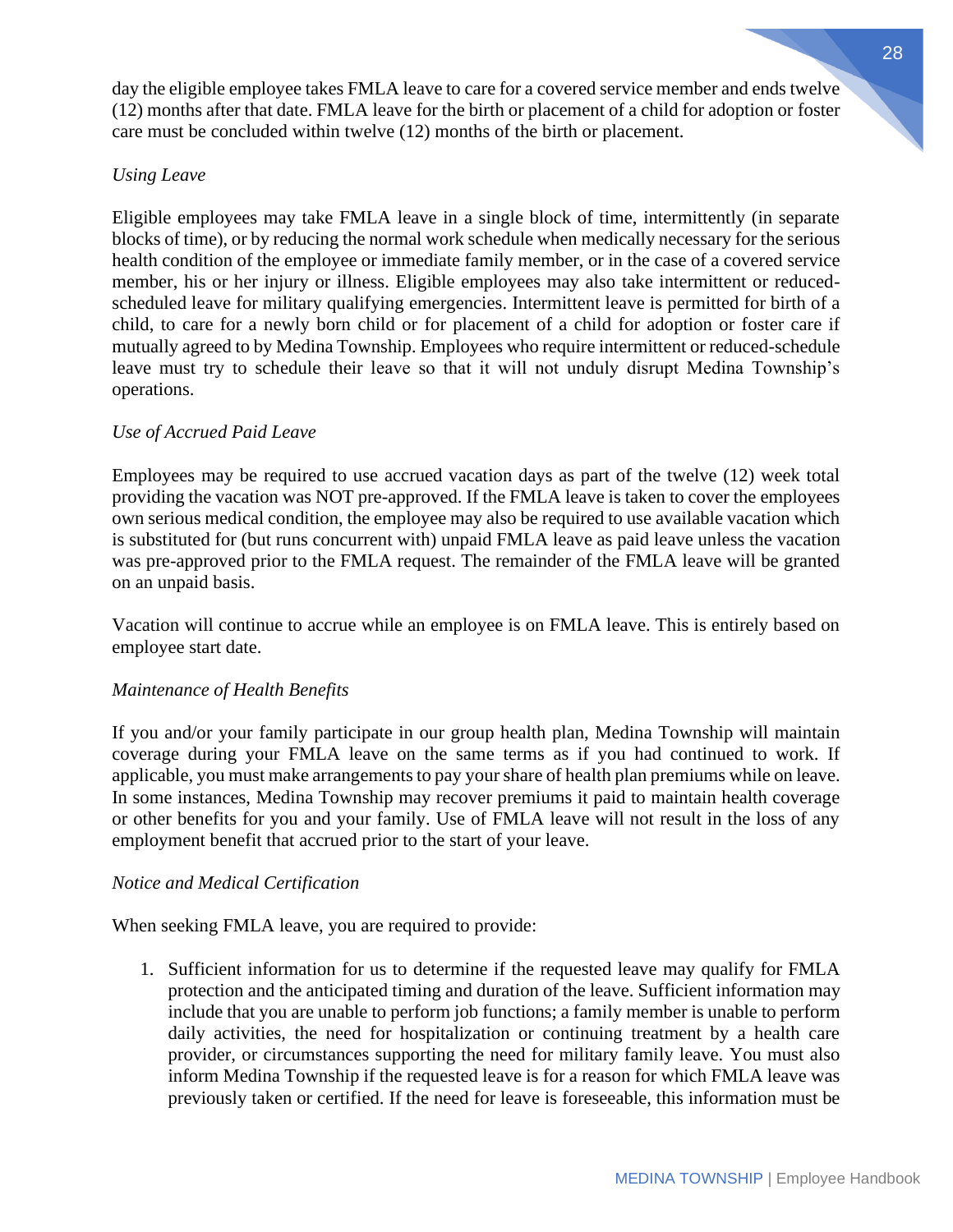day the eligible employee takes FMLA leave to care for a covered service member and ends twelve (12) months after that date. FMLA leave for the birth or placement of a child for adoption or foster care must be concluded within twelve (12) months of the birth or placement.

*Using Leave*

Eligible employees may take FMLA leave in a single block of time, intermittently (in separate blocks of time), or by reducing the normal work schedule when medically necessary for the serious health condition of the employee or immediate family member, or in the case of a covered service member, his or her injury or illness. Eligible employees may also take intermittent or reduced-scheduled leave for military qualifying emergencies. Intermittent leave is permitted for birth of a child, to care for a newly born child or for placement of a child for adoption or foster care if mutually agreed to by Medina Township. Employees who require intermittent or reduced-schedule leave must try to schedule their leave so that it will not unduly disrupt Medina Township's operations.

*Use of Accrued Paid Leave*

Employees may be required to use accrued vacation days as part of the twelve (12) week total providing the vacation was NOT pre-approved. If the FMLA leave is taken to cover the employees own serious medical condition, the employee may also be required to use available vacation which is substituted for (but runs concurrent with) unpaid FMLA leave as paid leave unless the vacation was pre-approved prior to the FMLA request. The remainder of the FMLA leave will be granted on an unpaid basis.

Vacation will continue to accrue while an employee is on FMLA leave. This is entirely based on employee start date.

*Maintenance of Health Benefits*

If you and/or your family participate in our group health plan, Medina Township will maintain coverage during your FMLA leave on the same terms as if you had continued to work. If applicable, you must make arrangements to pay your share of health plan premiums while on leave. In some instances, Medina Township may recover premiums it paid to maintain health coverage or other benefits for you and your family. Use of FMLA leave will not result in the loss of any employment benefit that accrued prior to the start of your leave.

*Notice and Medical Certification*

When seeking FMLA leave, you are required to provide:

1. Sufficient information for us to determine if the requested leave may qualify for FMLA protection and the anticipated timing and duration of the leave. Sufficient information may include that you are unable to perform job functions; a family member is unable to perform daily activities, the need for hospitalization or continuing treatment by a health care provider, or circumstances supporting the need for military family leave. You must also inform Medina Township if the requested leave is for a reason for which FMLA leave was previously taken or certified. If the need for leave is foreseeable, this information must be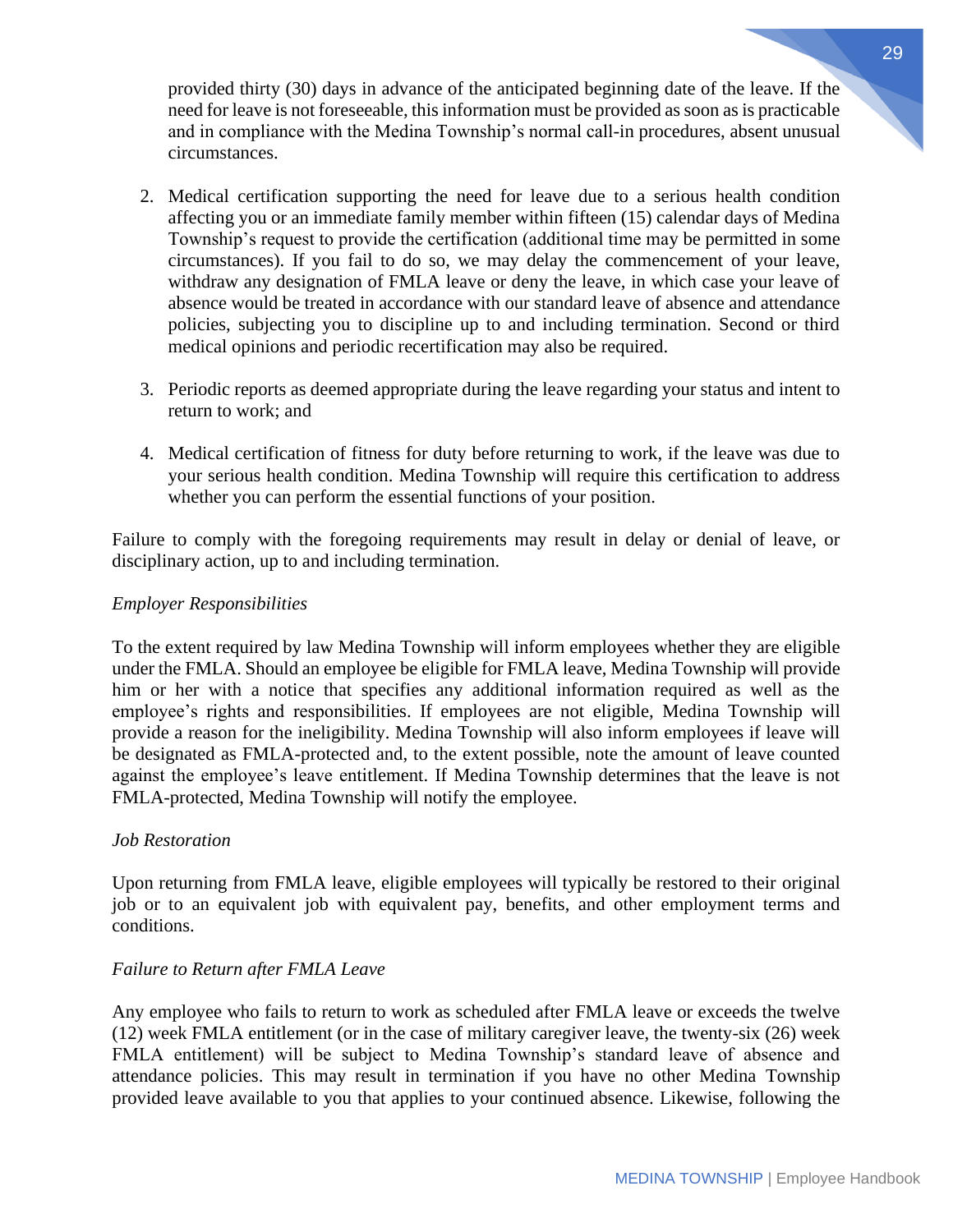provided thirty (30) days in advance of the anticipated beginning date of the leave. If the need for leave is not foreseeable, this information must be provided as soon as is practicable and in compliance with the Medina Township's normal call-in procedures, absent unusual circumstances.

2. Medical certification supporting the need for leave due to a serious health condition affecting you or an immediate family member within fifteen (15) calendar days of Medina Township's request to provide the certification (additional time may be permitted in some circumstances). If you fail to do so, we may delay the commencement of your leave, withdraw any designation of FMLA leave or deny the leave, in which case your leave of absence would be treated in accordance with our standard leave of absence and attendance policies, subjecting you to discipline up to and including termination. Second or third medical opinions and periodic recertification may also be required.

3. Periodic reports as deemed appropriate during the leave regarding your status and intent to return to work; and

4. Medical certification of fitness for duty before returning to work, if the leave was due to your serious health condition. Medina Township will require this certification to address whether you can perform the essential functions of your position.

Failure to comply with the foregoing requirements may result in delay or denial of leave, or disciplinary action, up to and including termination.

*Employer Responsibilities*

To the extent required by law Medina Township will inform employees whether they are eligible under the FMLA. Should an employee be eligible for FMLA leave, Medina Township will provide him or her with a notice that specifies any additional information required as well as the employee's rights and responsibilities. If employees are not eligible, Medina Township will provide a reason for the ineligibility. Medina Township will also inform employees if leave will be designated as FMLA-protected and, to the extent possible, note the amount of leave counted against the employee's leave entitlement. If Medina Township determines that the leave is not FMLA-protected, Medina Township will notify the employee.

*Job Restoration*

Upon returning from FMLA leave, eligible employees will typically be restored to their original job or to an equivalent job with equivalent pay, benefits, and other employment terms and conditions.

*Failure to Return after FMLA Leave*

Any employee who fails to return to work as scheduled after FMLA leave or exceeds the twelve (12) week FMLA entitlement (or in the case of military caregiver leave, the twenty-six (26) week FMLA entitlement) will be subject to Medina Township's standard leave of absence and attendance policies. This may result in termination if you have no other Medina Township provided leave available to you that applies to your continued absence. Likewise, following the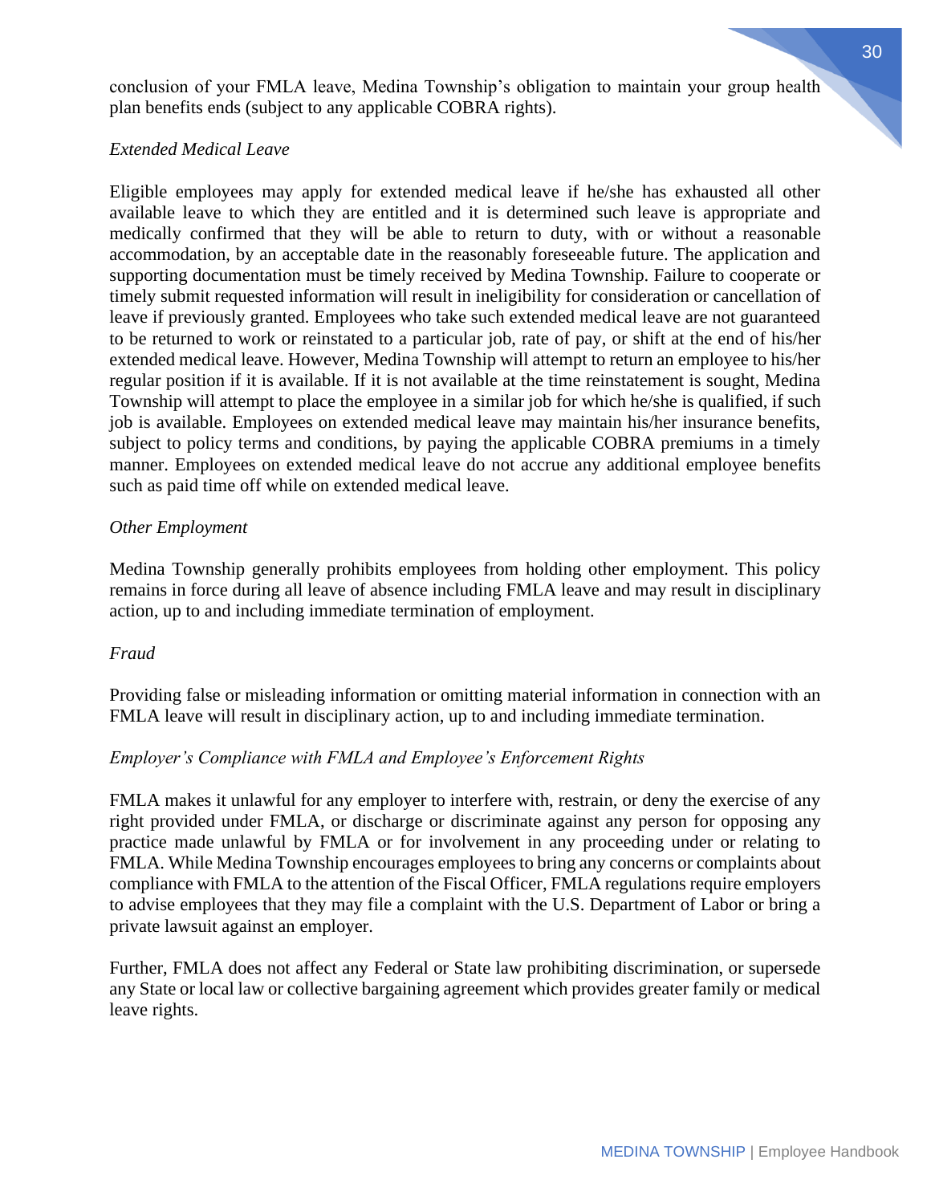conclusion of your FMLA leave, Medina Township's obligation to maintain your group health plan benefits ends (subject to any applicable COBRA rights).

*Extended Medical Leave*

Eligible employees may apply for extended medical leave if he/she has exhausted all other available leave to which they are entitled and it is determined such leave is appropriate and medically confirmed that they will be able to return to duty, with or without a reasonable accommodation, by an acceptable date in the reasonably foreseeable future. The application and supporting documentation must be timely received by Medina Township. Failure to cooperate or timely submit requested information will result in ineligibility for consideration or cancellation of leave if previously granted. Employees who take such extended medical leave are not guaranteed to be returned to work or reinstated to a particular job, rate of pay, or shift at the end of his/her extended medical leave. However, Medina Township will attempt to return an employee to his/her regular position if it is available. If it is not available at the time reinstatement is sought, Medina Township will attempt to place the employee in a similar job for which he/she is qualified, if such job is available. Employees on extended medical leave may maintain his/her insurance benefits, subject to policy terms and conditions, by paying the applicable COBRA premiums in a timely manner. Employees on extended medical leave do not accrue any additional employee benefits such as paid time off while on extended medical leave.

*Other Employment*

Medina Township generally prohibits employees from holding other employment. This policy remains in force during all leave of absence including FMLA leave and may result in disciplinary action, up to and including immediate termination of employment.

*Fraud*

Providing false or misleading information or omitting material information in connection with an FMLA leave will result in disciplinary action, up to and including immediate termination.

*Employer's Compliance with FMLA and Employee's Enforcement Rights*

FMLA makes it unlawful for any employer to interfere with, restrain, or deny the exercise of any right provided under FMLA, or discharge or discriminate against any person for opposing any practice made unlawful by FMLA or for involvement in any proceeding under or relating to FMLA. While Medina Township encourages employees to bring any concerns or complaints about compliance with FMLA to the attention of the Fiscal Officer, FMLA regulations require employers to advise employees that they may file a complaint with the U.S. Department of Labor or bring a private lawsuit against an employer.

Further, FMLA does not affect any Federal or State law prohibiting discrimination, or supersede any State or local law or collective bargaining agreement which provides greater family or medical leave rights.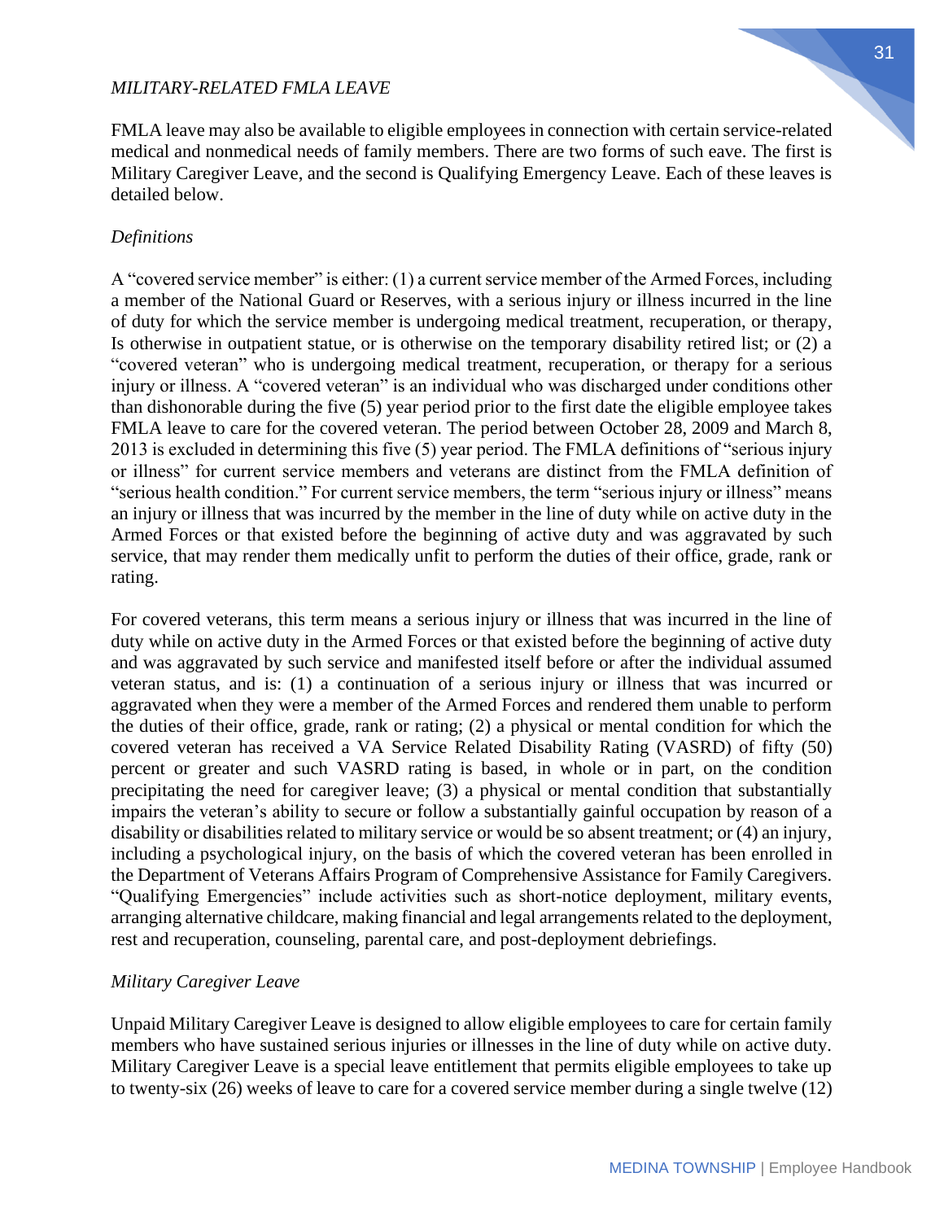*MILITARY-RELATED FMLA LEAVE*

FMLA leave may also be available to eligible employees in connection with certain service-related medical and nonmedical needs of family members. There are two forms of such eave. The first is Military Caregiver Leave, and the second is Qualifying Emergency Leave. Each of these leaves is detailed below.

*Definitions*

A "covered service member" is either: (1) a current service member of the Armed Forces, including a member of the National Guard or Reserves, with a serious injury or illness incurred in the line of duty for which the service member is undergoing medical treatment, recuperation, or therapy, Is otherwise in outpatient statue, or is otherwise on the temporary disability retired list; or (2) a "covered veteran" who is undergoing medical treatment, recuperation, or therapy for a serious injury or illness. A "covered veteran" is an individual who was discharged under conditions other than dishonorable during the five (5) year period prior to the first date the eligible employee takes FMLA leave to care for the covered veteran. The period between October 28, 2009 and March 8, 2013 is excluded in determining this five (5) year period. The FMLA definitions of "serious injury or illness" for current service members and veterans are distinct from the FMLA definition of "serious health condition." For current service members, the term "serious injury or illness" means an injury or illness that was incurred by the member in the line of duty while on active duty in the Armed Forces or that existed before the beginning of active duty and was aggravated by such service, that may render them medically unfit to perform the duties of their office, grade, rank or rating.

For covered veterans, this term means a serious injury or illness that was incurred in the line of duty while on active duty in the Armed Forces or that existed before the beginning of active duty and was aggravated by such service and manifested itself before or after the individual assumed veteran status, and is: (1) a continuation of a serious injury or illness that was incurred or aggravated when they were a member of the Armed Forces and rendered them unable to perform the duties of their office, grade, rank or rating; (2) a physical or mental condition for which the covered veteran has received a VA Service Related Disability Rating (VASRD) of fifty (50) percent or greater and such VASRD rating is based, in whole or in part, on the condition precipitating the need for caregiver leave; (3) a physical or mental condition that substantially impairs the veteran's ability to secure or follow a substantially gainful occupation by reason of a disability or disabilities related to military service or would be so absent treatment; or (4) an injury, including a psychological injury, on the basis of which the covered veteran has been enrolled in the Department of Veterans Affairs Program of Comprehensive Assistance for Family Caregivers. "Qualifying Emergencies" include activities such as short-notice deployment, military events, arranging alternative childcare, making financial and legal arrangements related to the deployment, rest and recuperation, counseling, parental care, and post-deployment debriefings.

*Military Caregiver Leave*

Unpaid Military Caregiver Leave is designed to allow eligible employees to care for certain family members who have sustained serious injuries or illnesses in the line of duty while on active duty. Military Caregiver Leave is a special leave entitlement that permits eligible employees to take up to twenty-six (26) weeks of leave to care for a covered service member during a single twelve (12)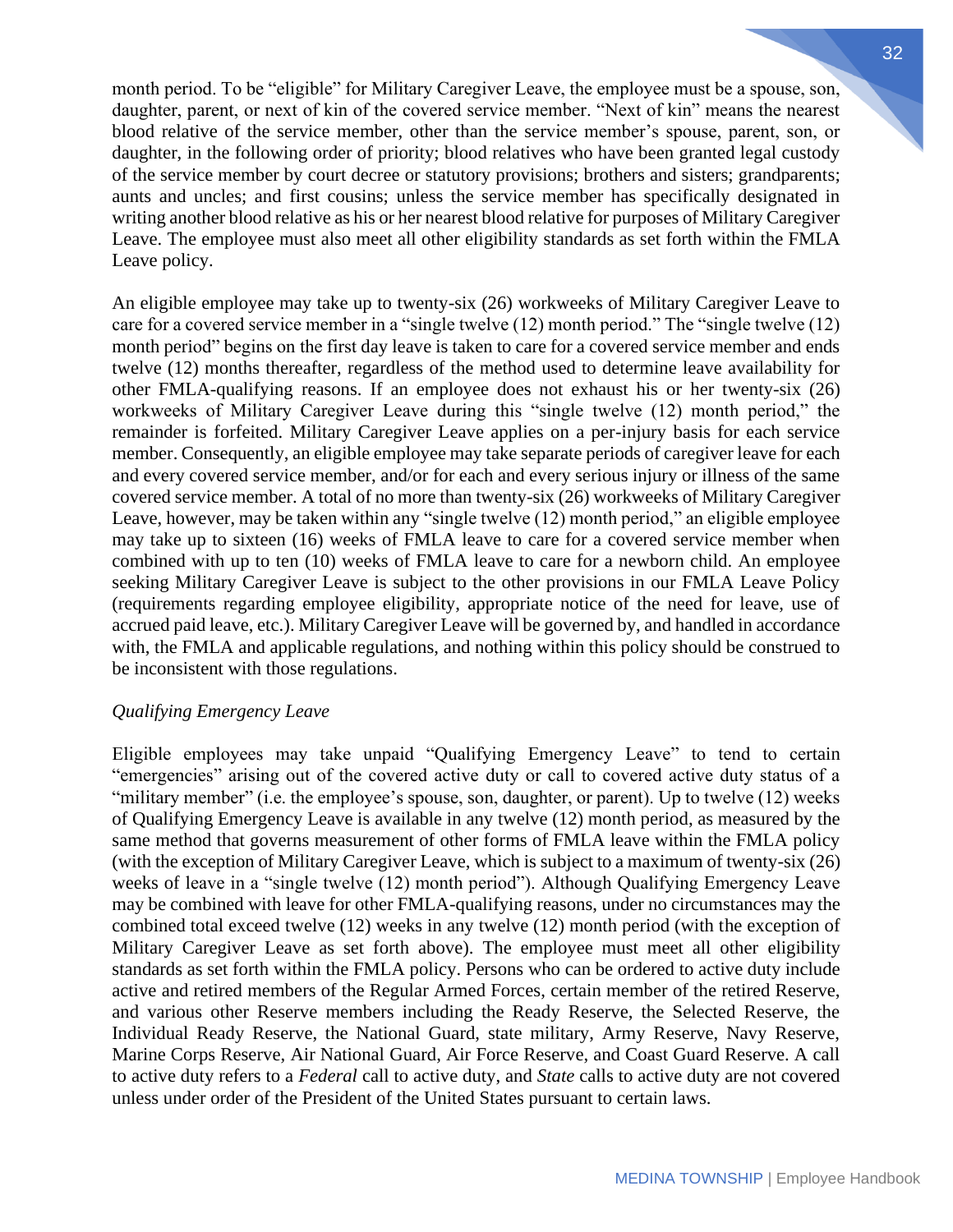month period. To be "eligible" for Military Caregiver Leave, the employee must be a spouse, son, daughter, parent, or next of kin of the covered service member. "Next of kin" means the nearest blood relative of the service member, other than the service member's spouse, parent, son, or daughter, in the following order of priority; blood relatives who have been granted legal custody of the service member by court decree or statutory provisions; brothers and sisters; grandparents; aunts and uncles; and first cousins; unless the service member has specifically designated in writing another blood relative as his or her nearest blood relative for purposes of Military Caregiver Leave. The employee must also meet all other eligibility standards as set forth within the FMLA Leave policy.

An eligible employee may take up to twenty-six (26) workweeks of Military Caregiver Leave to care for a covered service member in a "single twelve (12) month period." The "single twelve (12) month period" begins on the first day leave is taken to care for a covered service member and ends twelve (12) months thereafter, regardless of the method used to determine leave availability for other FMLA-qualifying reasons. If an employee does not exhaust his or her twenty-six (26) workweeks of Military Caregiver Leave during this "single twelve (12) month period," the remainder is forfeited. Military Caregiver Leave applies on a per-injury basis for each service member. Consequently, an eligible employee may take separate periods of caregiver leave for each and every covered service member, and/or for each and every serious injury or illness of the same covered service member. A total of no more than twenty-six (26) workweeks of Military Caregiver Leave, however, may be taken within any "single twelve (12) month period," an eligible employee may take up to sixteen (16) weeks of FMLA leave to care for a covered service member when combined with up to ten (10) weeks of FMLA leave to care for a newborn child. An employee seeking Military Caregiver Leave is subject to the other provisions in our FMLA Leave Policy (requirements regarding employee eligibility, appropriate notice of the need for leave, use of accrued paid leave, etc.). Military Caregiver Leave will be governed by, and handled in accordance with, the FMLA and applicable regulations, and nothing within this policy should be construed to be inconsistent with those regulations.

*Qualifying Emergency Leave*

Eligible employees may take unpaid "Qualifying Emergency Leave" to tend to certain "emergencies" arising out of the covered active duty or call to covered active duty status of a "military member" (i.e. the employee's spouse, son, daughter, or parent). Up to twelve (12) weeks of Qualifying Emergency Leave is available in any twelve (12) month period, as measured by the same method that governs measurement of other forms of FMLA leave within the FMLA policy (with the exception of Military Caregiver Leave, which is subject to a maximum of twenty-six (26) weeks of leave in a "single twelve (12) month period"). Although Qualifying Emergency Leave may be combined with leave for other FMLA-qualifying reasons, under no circumstances may the combined total exceed twelve (12) weeks in any twelve (12) month period (with the exception of Military Caregiver Leave as set forth above). The employee must meet all other eligibility standards as set forth within the FMLA policy. Persons who can be ordered to active duty include active and retired members of the Regular Armed Forces, certain member of the retired Reserve, and various other Reserve members including the Ready Reserve, the Selected Reserve, the Individual Ready Reserve, the National Guard, state military, Army Reserve, Navy Reserve, Marine Corps Reserve, Air National Guard, Air Force Reserve, and Coast Guard Reserve. A call to active duty refers to a *Federal* call to active duty, and *State* calls to active duty are not covered unless under order of the President of the United States pursuant to certain laws.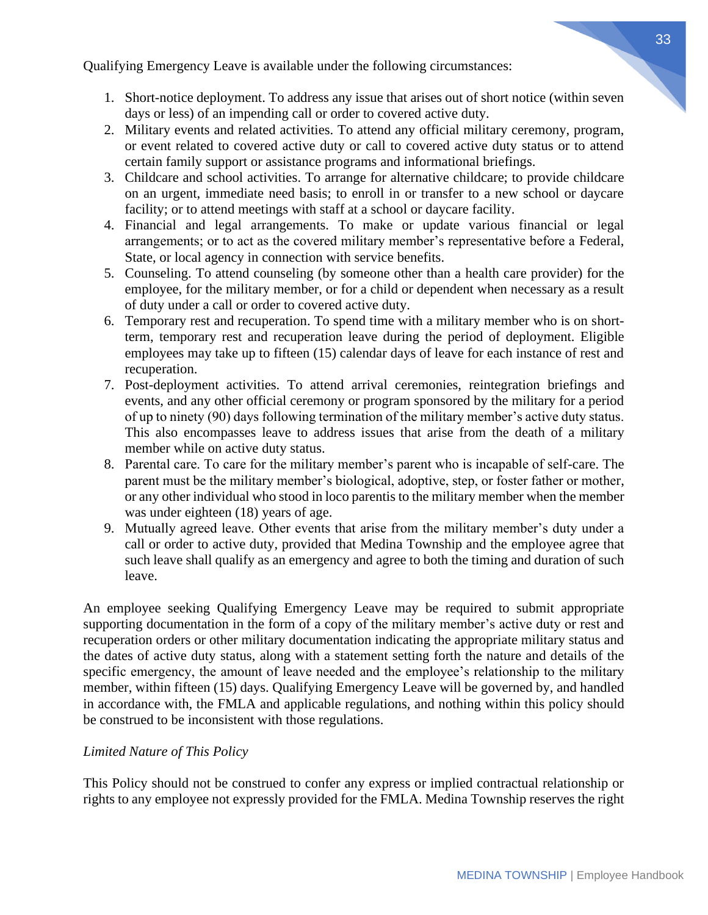Qualifying Emergency Leave is available under the following circumstances:

1. Short-notice deployment. To address any issue that arises out of short notice (within seven days or less) of an impending call or order to covered active duty.
2. Military events and related activities. To attend any official military ceremony, program, or event related to covered active duty or call to covered active duty status or to attend certain family support or assistance programs and informational briefings.
3. Childcare and school activities. To arrange for alternative childcare; to provide childcare on an urgent, immediate need basis; to enroll in or transfer to a new school or daycare facility; or to attend meetings with staff at a school or daycare facility.
4. Financial and legal arrangements. To make or update various financial or legal arrangements; or to act as the covered military member's representative before a Federal, State, or local agency in connection with service benefits.
5. Counseling. To attend counseling (by someone other than a health care provider) for the employee, for the military member, or for a child or dependent when necessary as a result of duty under a call or order to covered active duty.
6. Temporary rest and recuperation. To spend time with a military member who is on short-term, temporary rest and recuperation leave during the period of deployment. Eligible employees may take up to fifteen (15) calendar days of leave for each instance of rest and recuperation.
7. Post-deployment activities. To attend arrival ceremonies, reintegration briefings and events, and any other official ceremony or program sponsored by the military for a period of up to ninety (90) days following termination of the military member's active duty status. This also encompasses leave to address issues that arise from the death of a military member while on active duty status.
8. Parental care. To care for the military member's parent who is incapable of self-care. The parent must be the military member's biological, adoptive, step, or foster father or mother, or any other individual who stood in loco parentis to the military member when the member was under eighteen (18) years of age.
9. Mutually agreed leave. Other events that arise from the military member's duty under a call or order to active duty, provided that Medina Township and the employee agree that such leave shall qualify as an emergency and agree to both the timing and duration of such leave.

An employee seeking Qualifying Emergency Leave may be required to submit appropriate supporting documentation in the form of a copy of the military member's active duty or rest and recuperation orders or other military documentation indicating the appropriate military status and the dates of active duty status, along with a statement setting forth the nature and details of the specific emergency, the amount of leave needed and the employee's relationship to the military member, within fifteen (15) days. Qualifying Emergency Leave will be governed by, and handled in accordance with, the FMLA and applicable regulations, and nothing within this policy should be construed to be inconsistent with those regulations.

*Limited Nature of This Policy*

This Policy should not be construed to confer any express or implied contractual relationship or rights to any employee not expressly provided for the FMLA. Medina Township reserves the right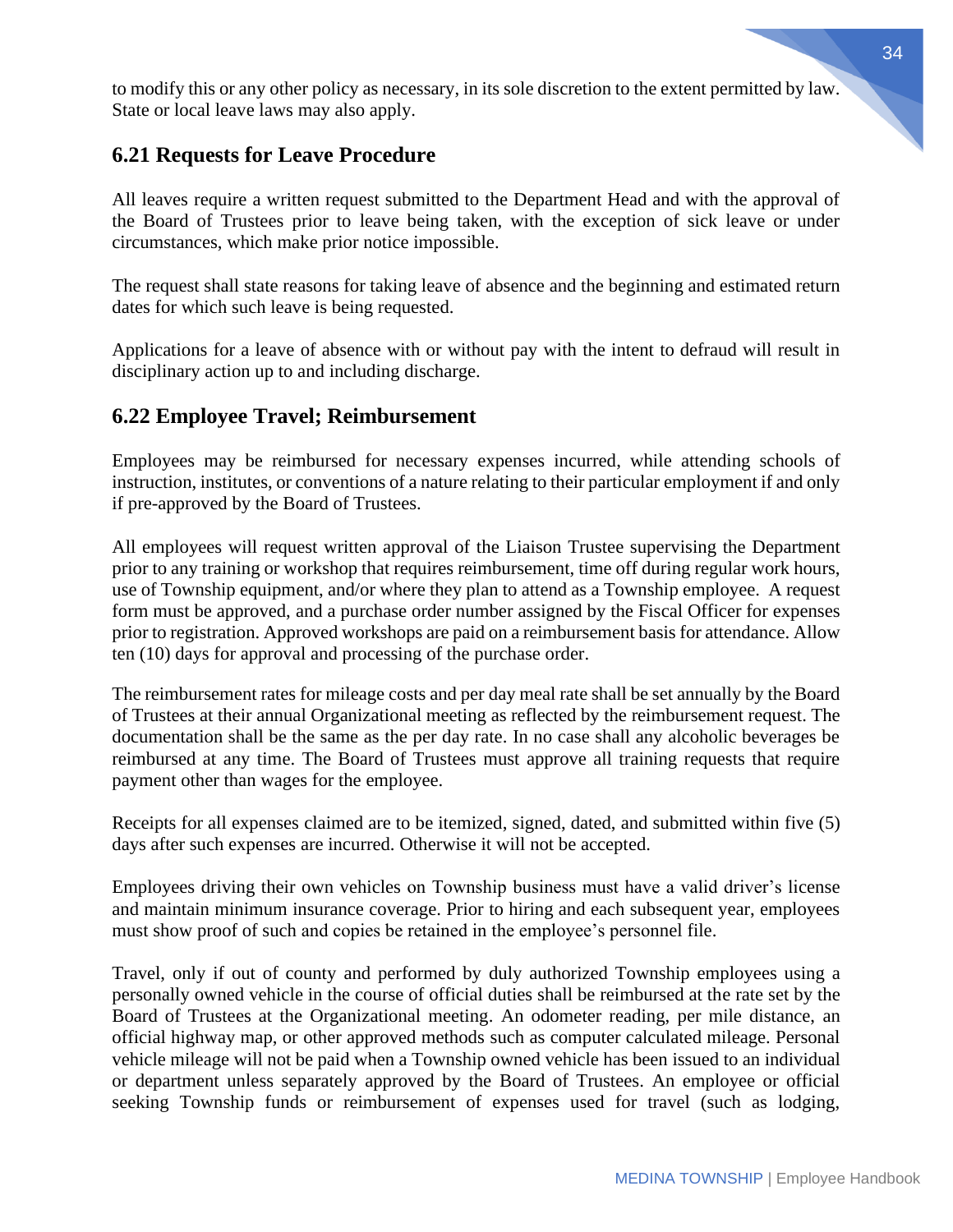to modify this or any other policy as necessary, in its sole discretion to the extent permitted by law. State or local leave laws may also apply.

## 6.21 Requests for Leave Procedure

All leaves require a written request submitted to the Department Head and with the approval of the Board of Trustees prior to leave being taken, with the exception of sick leave or under circumstances, which make prior notice impossible.

The request shall state reasons for taking leave of absence and the beginning and estimated return dates for which such leave is being requested.

Applications for a leave of absence with or without pay with the intent to defraud will result in disciplinary action up to and including discharge.

## 6.22 Employee Travel; Reimbursement

Employees may be reimbursed for necessary expenses incurred, while attending schools of instruction, institutes, or conventions of a nature relating to their particular employment if and only if pre-approved by the Board of Trustees.

All employees will request written approval of the Liaison Trustee supervising the Department prior to any training or workshop that requires reimbursement, time off during regular work hours, use of Township equipment, and/or where they plan to attend as a Township employee. A request form must be approved, and a purchase order number assigned by the Fiscal Officer for expenses prior to registration. Approved workshops are paid on a reimbursement basis for attendance. Allow ten (10) days for approval and processing of the purchase order.

The reimbursement rates for mileage costs and per day meal rate shall be set annually by the Board of Trustees at their annual Organizational meeting as reflected by the reimbursement request. The documentation shall be the same as the per day rate. In no case shall any alcoholic beverages be reimbursed at any time. The Board of Trustees must approve all training requests that require payment other than wages for the employee.

Receipts for all expenses claimed are to be itemized, signed, dated, and submitted within five (5) days after such expenses are incurred. Otherwise it will not be accepted.

Employees driving their own vehicles on Township business must have a valid driver's license and maintain minimum insurance coverage. Prior to hiring and each subsequent year, employees must show proof of such and copies be retained in the employee's personnel file.

Travel, only if out of county and performed by duly authorized Township employees using a personally owned vehicle in the course of official duties shall be reimbursed at the rate set by the Board of Trustees at the Organizational meeting. An odometer reading, per mile distance, an official highway map, or other approved methods such as computer calculated mileage. Personal vehicle mileage will not be paid when a Township owned vehicle has been issued to an individual or department unless separately approved by the Board of Trustees. An employee or official seeking Township funds or reimbursement of expenses used for travel (such as lodging,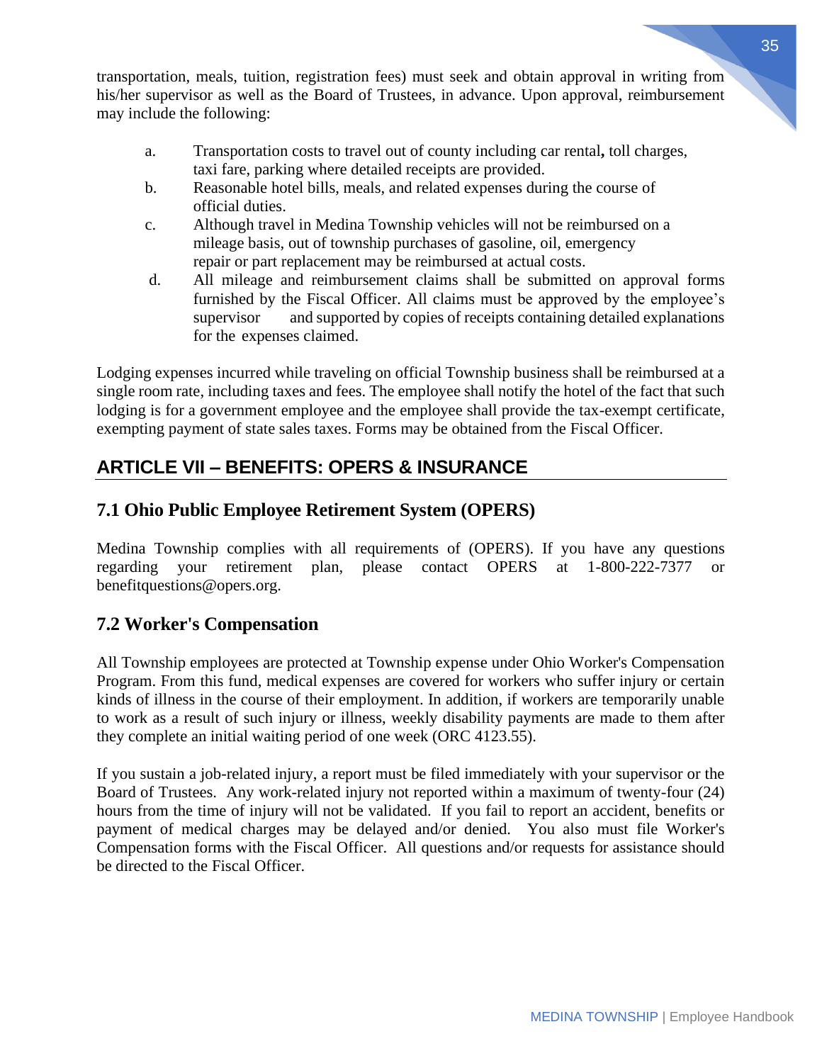transportation, meals, tuition, registration fees) must seek and obtain approval in writing from his/her supervisor as well as the Board of Trustees, in advance. Upon approval, reimbursement may include the following:

a. Transportation costs to travel out of county including car rental**,** toll charges, taxi fare, parking where detailed receipts are provided.
b. Reasonable hotel bills, meals, and related expenses during the course of official duties.
c. Although travel in Medina Township vehicles will not be reimbursed on a mileage basis, out of township purchases of gasoline, oil, emergency repair or part replacement may be reimbursed at actual costs.
d. All mileage and reimbursement claims shall be submitted on approval forms furnished by the Fiscal Officer. All claims must be approved by the employee's supervisor and supported by copies of receipts containing detailed explanations for the expenses claimed.

Lodging expenses incurred while traveling on official Township business shall be reimbursed at a single room rate, including taxes and fees. The employee shall notify the hotel of the fact that such lodging is for a government employee and the employee shall provide the tax-exempt certificate, exempting payment of state sales taxes. Forms may be obtained from the Fiscal Officer.

## ARTICLE VII – BENEFITS: OPERS & INSURANCE

### 7.1 Ohio Public Employee Retirement System (OPERS)

Medina Township complies with all requirements of (OPERS). If you have any questions regarding your retirement plan, please contact OPERS at 1-800-222-7377 or benefitquestions@opers.org.

### 7.2 Worker's Compensation

All Township employees are protected at Township expense under Ohio Worker's Compensation Program. From this fund, medical expenses are covered for workers who suffer injury or certain kinds of illness in the course of their employment. In addition, if workers are temporarily unable to work as a result of such injury or illness, weekly disability payments are made to them after they complete an initial waiting period of one week (ORC 4123.55).

If you sustain a job-related injury, a report must be filed immediately with your supervisor or the Board of Trustees. Any work-related injury not reported within a maximum of twenty-four (24) hours from the time of injury will not be validated. If you fail to report an accident, benefits or payment of medical charges may be delayed and/or denied. You also must file Worker's Compensation forms with the Fiscal Officer. All questions and/or requests for assistance should be directed to the Fiscal Officer.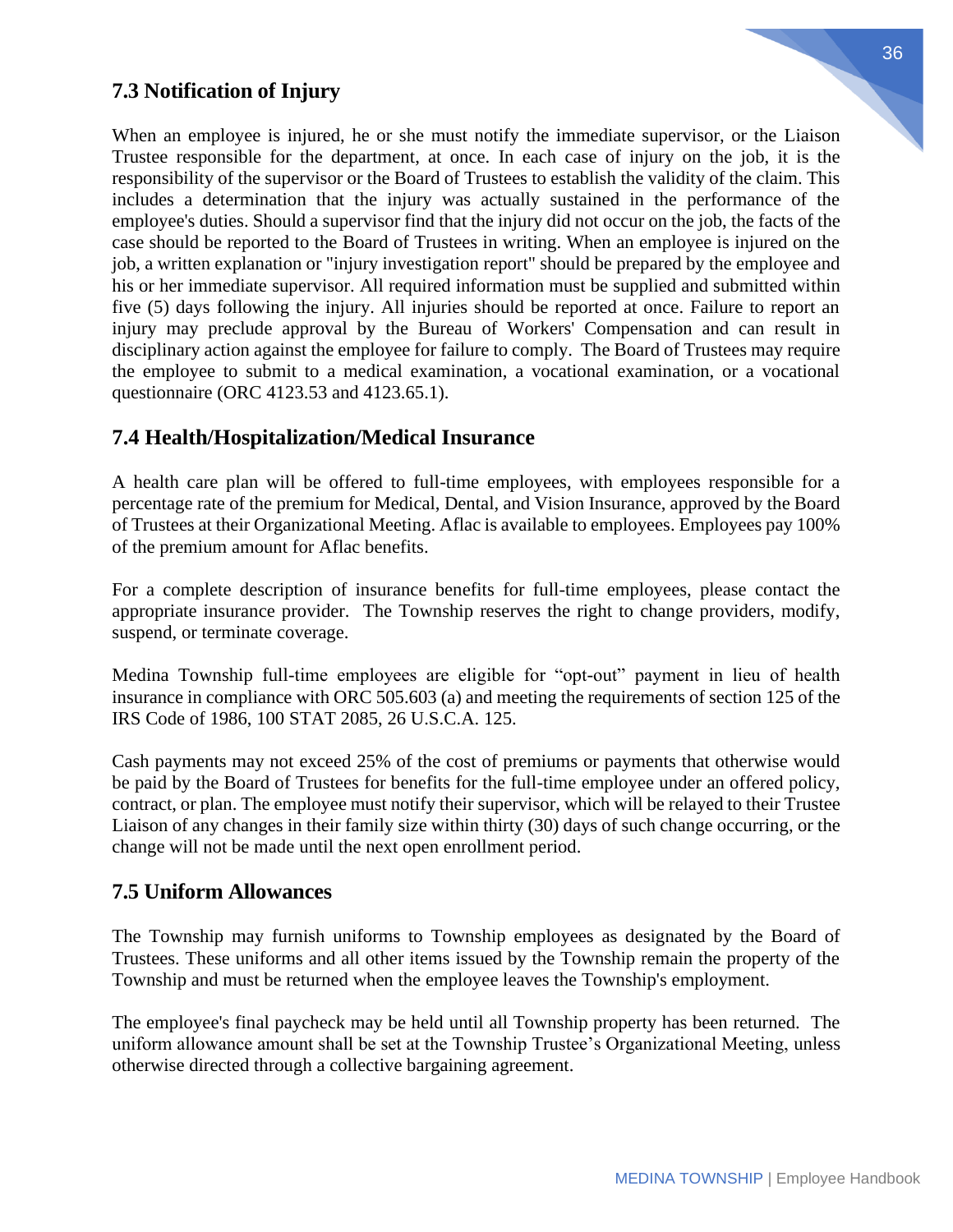## 7.3 Notification of Injury

When an employee is injured, he or she must notify the immediate supervisor, or the Liaison Trustee responsible for the department, at once. In each case of injury on the job, it is the responsibility of the supervisor or the Board of Trustees to establish the validity of the claim. This includes a determination that the injury was actually sustained in the performance of the employee's duties. Should a supervisor find that the injury did not occur on the job, the facts of the case should be reported to the Board of Trustees in writing. When an employee is injured on the job, a written explanation or "injury investigation report" should be prepared by the employee and his or her immediate supervisor. All required information must be supplied and submitted within five (5) days following the injury. All injuries should be reported at once. Failure to report an injury may preclude approval by the Bureau of Workers' Compensation and can result in disciplinary action against the employee for failure to comply. The Board of Trustees may require the employee to submit to a medical examination, a vocational examination, or a vocational questionnaire (ORC 4123.53 and 4123.65.1).

## 7.4 Health/Hospitalization/Medical Insurance

A health care plan will be offered to full-time employees, with employees responsible for a percentage rate of the premium for Medical, Dental, and Vision Insurance, approved by the Board of Trustees at their Organizational Meeting. Aflac is available to employees. Employees pay 100% of the premium amount for Aflac benefits.

For a complete description of insurance benefits for full-time employees, please contact the appropriate insurance provider. The Township reserves the right to change providers, modify, suspend, or terminate coverage.

Medina Township full-time employees are eligible for "opt-out" payment in lieu of health insurance in compliance with ORC 505.603 (a) and meeting the requirements of section 125 of the IRS Code of 1986, 100 STAT 2085, 26 U.S.C.A. 125.

Cash payments may not exceed 25% of the cost of premiums or payments that otherwise would be paid by the Board of Trustees for benefits for the full-time employee under an offered policy, contract, or plan. The employee must notify their supervisor, which will be relayed to their Trustee Liaison of any changes in their family size within thirty (30) days of such change occurring, or the change will not be made until the next open enrollment period.

## 7.5 Uniform Allowances

The Township may furnish uniforms to Township employees as designated by the Board of Trustees. These uniforms and all other items issued by the Township remain the property of the Township and must be returned when the employee leaves the Township's employment.

The employee's final paycheck may be held until all Township property has been returned. The uniform allowance amount shall be set at the Township Trustee's Organizational Meeting, unless otherwise directed through a collective bargaining agreement.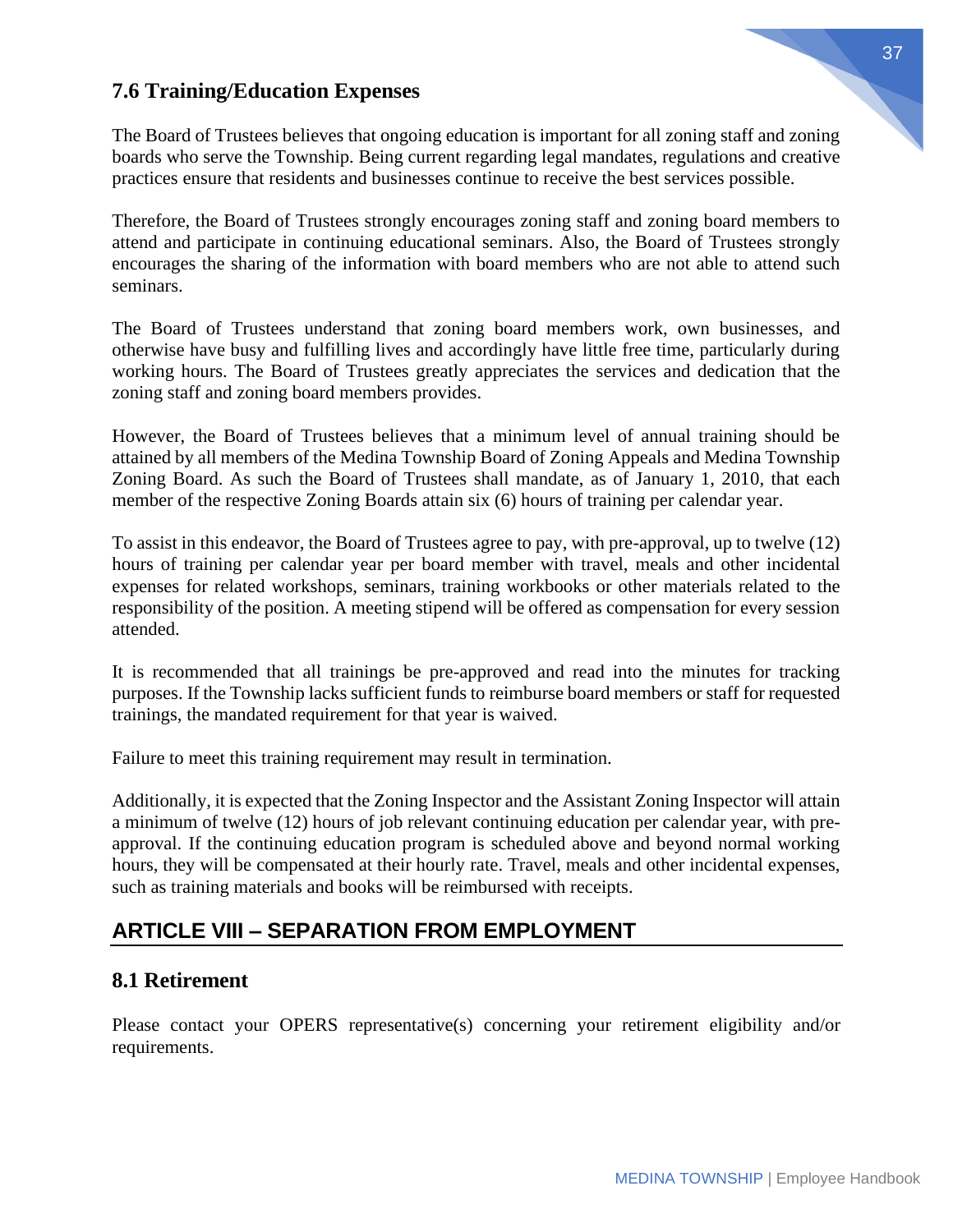### 7.6 Training/Education Expenses

The Board of Trustees believes that ongoing education is important for all zoning staff and zoning boards who serve the Township. Being current regarding legal mandates, regulations and creative practices ensure that residents and businesses continue to receive the best services possible.

Therefore, the Board of Trustees strongly encourages zoning staff and zoning board members to attend and participate in continuing educational seminars. Also, the Board of Trustees strongly encourages the sharing of the information with board members who are not able to attend such seminars.

The Board of Trustees understand that zoning board members work, own businesses, and otherwise have busy and fulfilling lives and accordingly have little free time, particularly during working hours. The Board of Trustees greatly appreciates the services and dedication that the zoning staff and zoning board members provides.

However, the Board of Trustees believes that a minimum level of annual training should be attained by all members of the Medina Township Board of Zoning Appeals and Medina Township Zoning Board. As such the Board of Trustees shall mandate, as of January 1, 2010, that each member of the respective Zoning Boards attain six (6) hours of training per calendar year.

To assist in this endeavor, the Board of Trustees agree to pay, with pre-approval, up to twelve (12) hours of training per calendar year per board member with travel, meals and other incidental expenses for related workshops, seminars, training workbooks or other materials related to the responsibility of the position. A meeting stipend will be offered as compensation for every session attended.

It is recommended that all trainings be pre-approved and read into the minutes for tracking purposes. If the Township lacks sufficient funds to reimburse board members or staff for requested trainings, the mandated requirement for that year is waived.

Failure to meet this training requirement may result in termination.

Additionally, it is expected that the Zoning Inspector and the Assistant Zoning Inspector will attain a minimum of twelve (12) hours of job relevant continuing education per calendar year, with pre-approval. If the continuing education program is scheduled above and beyond normal working hours, they will be compensated at their hourly rate. Travel, meals and other incidental expenses, such as training materials and books will be reimbursed with receipts.

## ARTICLE VIII – SEPARATION FROM EMPLOYMENT

### 8.1 Retirement

Please contact your OPERS representative(s) concerning your retirement eligibility and/or requirements.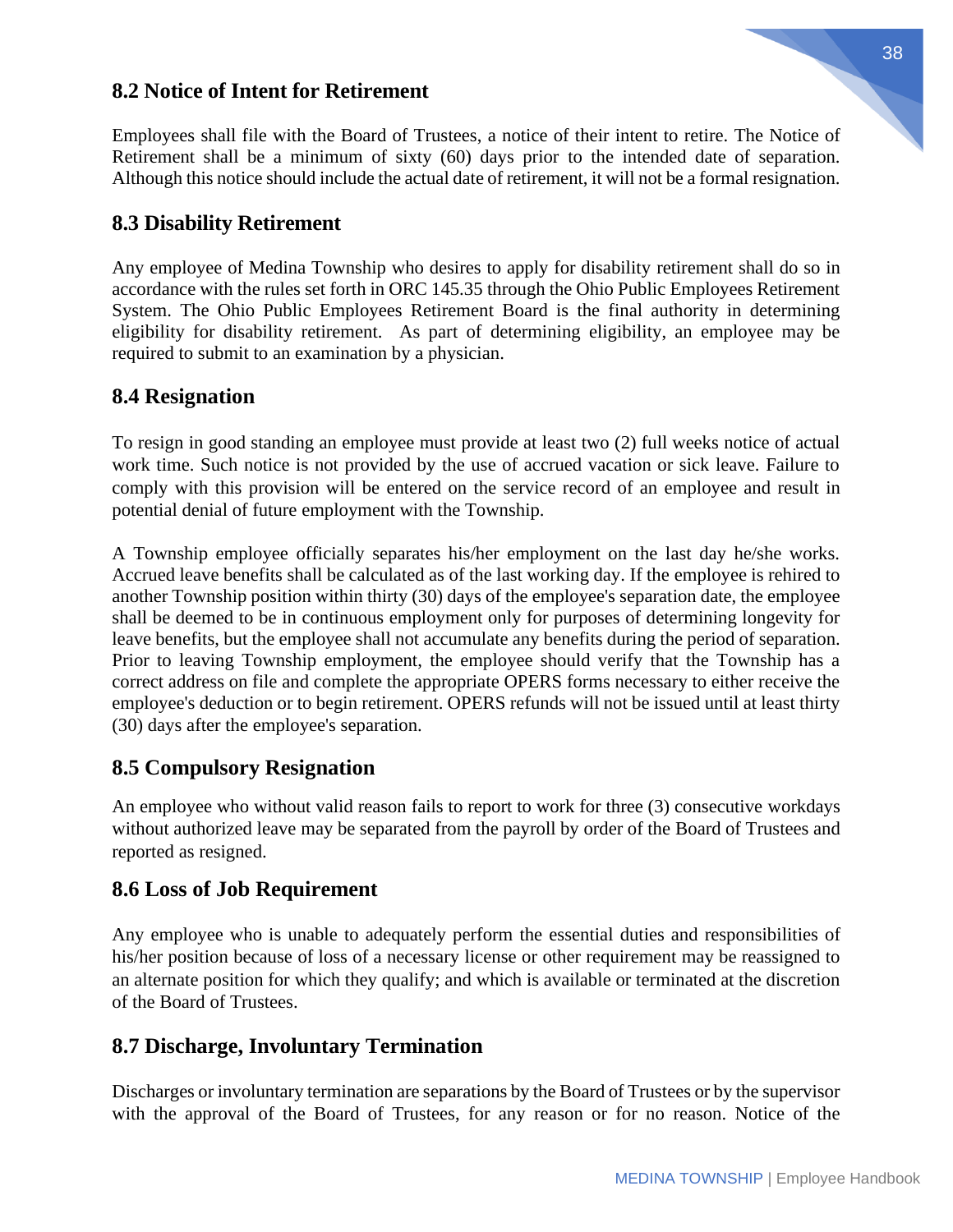## 8.2 Notice of Intent for Retirement

Employees shall file with the Board of Trustees, a notice of their intent to retire. The Notice of Retirement shall be a minimum of sixty (60) days prior to the intended date of separation. Although this notice should include the actual date of retirement, it will not be a formal resignation.

## 8.3 Disability Retirement

Any employee of Medina Township who desires to apply for disability retirement shall do so in accordance with the rules set forth in ORC 145.35 through the Ohio Public Employees Retirement System. The Ohio Public Employees Retirement Board is the final authority in determining eligibility for disability retirement. As part of determining eligibility, an employee may be required to submit to an examination by a physician.

## 8.4 Resignation

To resign in good standing an employee must provide at least two (2) full weeks notice of actual work time. Such notice is not provided by the use of accrued vacation or sick leave. Failure to comply with this provision will be entered on the service record of an employee and result in potential denial of future employment with the Township.

A Township employee officially separates his/her employment on the last day he/she works. Accrued leave benefits shall be calculated as of the last working day. If the employee is rehired to another Township position within thirty (30) days of the employee's separation date, the employee shall be deemed to be in continuous employment only for purposes of determining longevity for leave benefits, but the employee shall not accumulate any benefits during the period of separation. Prior to leaving Township employment, the employee should verify that the Township has a correct address on file and complete the appropriate OPERS forms necessary to either receive the employee's deduction or to begin retirement. OPERS refunds will not be issued until at least thirty (30) days after the employee's separation.

## 8.5 Compulsory Resignation

An employee who without valid reason fails to report to work for three (3) consecutive workdays without authorized leave may be separated from the payroll by order of the Board of Trustees and reported as resigned.

## 8.6 Loss of Job Requirement

Any employee who is unable to adequately perform the essential duties and responsibilities of his/her position because of loss of a necessary license or other requirement may be reassigned to an alternate position for which they qualify; and which is available or terminated at the discretion of the Board of Trustees.

## 8.7 Discharge, Involuntary Termination

Discharges or involuntary termination are separations by the Board of Trustees or by the supervisor with the approval of the Board of Trustees, for any reason or for no reason. Notice of the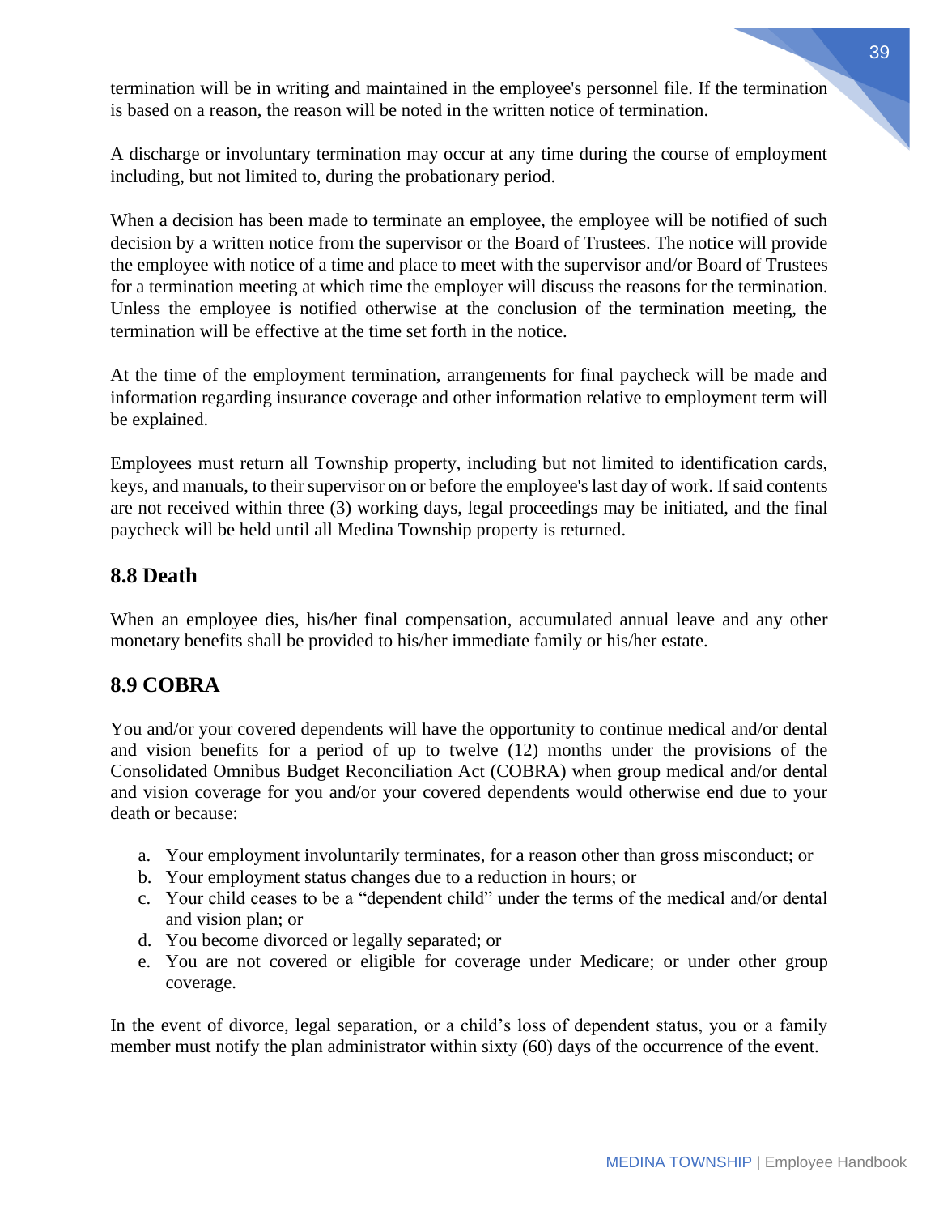termination will be in writing and maintained in the employee's personnel file. If the termination is based on a reason, the reason will be noted in the written notice of termination.

A discharge or involuntary termination may occur at any time during the course of employment including, but not limited to, during the probationary period.

When a decision has been made to terminate an employee, the employee will be notified of such decision by a written notice from the supervisor or the Board of Trustees. The notice will provide the employee with notice of a time and place to meet with the supervisor and/or Board of Trustees for a termination meeting at which time the employer will discuss the reasons for the termination. Unless the employee is notified otherwise at the conclusion of the termination meeting, the termination will be effective at the time set forth in the notice.

At the time of the employment termination, arrangements for final paycheck will be made and information regarding insurance coverage and other information relative to employment term will be explained.

Employees must return all Township property, including but not limited to identification cards, keys, and manuals, to their supervisor on or before the employee's last day of work. If said contents are not received within three (3) working days, legal proceedings may be initiated, and the final paycheck will be held until all Medina Township property is returned.

## 8.8 Death

When an employee dies, his/her final compensation, accumulated annual leave and any other monetary benefits shall be provided to his/her immediate family or his/her estate.

## 8.9 COBRA

You and/or your covered dependents will have the opportunity to continue medical and/or dental and vision benefits for a period of up to twelve (12) months under the provisions of the Consolidated Omnibus Budget Reconciliation Act (COBRA) when group medical and/or dental and vision coverage for you and/or your covered dependents would otherwise end due to your death or because:

a. Your employment involuntarily terminates, for a reason other than gross misconduct; or
b. Your employment status changes due to a reduction in hours; or
c. Your child ceases to be a “dependent child” under the terms of the medical and/or dental and vision plan; or
d. You become divorced or legally separated; or
e. You are not covered or eligible for coverage under Medicare; or under other group coverage.

In the event of divorce, legal separation, or a child’s loss of dependent status, you or a family member must notify the plan administrator within sixty (60) days of the occurrence of the event.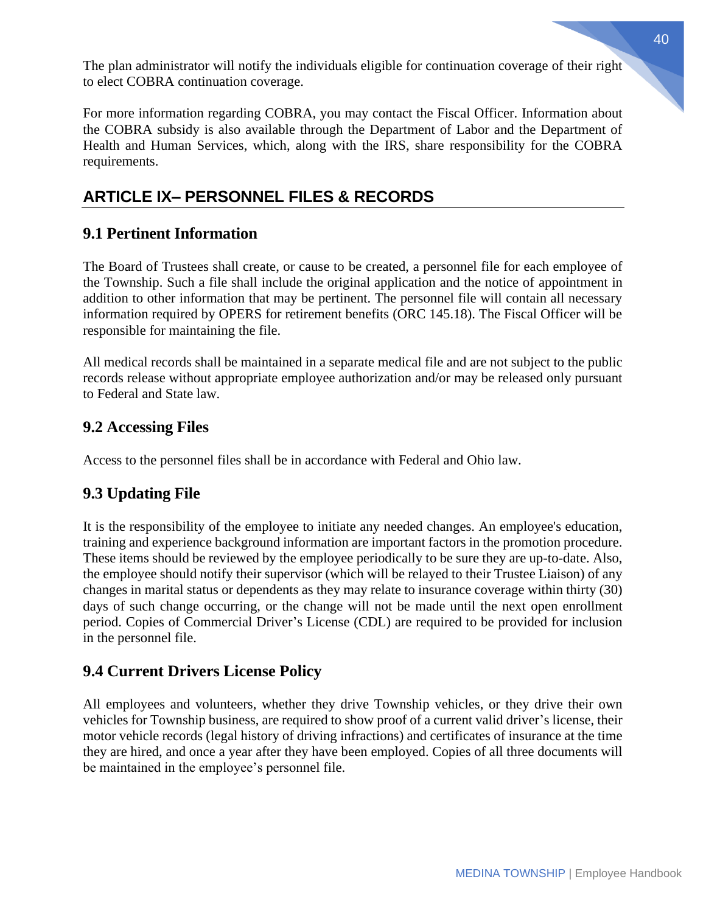The plan administrator will notify the individuals eligible for continuation coverage of their right to elect COBRA continuation coverage.

For more information regarding COBRA, you may contact the Fiscal Officer. Information about the COBRA subsidy is also available through the Department of Labor and the Department of Health and Human Services, which, along with the IRS, share responsibility for the COBRA requirements.

## ARTICLE IX– PERSONNEL FILES & RECORDS

### 9.1 Pertinent Information

The Board of Trustees shall create, or cause to be created, a personnel file for each employee of the Township. Such a file shall include the original application and the notice of appointment in addition to other information that may be pertinent. The personnel file will contain all necessary information required by OPERS for retirement benefits (ORC 145.18). The Fiscal Officer will be responsible for maintaining the file.

All medical records shall be maintained in a separate medical file and are not subject to the public records release without appropriate employee authorization and/or may be released only pursuant to Federal and State law.

### 9.2 Accessing Files

Access to the personnel files shall be in accordance with Federal and Ohio law.

### 9.3 Updating File

It is the responsibility of the employee to initiate any needed changes. An employee's education, training and experience background information are important factors in the promotion procedure. These items should be reviewed by the employee periodically to be sure they are up-to-date. Also, the employee should notify their supervisor (which will be relayed to their Trustee Liaison) of any changes in marital status or dependents as they may relate to insurance coverage within thirty (30) days of such change occurring, or the change will not be made until the next open enrollment period. Copies of Commercial Driver's License (CDL) are required to be provided for inclusion in the personnel file.

### 9.4 Current Drivers License Policy

All employees and volunteers, whether they drive Township vehicles, or they drive their own vehicles for Township business, are required to show proof of a current valid driver's license, their motor vehicle records (legal history of driving infractions) and certificates of insurance at the time they are hired, and once a year after they have been employed. Copies of all three documents will be maintained in the employee's personnel file.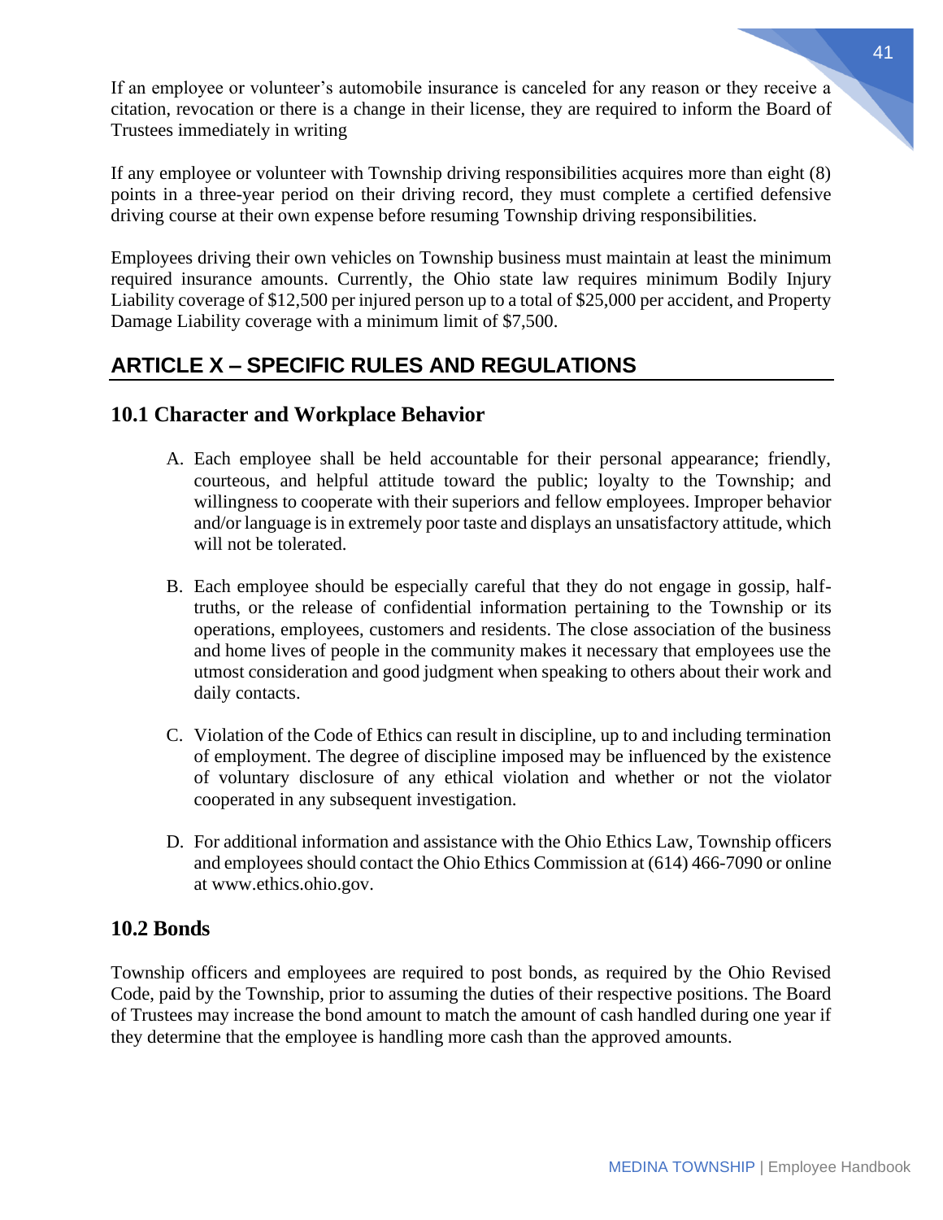If an employee or volunteer's automobile insurance is canceled for any reason or they receive a citation, revocation or there is a change in their license, they are required to inform the Board of Trustees immediately in writing

If any employee or volunteer with Township driving responsibilities acquires more than eight (8) points in a three-year period on their driving record, they must complete a certified defensive driving course at their own expense before resuming Township driving responsibilities.

Employees driving their own vehicles on Township business must maintain at least the minimum required insurance amounts. Currently, the Ohio state law requires minimum Bodily Injury Liability coverage of $12,500 per injured person up to a total of $25,000 per accident, and Property Damage Liability coverage with a minimum limit of $7,500.

## ARTICLE X – SPECIFIC RULES AND REGULATIONS

### 10.1 Character and Workplace Behavior

A. Each employee shall be held accountable for their personal appearance; friendly, courteous, and helpful attitude toward the public; loyalty to the Township; and willingness to cooperate with their superiors and fellow employees. Improper behavior and/or language is in extremely poor taste and displays an unsatisfactory attitude, which will not be tolerated.

B. Each employee should be especially careful that they do not engage in gossip, half-truths, or the release of confidential information pertaining to the Township or its operations, employees, customers and residents. The close association of the business and home lives of people in the community makes it necessary that employees use the utmost consideration and good judgment when speaking to others about their work and daily contacts.

C. Violation of the Code of Ethics can result in discipline, up to and including termination of employment. The degree of discipline imposed may be influenced by the existence of voluntary disclosure of any ethical violation and whether or not the violator cooperated in any subsequent investigation.

D. For additional information and assistance with the Ohio Ethics Law, Township officers and employees should contact the Ohio Ethics Commission at (614) 466-7090 or online at www.ethics.ohio.gov.

### 10.2 Bonds

Township officers and employees are required to post bonds, as required by the Ohio Revised Code, paid by the Township, prior to assuming the duties of their respective positions. The Board of Trustees may increase the bond amount to match the amount of cash handled during one year if they determine that the employee is handling more cash than the approved amounts.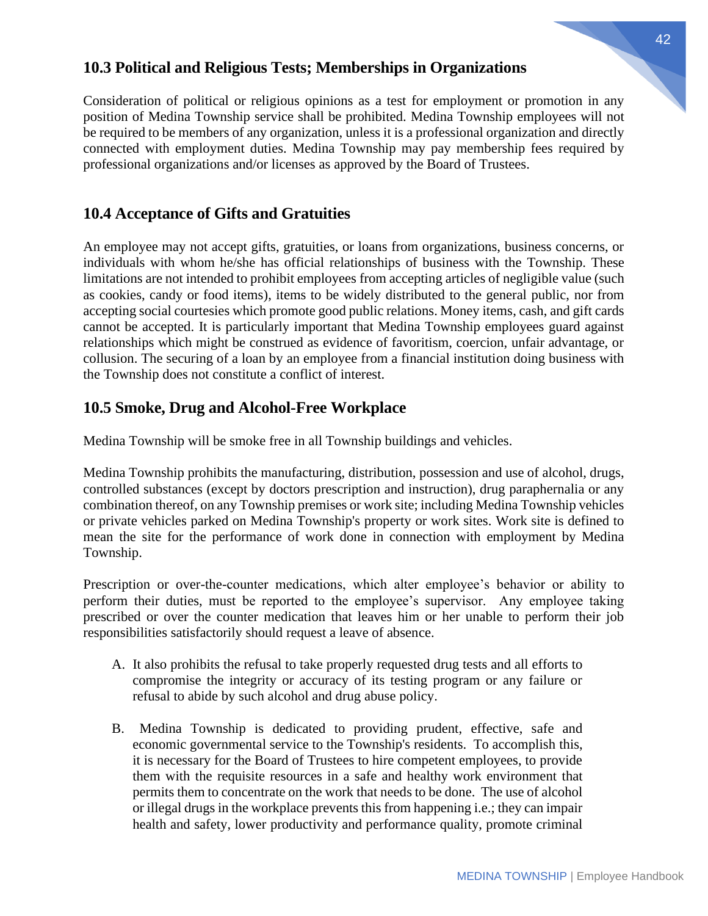## 10.3 Political and Religious Tests; Memberships in Organizations

Consideration of political or religious opinions as a test for employment or promotion in any position of Medina Township service shall be prohibited. Medina Township employees will not be required to be members of any organization, unless it is a professional organization and directly connected with employment duties. Medina Township may pay membership fees required by professional organizations and/or licenses as approved by the Board of Trustees.

## 10.4 Acceptance of Gifts and Gratuities

An employee may not accept gifts, gratuities, or loans from organizations, business concerns, or individuals with whom he/she has official relationships of business with the Township. These limitations are not intended to prohibit employees from accepting articles of negligible value (such as cookies, candy or food items), items to be widely distributed to the general public, nor from accepting social courtesies which promote good public relations. Money items, cash, and gift cards cannot be accepted. It is particularly important that Medina Township employees guard against relationships which might be construed as evidence of favoritism, coercion, unfair advantage, or collusion. The securing of a loan by an employee from a financial institution doing business with the Township does not constitute a conflict of interest.

## 10.5 Smoke, Drug and Alcohol-Free Workplace

Medina Township will be smoke free in all Township buildings and vehicles.

Medina Township prohibits the manufacturing, distribution, possession and use of alcohol, drugs, controlled substances (except by doctors prescription and instruction), drug paraphernalia or any combination thereof, on any Township premises or work site; including Medina Township vehicles or private vehicles parked on Medina Township's property or work sites. Work site is defined to mean the site for the performance of work done in connection with employment by Medina Township.

Prescription or over-the-counter medications, which alter employee's behavior or ability to perform their duties, must be reported to the employee's supervisor. Any employee taking prescribed or over the counter medication that leaves him or her unable to perform their job responsibilities satisfactorily should request a leave of absence.

A. It also prohibits the refusal to take properly requested drug tests and all efforts to compromise the integrity or accuracy of its testing program or any failure or refusal to abide by such alcohol and drug abuse policy.

B. Medina Township is dedicated to providing prudent, effective, safe and economic governmental service to the Township's residents. To accomplish this, it is necessary for the Board of Trustees to hire competent employees, to provide them with the requisite resources in a safe and healthy work environment that permits them to concentrate on the work that needs to be done. The use of alcohol or illegal drugs in the workplace prevents this from happening i.e.; they can impair health and safety, lower productivity and performance quality, promote criminal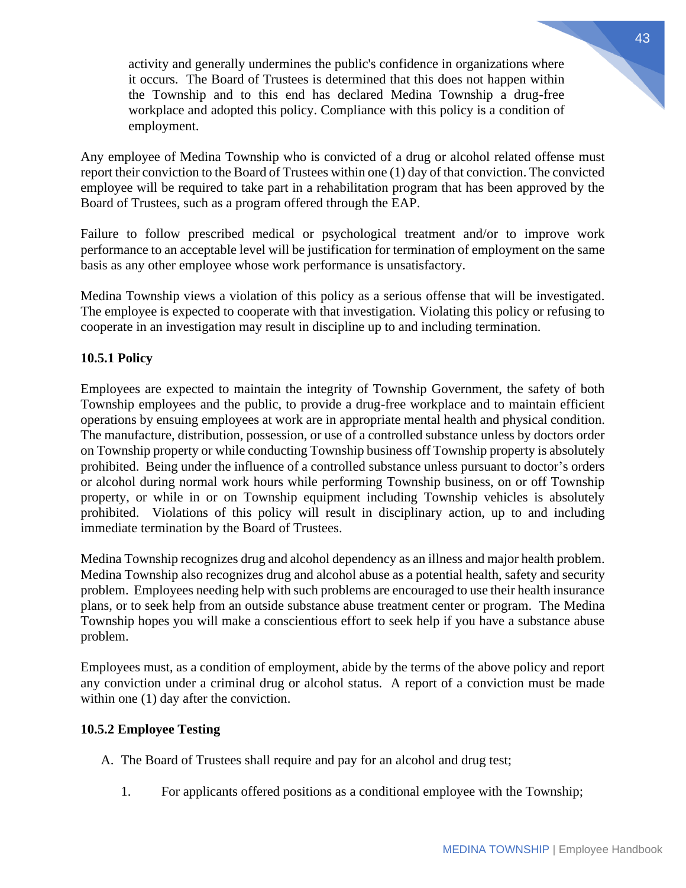activity and generally undermines the public's confidence in organizations where it occurs. The Board of Trustees is determined that this does not happen within the Township and to this end has declared Medina Township a drug-free workplace and adopted this policy. Compliance with this policy is a condition of employment.

Any employee of Medina Township who is convicted of a drug or alcohol related offense must report their conviction to the Board of Trustees within one (1) day of that conviction. The convicted employee will be required to take part in a rehabilitation program that has been approved by the Board of Trustees, such as a program offered through the EAP.

Failure to follow prescribed medical or psychological treatment and/or to improve work performance to an acceptable level will be justification for termination of employment on the same basis as any other employee whose work performance is unsatisfactory.

Medina Township views a violation of this policy as a serious offense that will be investigated. The employee is expected to cooperate with that investigation. Violating this policy or refusing to cooperate in an investigation may result in discipline up to and including termination.

**10.5.1 Policy**

Employees are expected to maintain the integrity of Township Government, the safety of both Township employees and the public, to provide a drug-free workplace and to maintain efficient operations by ensuing employees at work are in appropriate mental health and physical condition. The manufacture, distribution, possession, or use of a controlled substance unless by doctors order on Township property or while conducting Township business off Township property is absolutely prohibited. Being under the influence of a controlled substance unless pursuant to doctor's orders or alcohol during normal work hours while performing Township business, on or off Township property, or while in or on Township equipment including Township vehicles is absolutely prohibited. Violations of this policy will result in disciplinary action, up to and including immediate termination by the Board of Trustees.

Medina Township recognizes drug and alcohol dependency as an illness and major health problem. Medina Township also recognizes drug and alcohol abuse as a potential health, safety and security problem. Employees needing help with such problems are encouraged to use their health insurance plans, or to seek help from an outside substance abuse treatment center or program. The Medina Township hopes you will make a conscientious effort to seek help if you have a substance abuse problem.

Employees must, as a condition of employment, abide by the terms of the above policy and report any conviction under a criminal drug or alcohol status. A report of a conviction must be made within one (1) day after the conviction.

**10.5.2 Employee Testing**

A. The Board of Trustees shall require and pay for an alcohol and drug test;

   1. For applicants offered positions as a conditional employee with the Township;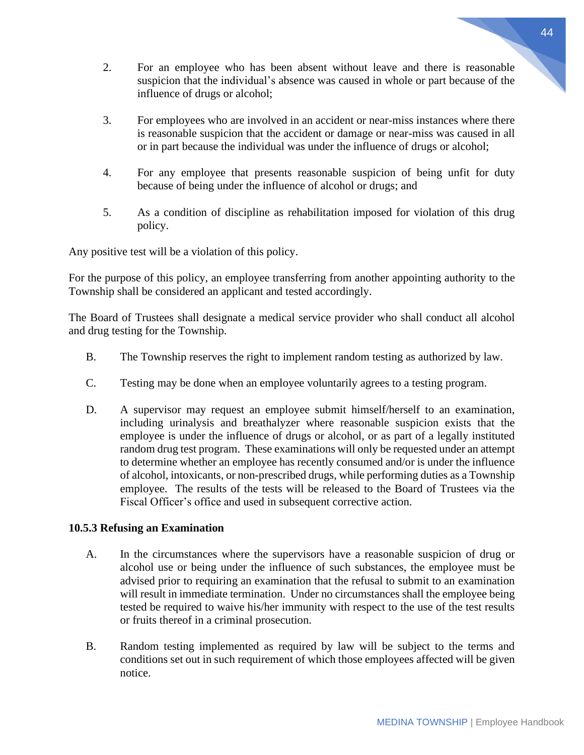2. For an employee who has been absent without leave and there is reasonable suspicion that the individual's absence was caused in whole or part because of the influence of drugs or alcohol;

3. For employees who are involved in an accident or near-miss instances where there is reasonable suspicion that the accident or damage or near-miss was caused in all or in part because the individual was under the influence of drugs or alcohol;

4. For any employee that presents reasonable suspicion of being unfit for duty because of being under the influence of alcohol or drugs; and

5. As a condition of discipline as rehabilitation imposed for violation of this drug policy.

Any positive test will be a violation of this policy.

For the purpose of this policy, an employee transferring from another appointing authority to the Township shall be considered an applicant and tested accordingly.

The Board of Trustees shall designate a medical service provider who shall conduct all alcohol and drug testing for the Township.

B. The Township reserves the right to implement random testing as authorized by law.

C. Testing may be done when an employee voluntarily agrees to a testing program.

D. A supervisor may request an employee submit himself/herself to an examination, including urinalysis and breathalyzer where reasonable suspicion exists that the employee is under the influence of drugs or alcohol, or as part of a legally instituted random drug test program. These examinations will only be requested under an attempt to determine whether an employee has recently consumed and/or is under the influence of alcohol, intoxicants, or non-prescribed drugs, while performing duties as a Township employee. The results of the tests will be released to the Board of Trustees via the Fiscal Officer's office and used in subsequent corrective action.

**10.5.3 Refusing an Examination**

A. In the circumstances where the supervisors have a reasonable suspicion of drug or alcohol use or being under the influence of such substances, the employee must be advised prior to requiring an examination that the refusal to submit to an examination will result in immediate termination. Under no circumstances shall the employee being tested be required to waive his/her immunity with respect to the use of the test results or fruits thereof in a criminal prosecution.

B. Random testing implemented as required by law will be subject to the terms and conditions set out in such requirement of which those employees affected will be given notice.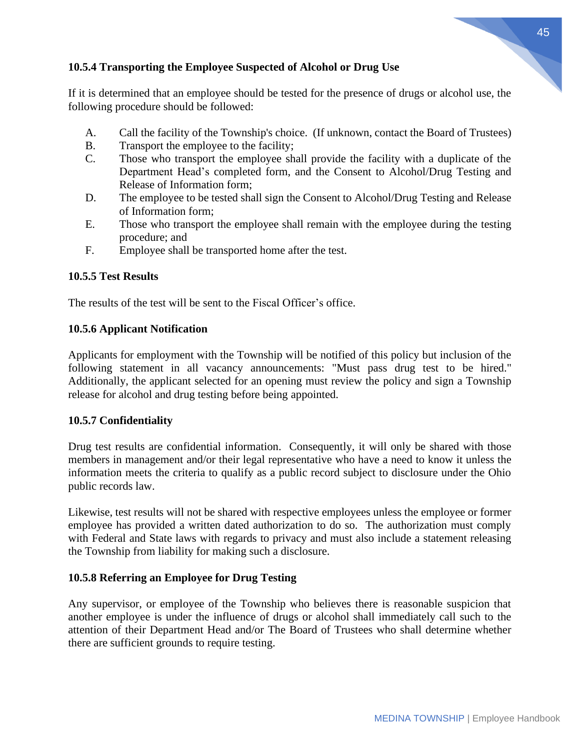### 10.5.4 Transporting the Employee Suspected of Alcohol or Drug Use

If it is determined that an employee should be tested for the presence of drugs or alcohol use, the following procedure should be followed:

A. Call the facility of the Township's choice. (If unknown, contact the Board of Trustees)
B. Transport the employee to the facility;
C. Those who transport the employee shall provide the facility with a duplicate of the Department Head's completed form, and the Consent to Alcohol/Drug Testing and Release of Information form;
D. The employee to be tested shall sign the Consent to Alcohol/Drug Testing and Release of Information form;
E. Those who transport the employee shall remain with the employee during the testing procedure; and
F. Employee shall be transported home after the test.

### 10.5.5 Test Results

The results of the test will be sent to the Fiscal Officer's office.

### 10.5.6 Applicant Notification

Applicants for employment with the Township will be notified of this policy but inclusion of the following statement in all vacancy announcements: "Must pass drug test to be hired." Additionally, the applicant selected for an opening must review the policy and sign a Township release for alcohol and drug testing before being appointed.

### 10.5.7 Confidentiality

Drug test results are confidential information. Consequently, it will only be shared with those members in management and/or their legal representative who have a need to know it unless the information meets the criteria to qualify as a public record subject to disclosure under the Ohio public records law.

Likewise, test results will not be shared with respective employees unless the employee or former employee has provided a written dated authorization to do so. The authorization must comply with Federal and State laws with regards to privacy and must also include a statement releasing the Township from liability for making such a disclosure.

### 10.5.8 Referring an Employee for Drug Testing

Any supervisor, or employee of the Township who believes there is reasonable suspicion that another employee is under the influence of drugs or alcohol shall immediately call such to the attention of their Department Head and/or The Board of Trustees who shall determine whether there are sufficient grounds to require testing.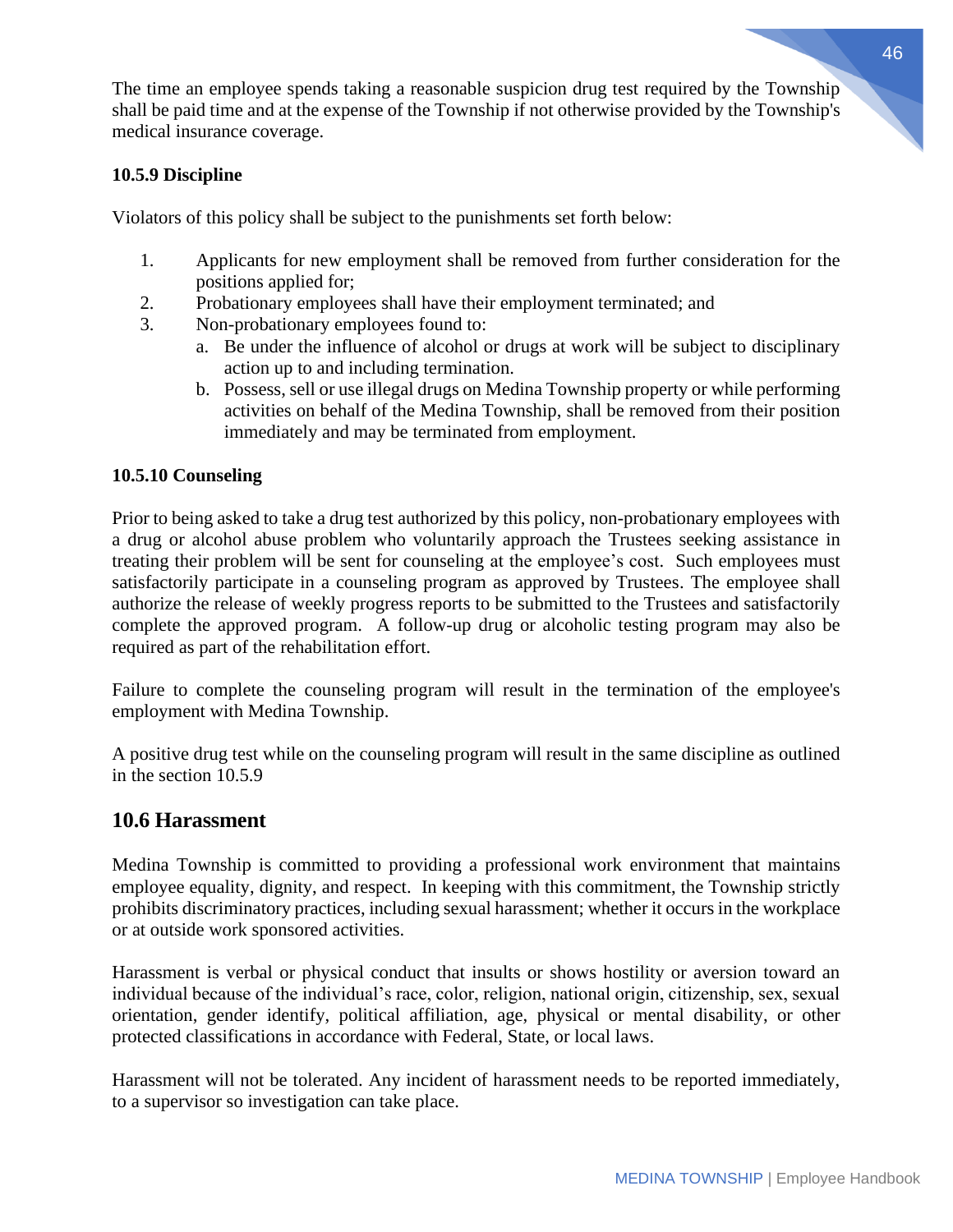The time an employee spends taking a reasonable suspicion drug test required by the Township shall be paid time and at the expense of the Township if not otherwise provided by the Township's medical insurance coverage.

**10.5.9 Discipline**

Violators of this policy shall be subject to the punishments set forth below:

1. Applicants for new employment shall be removed from further consideration for the positions applied for;
2. Probationary employees shall have their employment terminated; and
3. Non-probationary employees found to:
   a. Be under the influence of alcohol or drugs at work will be subject to disciplinary action up to and including termination.
   b. Possess, sell or use illegal drugs on Medina Township property or while performing activities on behalf of the Medina Township, shall be removed from their position immediately and may be terminated from employment.

**10.5.10 Counseling**

Prior to being asked to take a drug test authorized by this policy, non-probationary employees with a drug or alcohol abuse problem who voluntarily approach the Trustees seeking assistance in treating their problem will be sent for counseling at the employee's cost. Such employees must satisfactorily participate in a counseling program as approved by Trustees. The employee shall authorize the release of weekly progress reports to be submitted to the Trustees and satisfactorily complete the approved program. A follow-up drug or alcoholic testing program may also be required as part of the rehabilitation effort.

Failure to complete the counseling program will result in the termination of the employee's employment with Medina Township.

A positive drug test while on the counseling program will result in the same discipline as outlined in the section 10.5.9

## 10.6 Harassment

Medina Township is committed to providing a professional work environment that maintains employee equality, dignity, and respect. In keeping with this commitment, the Township strictly prohibits discriminatory practices, including sexual harassment; whether it occurs in the workplace or at outside work sponsored activities.

Harassment is verbal or physical conduct that insults or shows hostility or aversion toward an individual because of the individual's race, color, religion, national origin, citizenship, sex, sexual orientation, gender identify, political affiliation, age, physical or mental disability, or other protected classifications in accordance with Federal, State, or local laws.

Harassment will not be tolerated. Any incident of harassment needs to be reported immediately, to a supervisor so investigation can take place.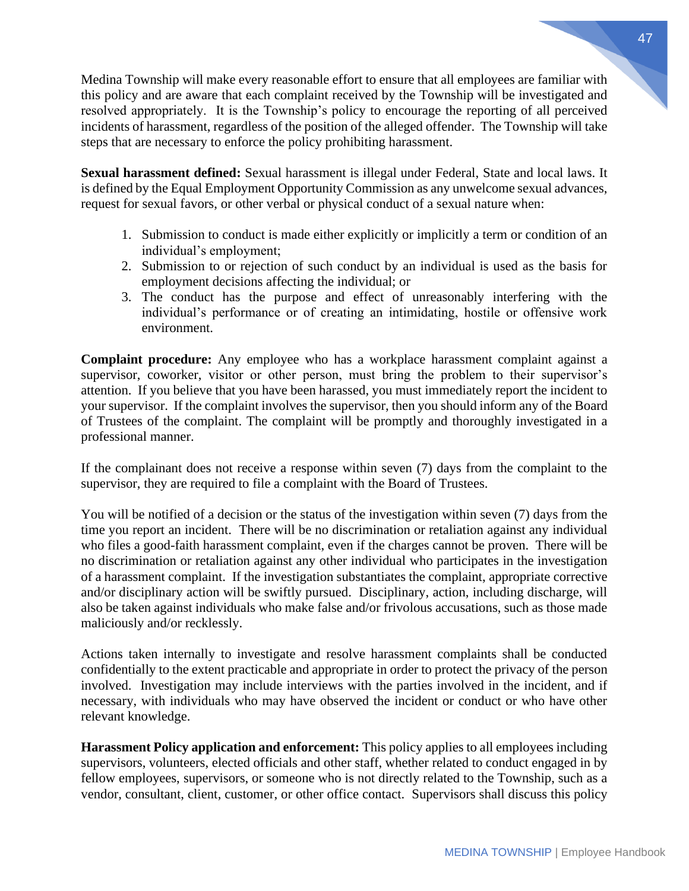Medina Township will make every reasonable effort to ensure that all employees are familiar with this policy and are aware that each complaint received by the Township will be investigated and resolved appropriately. It is the Township's policy to encourage the reporting of all perceived incidents of harassment, regardless of the position of the alleged offender. The Township will take steps that are necessary to enforce the policy prohibiting harassment.

**Sexual harassment defined:** Sexual harassment is illegal under Federal, State and local laws. It is defined by the Equal Employment Opportunity Commission as any unwelcome sexual advances, request for sexual favors, or other verbal or physical conduct of a sexual nature when:

1. Submission to conduct is made either explicitly or implicitly a term or condition of an individual's employment;
2. Submission to or rejection of such conduct by an individual is used as the basis for employment decisions affecting the individual; or
3. The conduct has the purpose and effect of unreasonably interfering with the individual's performance or of creating an intimidating, hostile or offensive work environment.

**Complaint procedure:** Any employee who has a workplace harassment complaint against a supervisor, coworker, visitor or other person, must bring the problem to their supervisor's attention. If you believe that you have been harassed, you must immediately report the incident to your supervisor. If the complaint involves the supervisor, then you should inform any of the Board of Trustees of the complaint. The complaint will be promptly and thoroughly investigated in a professional manner.

If the complainant does not receive a response within seven (7) days from the complaint to the supervisor, they are required to file a complaint with the Board of Trustees.

You will be notified of a decision or the status of the investigation within seven (7) days from the time you report an incident. There will be no discrimination or retaliation against any individual who files a good-faith harassment complaint, even if the charges cannot be proven. There will be no discrimination or retaliation against any other individual who participates in the investigation of a harassment complaint. If the investigation substantiates the complaint, appropriate corrective and/or disciplinary action will be swiftly pursued. Disciplinary, action, including discharge, will also be taken against individuals who make false and/or frivolous accusations, such as those made maliciously and/or recklessly.

Actions taken internally to investigate and resolve harassment complaints shall be conducted confidentially to the extent practicable and appropriate in order to protect the privacy of the person involved. Investigation may include interviews with the parties involved in the incident, and if necessary, with individuals who may have observed the incident or conduct or who have other relevant knowledge.

**Harassment Policy application and enforcement:** This policy applies to all employees including supervisors, volunteers, elected officials and other staff, whether related to conduct engaged in by fellow employees, supervisors, or someone who is not directly related to the Township, such as a vendor, consultant, client, customer, or other office contact. Supervisors shall discuss this policy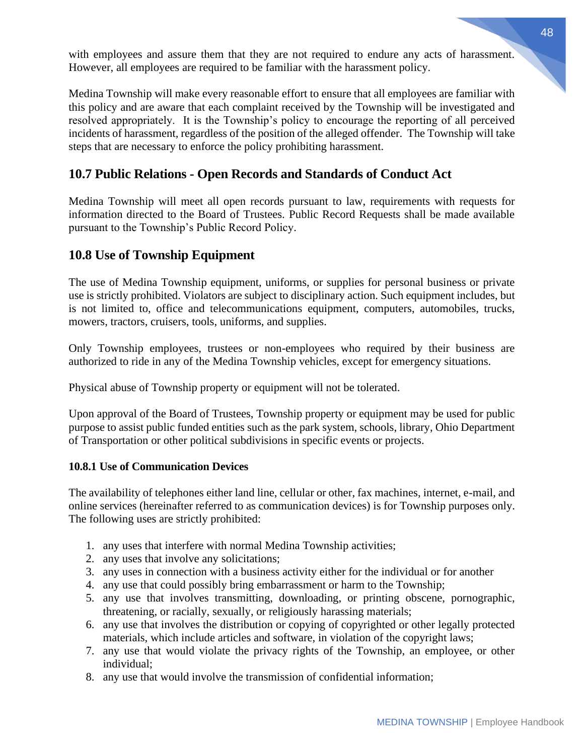with employees and assure them that they are not required to endure any acts of harassment. However, all employees are required to be familiar with the harassment policy.

Medina Township will make every reasonable effort to ensure that all employees are familiar with this policy and are aware that each complaint received by the Township will be investigated and resolved appropriately. It is the Township's policy to encourage the reporting of all perceived incidents of harassment, regardless of the position of the alleged offender. The Township will take steps that are necessary to enforce the policy prohibiting harassment.

## 10.7 Public Relations - Open Records and Standards of Conduct Act

Medina Township will meet all open records pursuant to law, requirements with requests for information directed to the Board of Trustees. Public Record Requests shall be made available pursuant to the Township's Public Record Policy.

## 10.8 Use of Township Equipment

The use of Medina Township equipment, uniforms, or supplies for personal business or private use is strictly prohibited. Violators are subject to disciplinary action. Such equipment includes, but is not limited to, office and telecommunications equipment, computers, automobiles, trucks, mowers, tractors, cruisers, tools, uniforms, and supplies.

Only Township employees, trustees or non-employees who required by their business are authorized to ride in any of the Medina Township vehicles, except for emergency situations.

Physical abuse of Township property or equipment will not be tolerated.

Upon approval of the Board of Trustees, Township property or equipment may be used for public purpose to assist public funded entities such as the park system, schools, library, Ohio Department of Transportation or other political subdivisions in specific events or projects.

#### 10.8.1 Use of Communication Devices

The availability of telephones either land line, cellular or other, fax machines, internet, e-mail, and online services (hereinafter referred to as communication devices) is for Township purposes only. The following uses are strictly prohibited:

1. any uses that interfere with normal Medina Township activities;
2. any uses that involve any solicitations;
3. any uses in connection with a business activity either for the individual or for another
4. any use that could possibly bring embarrassment or harm to the Township;
5. any use that involves transmitting, downloading, or printing obscene, pornographic, threatening, or racially, sexually, or religiously harassing materials;
6. any use that involves the distribution or copying of copyrighted or other legally protected materials, which include articles and software, in violation of the copyright laws;
7. any use that would violate the privacy rights of the Township, an employee, or other individual;
8. any use that would involve the transmission of confidential information;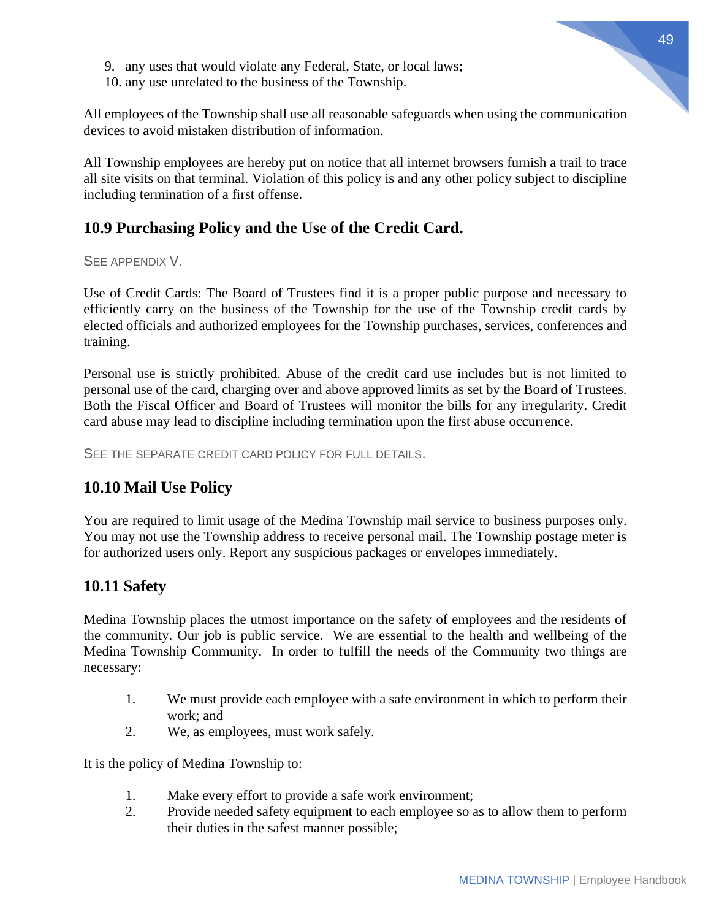9. any uses that would violate any Federal, State, or local laws;
10. any use unrelated to the business of the Township.

All employees of the Township shall use all reasonable safeguards when using the communication devices to avoid mistaken distribution of information.

All Township employees are hereby put on notice that all internet browsers furnish a trail to trace all site visits on that terminal. Violation of this policy is and any other policy subject to discipline including termination of a first offense.

## 10.9 Purchasing Policy and the Use of the Credit Card.

SEE APPENDIX V.

Use of Credit Cards: The Board of Trustees find it is a proper public purpose and necessary to efficiently carry on the business of the Township for the use of the Township credit cards by elected officials and authorized employees for the Township purchases, services, conferences and training.

Personal use is strictly prohibited. Abuse of the credit card use includes but is not limited to personal use of the card, charging over and above approved limits as set by the Board of Trustees. Both the Fiscal Officer and Board of Trustees will monitor the bills for any irregularity. Credit card abuse may lead to discipline including termination upon the first abuse occurrence.

SEE THE SEPARATE CREDIT CARD POLICY FOR FULL DETAILS.

## 10.10 Mail Use Policy

You are required to limit usage of the Medina Township mail service to business purposes only. You may not use the Township address to receive personal mail. The Township postage meter is for authorized users only. Report any suspicious packages or envelopes immediately.

## 10.11 Safety

Medina Township places the utmost importance on the safety of employees and the residents of the community. Our job is public service. We are essential to the health and wellbeing of the Medina Township Community. In order to fulfill the needs of the Community two things are necessary:

1. We must provide each employee with a safe environment in which to perform their work; and
2. We, as employees, must work safely.

It is the policy of Medina Township to:

1. Make every effort to provide a safe work environment;
2. Provide needed safety equipment to each employee so as to allow them to perform their duties in the safest manner possible;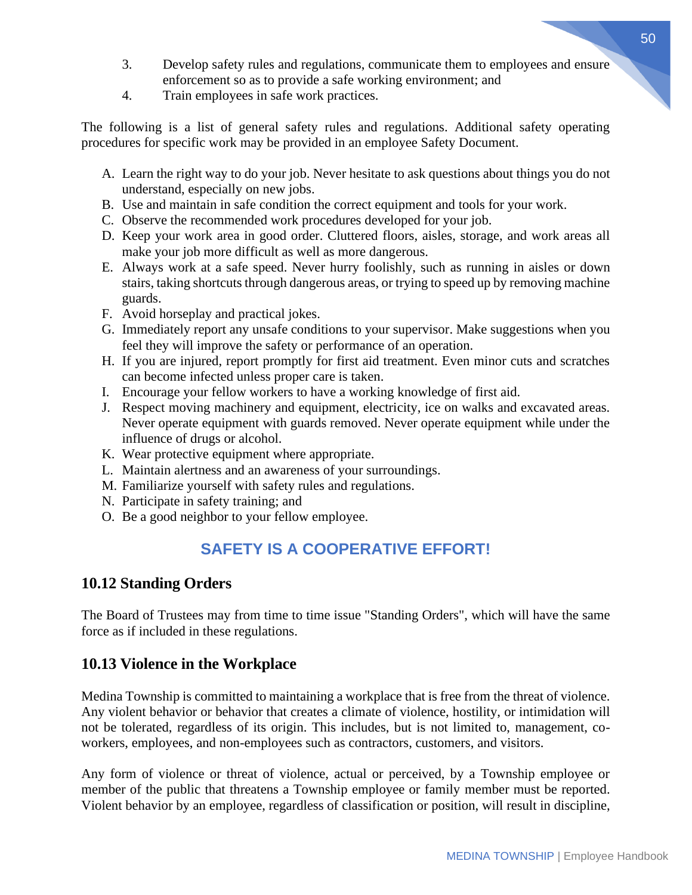3. Develop safety rules and regulations, communicate them to employees and ensure enforcement so as to provide a safe working environment; and
4. Train employees in safe work practices.

The following is a list of general safety rules and regulations. Additional safety operating procedures for specific work may be provided in an employee Safety Document.

A. Learn the right way to do your job. Never hesitate to ask questions about things you do not understand, especially on new jobs.
B. Use and maintain in safe condition the correct equipment and tools for your work.
C. Observe the recommended work procedures developed for your job.
D. Keep your work area in good order. Cluttered floors, aisles, storage, and work areas all make your job more difficult as well as more dangerous.
E. Always work at a safe speed. Never hurry foolishly, such as running in aisles or down stairs, taking shortcuts through dangerous areas, or trying to speed up by removing machine guards.
F. Avoid horseplay and practical jokes.
G. Immediately report any unsafe conditions to your supervisor. Make suggestions when you feel they will improve the safety or performance of an operation.
H. If you are injured, report promptly for first aid treatment. Even minor cuts and scratches can become infected unless proper care is taken.
I. Encourage your fellow workers to have a working knowledge of first aid.
J. Respect moving machinery and equipment, electricity, ice on walks and excavated areas. Never operate equipment with guards removed. Never operate equipment while under the influence of drugs or alcohol.
K. Wear protective equipment where appropriate.
L. Maintain alertness and an awareness of your surroundings.
M. Familiarize yourself with safety rules and regulations.
N. Participate in safety training; and
O. Be a good neighbor to your fellow employee.

**SAFETY IS A COOPERATIVE EFFORT!**

## 10.12 Standing Orders

The Board of Trustees may from time to time issue "Standing Orders", which will have the same force as if included in these regulations.

## 10.13 Violence in the Workplace

Medina Township is committed to maintaining a workplace that is free from the threat of violence. Any violent behavior or behavior that creates a climate of violence, hostility, or intimidation will not be tolerated, regardless of its origin. This includes, but is not limited to, management, co-workers, employees, and non-employees such as contractors, customers, and visitors.

Any form of violence or threat of violence, actual or perceived, by a Township employee or member of the public that threatens a Township employee or family member must be reported. Violent behavior by an employee, regardless of classification or position, will result in discipline,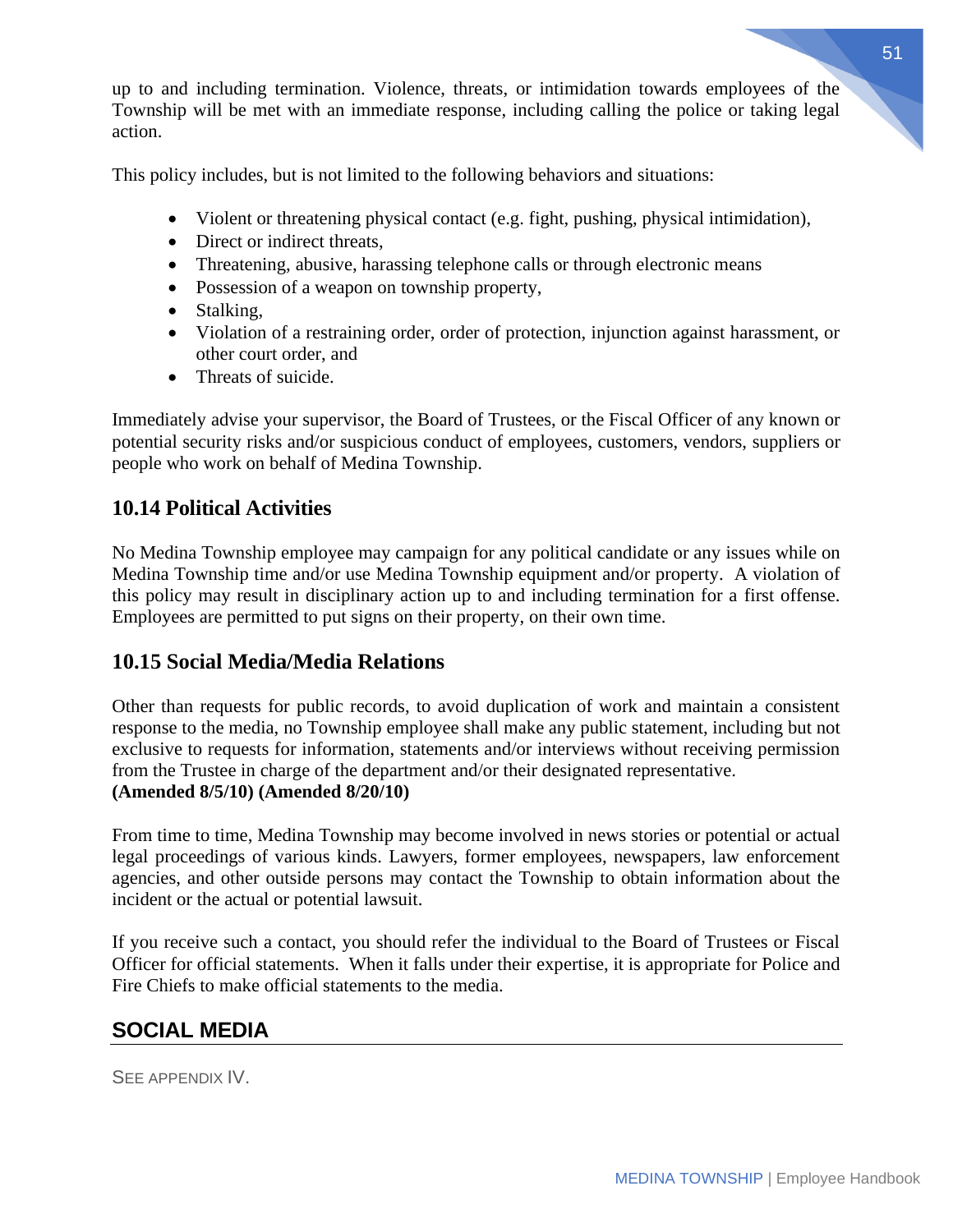up to and including termination. Violence, threats, or intimidation towards employees of the Township will be met with an immediate response, including calling the police or taking legal action.

This policy includes, but is not limited to the following behaviors and situations:

- Violent or threatening physical contact (e.g. fight, pushing, physical intimidation),
- Direct or indirect threats,
- Threatening, abusive, harassing telephone calls or through electronic means
- Possession of a weapon on township property,
- Stalking,
- Violation of a restraining order, order of protection, injunction against harassment, or other court order, and
- Threats of suicide.

Immediately advise your supervisor, the Board of Trustees, or the Fiscal Officer of any known or potential security risks and/or suspicious conduct of employees, customers, vendors, suppliers or people who work on behalf of Medina Township.

## 10.14 Political Activities

No Medina Township employee may campaign for any political candidate or any issues while on Medina Township time and/or use Medina Township equipment and/or property. A violation of this policy may result in disciplinary action up to and including termination for a first offense. Employees are permitted to put signs on their property, on their own time.

## 10.15 Social Media/Media Relations

Other than requests for public records, to avoid duplication of work and maintain a consistent response to the media, no Township employee shall make any public statement, including but not exclusive to requests for information, statements and/or interviews without receiving permission from the Trustee in charge of the department and/or their designated representative.
**(Amended 8/5/10) (Amended 8/20/10)**

From time to time, Medina Township may become involved in news stories or potential or actual legal proceedings of various kinds. Lawyers, former employees, newspapers, law enforcement agencies, and other outside persons may contact the Township to obtain information about the incident or the actual or potential lawsuit.

If you receive such a contact, you should refer the individual to the Board of Trustees or Fiscal Officer for official statements. When it falls under their expertise, it is appropriate for Police and Fire Chiefs to make official statements to the media.

## SOCIAL MEDIA

SEE APPENDIX IV.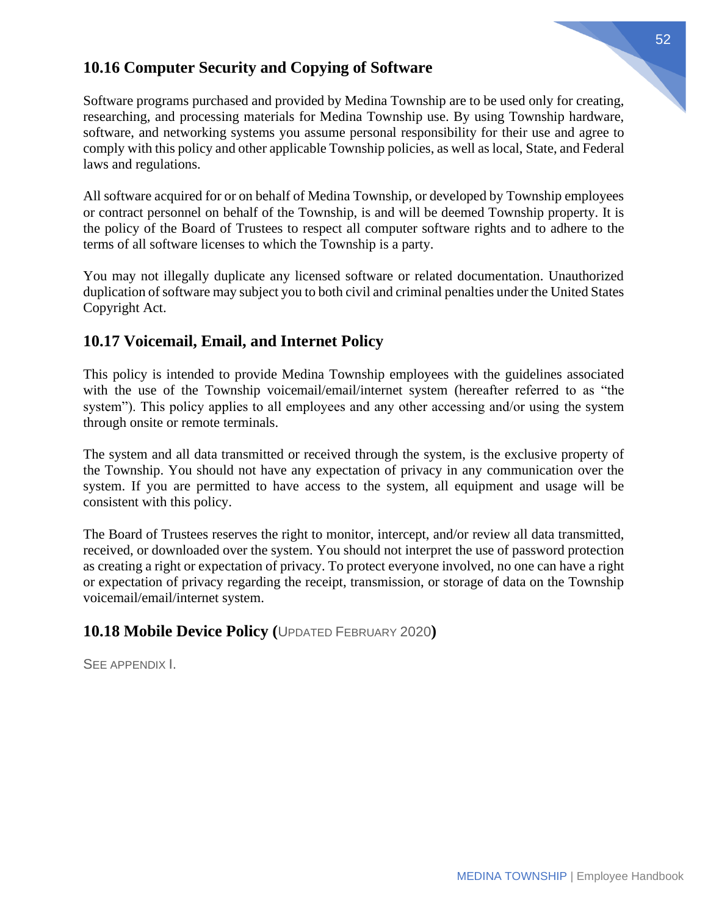## 10.16 Computer Security and Copying of Software

Software programs purchased and provided by Medina Township are to be used only for creating, researching, and processing materials for Medina Township use. By using Township hardware, software, and networking systems you assume personal responsibility for their use and agree to comply with this policy and other applicable Township policies, as well as local, State, and Federal laws and regulations.

All software acquired for or on behalf of Medina Township, or developed by Township employees or contract personnel on behalf of the Township, is and will be deemed Township property. It is the policy of the Board of Trustees to respect all computer software rights and to adhere to the terms of all software licenses to which the Township is a party.

You may not illegally duplicate any licensed software or related documentation. Unauthorized duplication of software may subject you to both civil and criminal penalties under the United States Copyright Act.

## 10.17 Voicemail, Email, and Internet Policy

This policy is intended to provide Medina Township employees with the guidelines associated with the use of the Township voicemail/email/internet system (hereafter referred to as "the system"). This policy applies to all employees and any other accessing and/or using the system through onsite or remote terminals.

The system and all data transmitted or received through the system, is the exclusive property of the Township. You should not have any expectation of privacy in any communication over the system. If you are permitted to have access to the system, all equipment and usage will be consistent with this policy.

The Board of Trustees reserves the right to monitor, intercept, and/or review all data transmitted, received, or downloaded over the system. You should not interpret the use of password protection as creating a right or expectation of privacy. To protect everyone involved, no one can have a right or expectation of privacy regarding the receipt, transmission, or storage of data on the Township voicemail/email/internet system.

## 10.18 Mobile Device Policy (UPDATED FEBRUARY 2020)

SEE APPENDIX I.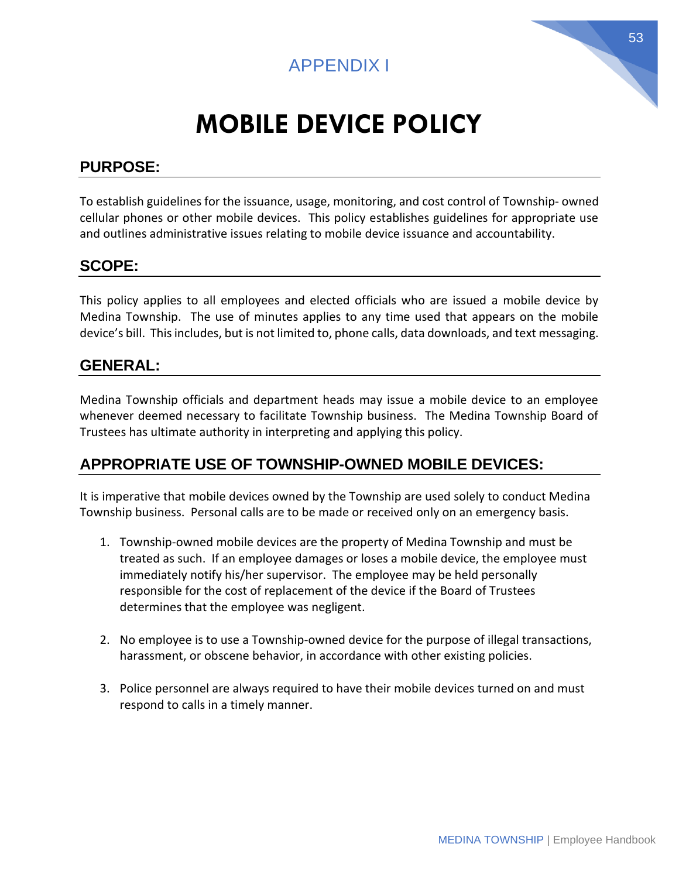APPENDIX I

# MOBILE DEVICE POLICY

## PURPOSE:

To establish guidelines for the issuance, usage, monitoring, and cost control of Township- owned cellular phones or other mobile devices. This policy establishes guidelines for appropriate use and outlines administrative issues relating to mobile device issuance and accountability.

## SCOPE:

This policy applies to all employees and elected officials who are issued a mobile device by Medina Township. The use of minutes applies to any time used that appears on the mobile device's bill. This includes, but is not limited to, phone calls, data downloads, and text messaging.

## GENERAL:

Medina Township officials and department heads may issue a mobile device to an employee whenever deemed necessary to facilitate Township business. The Medina Township Board of Trustees has ultimate authority in interpreting and applying this policy.

## APPROPRIATE USE OF TOWNSHIP-OWNED MOBILE DEVICES:

It is imperative that mobile devices owned by the Township are used solely to conduct Medina Township business. Personal calls are to be made or received only on an emergency basis.

1. Township-owned mobile devices are the property of Medina Township and must be treated as such. If an employee damages or loses a mobile device, the employee must immediately notify his/her supervisor. The employee may be held personally responsible for the cost of replacement of the device if the Board of Trustees determines that the employee was negligent.

2. No employee is to use a Township-owned device for the purpose of illegal transactions, harassment, or obscene behavior, in accordance with other existing policies.

3. Police personnel are always required to have their mobile devices turned on and must respond to calls in a timely manner.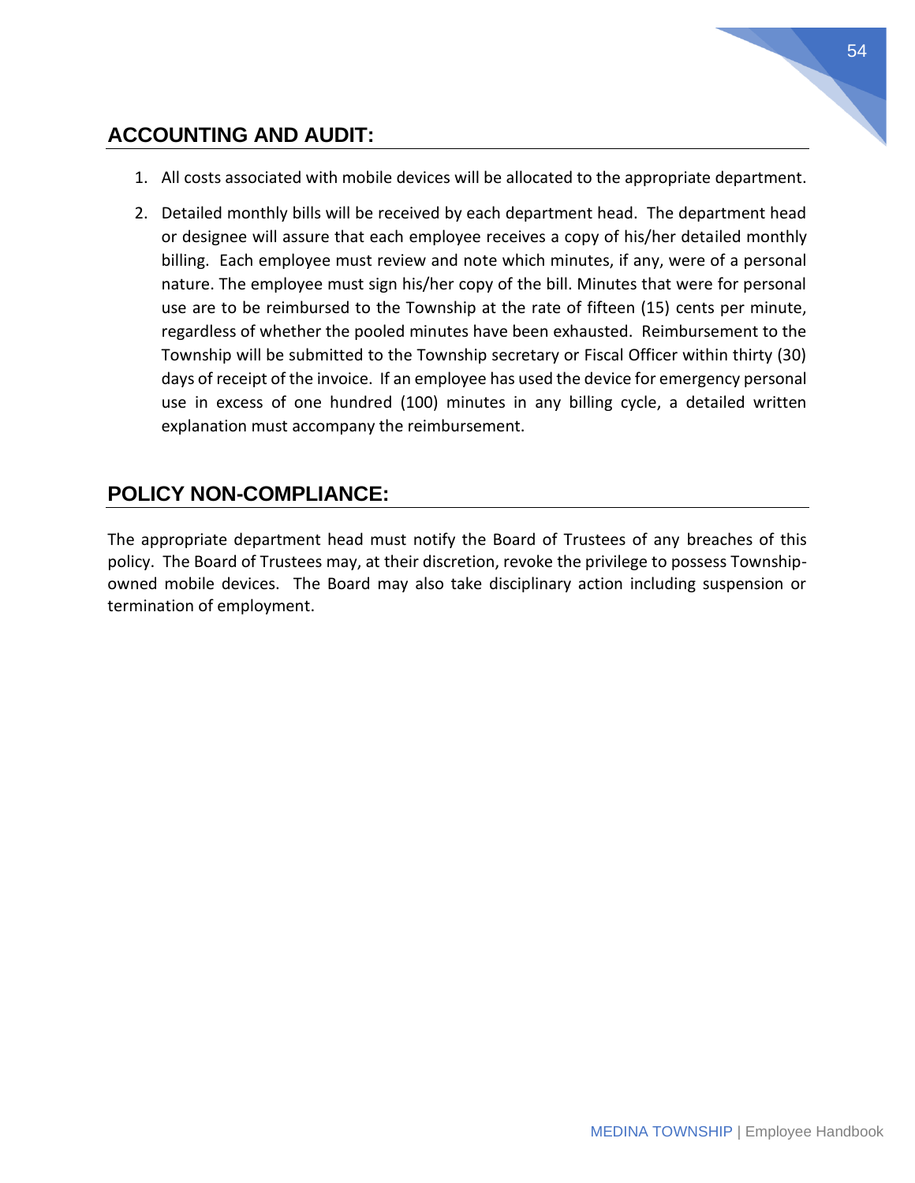## ACCOUNTING AND AUDIT:

1. All costs associated with mobile devices will be allocated to the appropriate department.
2. Detailed monthly bills will be received by each department head. The department head or designee will assure that each employee receives a copy of his/her detailed monthly billing. Each employee must review and note which minutes, if any, were of a personal nature. The employee must sign his/her copy of the bill. Minutes that were for personal use are to be reimbursed to the Township at the rate of fifteen (15) cents per minute, regardless of whether the pooled minutes have been exhausted. Reimbursement to the Township will be submitted to the Township secretary or Fiscal Officer within thirty (30) days of receipt of the invoice. If an employee has used the device for emergency personal use in excess of one hundred (100) minutes in any billing cycle, a detailed written explanation must accompany the reimbursement.

## POLICY NON-COMPLIANCE:

The appropriate department head must notify the Board of Trustees of any breaches of this policy. The Board of Trustees may, at their discretion, revoke the privilege to possess Township-owned mobile devices. The Board may also take disciplinary action including suspension or termination of employment.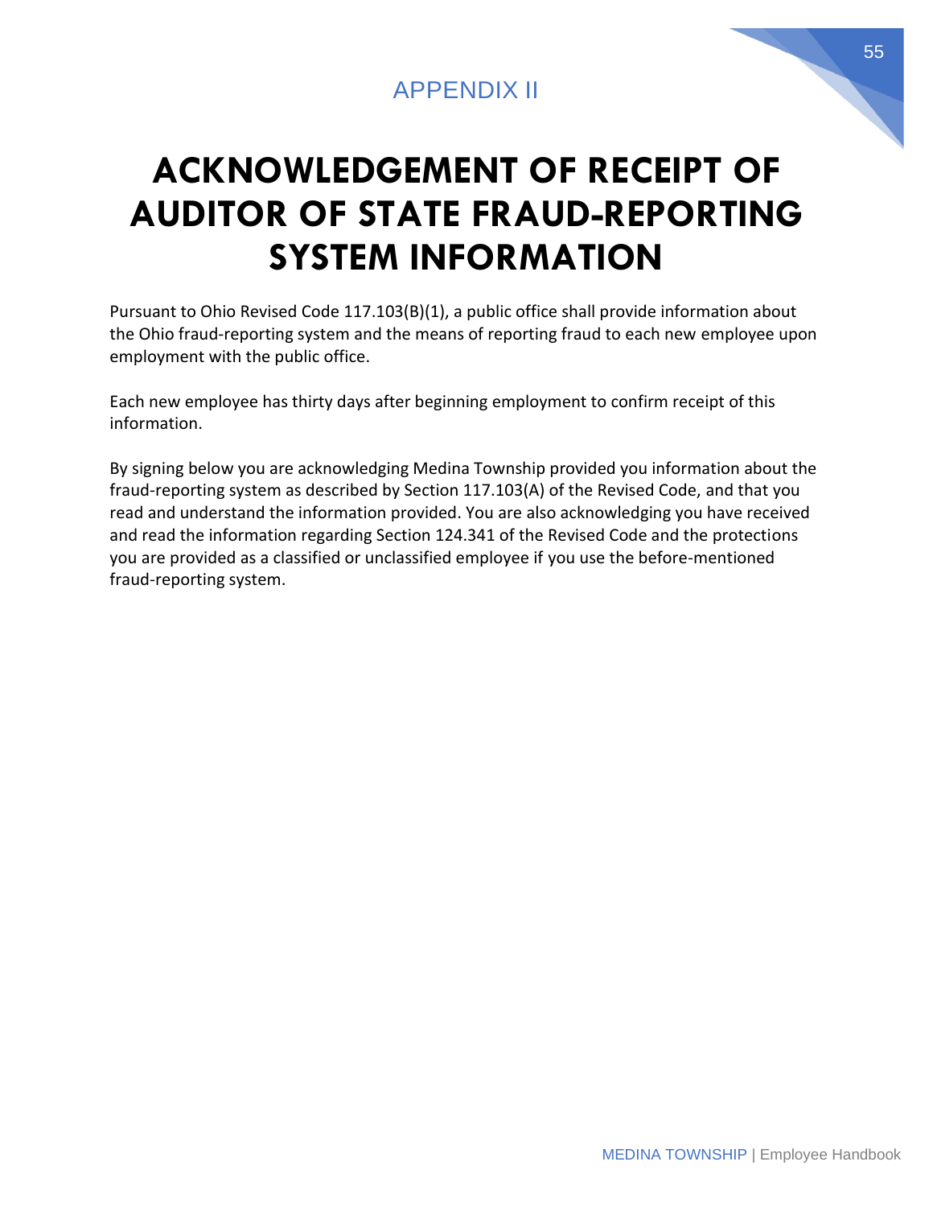APPENDIX II

# ACKNOWLEDGEMENT OF RECEIPT OF AUDITOR OF STATE FRAUD-REPORTING SYSTEM INFORMATION

Pursuant to Ohio Revised Code 117.103(B)(1), a public office shall provide information about the Ohio fraud-reporting system and the means of reporting fraud to each new employee upon employment with the public office.

Each new employee has thirty days after beginning employment to confirm receipt of this information.

By signing below you are acknowledging Medina Township provided you information about the fraud-reporting system as described by Section 117.103(A) of the Revised Code, and that you read and understand the information provided. You are also acknowledging you have received and read the information regarding Section 124.341 of the Revised Code and the protections you are provided as a classified or unclassified employee if you use the before-mentioned fraud-reporting system.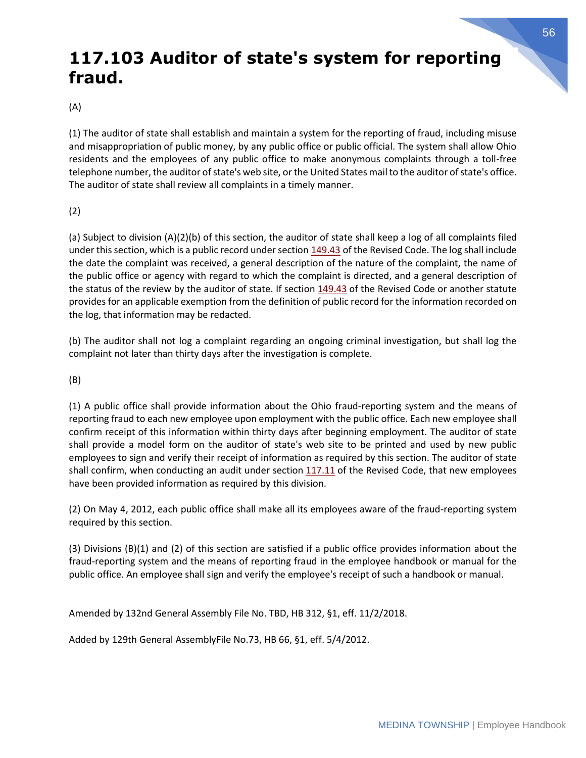# 117.103 Auditor of state's system for reporting fraud.

(A)

(1) The auditor of state shall establish and maintain a system for the reporting of fraud, including misuse and misappropriation of public money, by any public office or public official. The system shall allow Ohio residents and the employees of any public office to make anonymous complaints through a toll-free telephone number, the auditor of state's web site, or the United States mail to the auditor of state's office. The auditor of state shall review all complaints in a timely manner.

(2)

(a) Subject to division (A)(2)(b) of this section, the auditor of state shall keep a log of all complaints filed under this section, which is a public record under section 149.43 of the Revised Code. The log shall include the date the complaint was received, a general description of the nature of the complaint, the name of the public office or agency with regard to which the complaint is directed, and a general description of the status of the review by the auditor of state. If section 149.43 of the Revised Code or another statute provides for an applicable exemption from the definition of public record for the information recorded on the log, that information may be redacted.

(b) The auditor shall not log a complaint regarding an ongoing criminal investigation, but shall log the complaint not later than thirty days after the investigation is complete.

(B)

(1) A public office shall provide information about the Ohio fraud-reporting system and the means of reporting fraud to each new employee upon employment with the public office. Each new employee shall confirm receipt of this information within thirty days after beginning employment. The auditor of state shall provide a model form on the auditor of state's web site to be printed and used by new public employees to sign and verify their receipt of information as required by this section. The auditor of state shall confirm, when conducting an audit under section 117.11 of the Revised Code, that new employees have been provided information as required by this division.

(2) On May 4, 2012, each public office shall make all its employees aware of the fraud-reporting system required by this section.

(3) Divisions (B)(1) and (2) of this section are satisfied if a public office provides information about the fraud-reporting system and the means of reporting fraud in the employee handbook or manual for the public office. An employee shall sign and verify the employee's receipt of such a handbook or manual.

Amended by 132nd General Assembly File No. TBD, HB 312, §1, eff. 11/2/2018.

Added by 129th General AssemblyFile No.73, HB 66, §1, eff. 5/4/2012.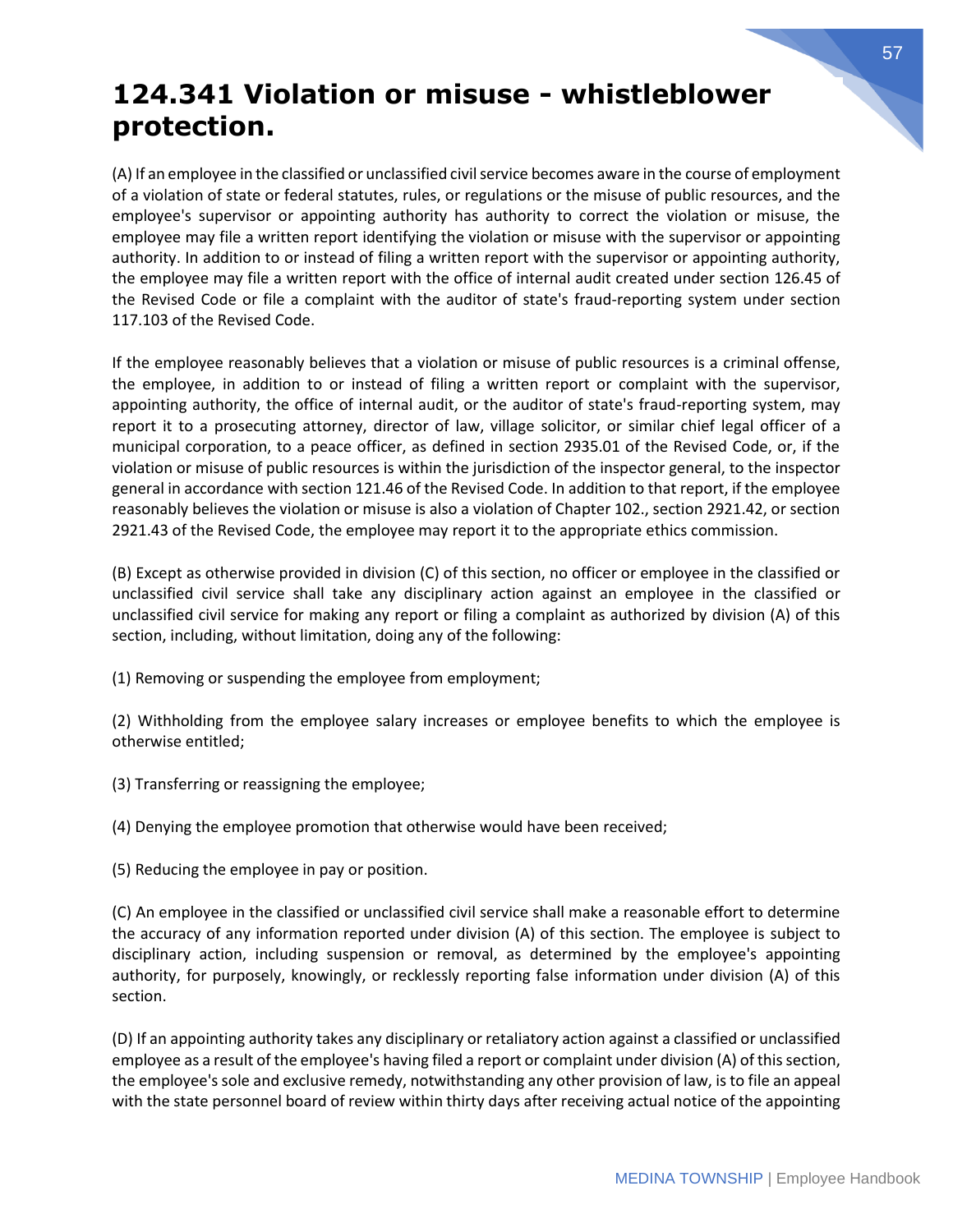# 124.341 Violation or misuse - whistleblower protection.

(A) If an employee in the classified or unclassified civil service becomes aware in the course of employment of a violation of state or federal statutes, rules, or regulations or the misuse of public resources, and the employee's supervisor or appointing authority has authority to correct the violation or misuse, the employee may file a written report identifying the violation or misuse with the supervisor or appointing authority. In addition to or instead of filing a written report with the supervisor or appointing authority, the employee may file a written report with the office of internal audit created under section 126.45 of the Revised Code or file a complaint with the auditor of state's fraud-reporting system under section 117.103 of the Revised Code.

If the employee reasonably believes that a violation or misuse of public resources is a criminal offense, the employee, in addition to or instead of filing a written report or complaint with the supervisor, appointing authority, the office of internal audit, or the auditor of state's fraud-reporting system, may report it to a prosecuting attorney, director of law, village solicitor, or similar chief legal officer of a municipal corporation, to a peace officer, as defined in section 2935.01 of the Revised Code, or, if the violation or misuse of public resources is within the jurisdiction of the inspector general, to the inspector general in accordance with section 121.46 of the Revised Code. In addition to that report, if the employee reasonably believes the violation or misuse is also a violation of Chapter 102., section 2921.42, or section 2921.43 of the Revised Code, the employee may report it to the appropriate ethics commission.

(B) Except as otherwise provided in division (C) of this section, no officer or employee in the classified or unclassified civil service shall take any disciplinary action against an employee in the classified or unclassified civil service for making any report or filing a complaint as authorized by division (A) of this section, including, without limitation, doing any of the following:

(1) Removing or suspending the employee from employment;

(2) Withholding from the employee salary increases or employee benefits to which the employee is otherwise entitled;

(3) Transferring or reassigning the employee;

(4) Denying the employee promotion that otherwise would have been received;

(5) Reducing the employee in pay or position.

(C) An employee in the classified or unclassified civil service shall make a reasonable effort to determine the accuracy of any information reported under division (A) of this section. The employee is subject to disciplinary action, including suspension or removal, as determined by the employee's appointing authority, for purposely, knowingly, or recklessly reporting false information under division (A) of this section.

(D) If an appointing authority takes any disciplinary or retaliatory action against a classified or unclassified employee as a result of the employee's having filed a report or complaint under division (A) of this section, the employee's sole and exclusive remedy, notwithstanding any other provision of law, is to file an appeal with the state personnel board of review within thirty days after receiving actual notice of the appointing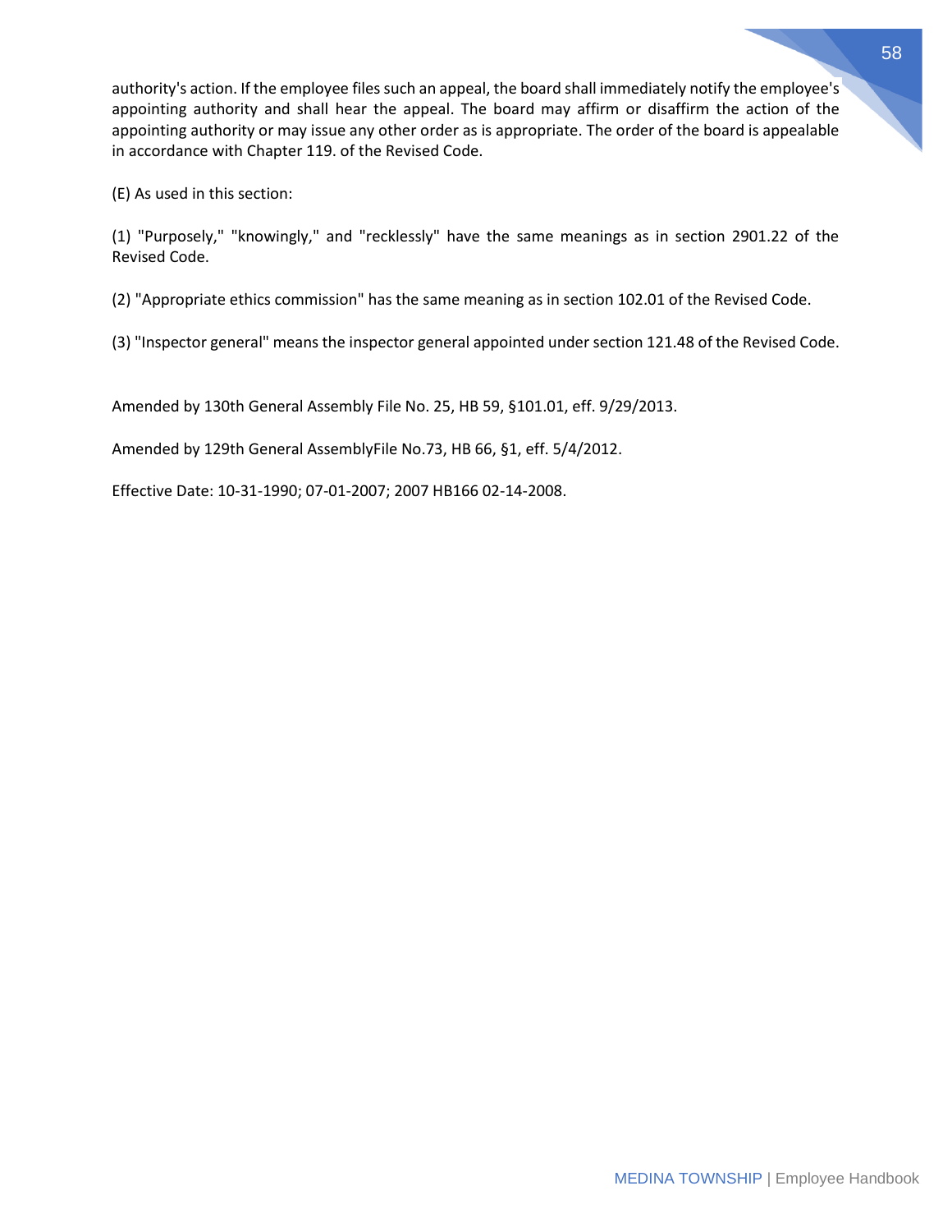authority's action. If the employee files such an appeal, the board shall immediately notify the employee's appointing authority and shall hear the appeal. The board may affirm or disaffirm the action of the appointing authority or may issue any other order as is appropriate. The order of the board is appealable in accordance with Chapter 119. of the Revised Code.

(E) As used in this section:

(1) "Purposely," "knowingly," and "recklessly" have the same meanings as in section 2901.22 of the Revised Code.

(2) "Appropriate ethics commission" has the same meaning as in section 102.01 of the Revised Code.

(3) "Inspector general" means the inspector general appointed under section 121.48 of the Revised Code.

Amended by 130th General Assembly File No. 25, HB 59, §101.01, eff. 9/29/2013.

Amended by 129th General AssemblyFile No.73, HB 66, §1, eff. 5/4/2012.

Effective Date: 10-31-1990; 07-01-2007; 2007 HB166 02-14-2008.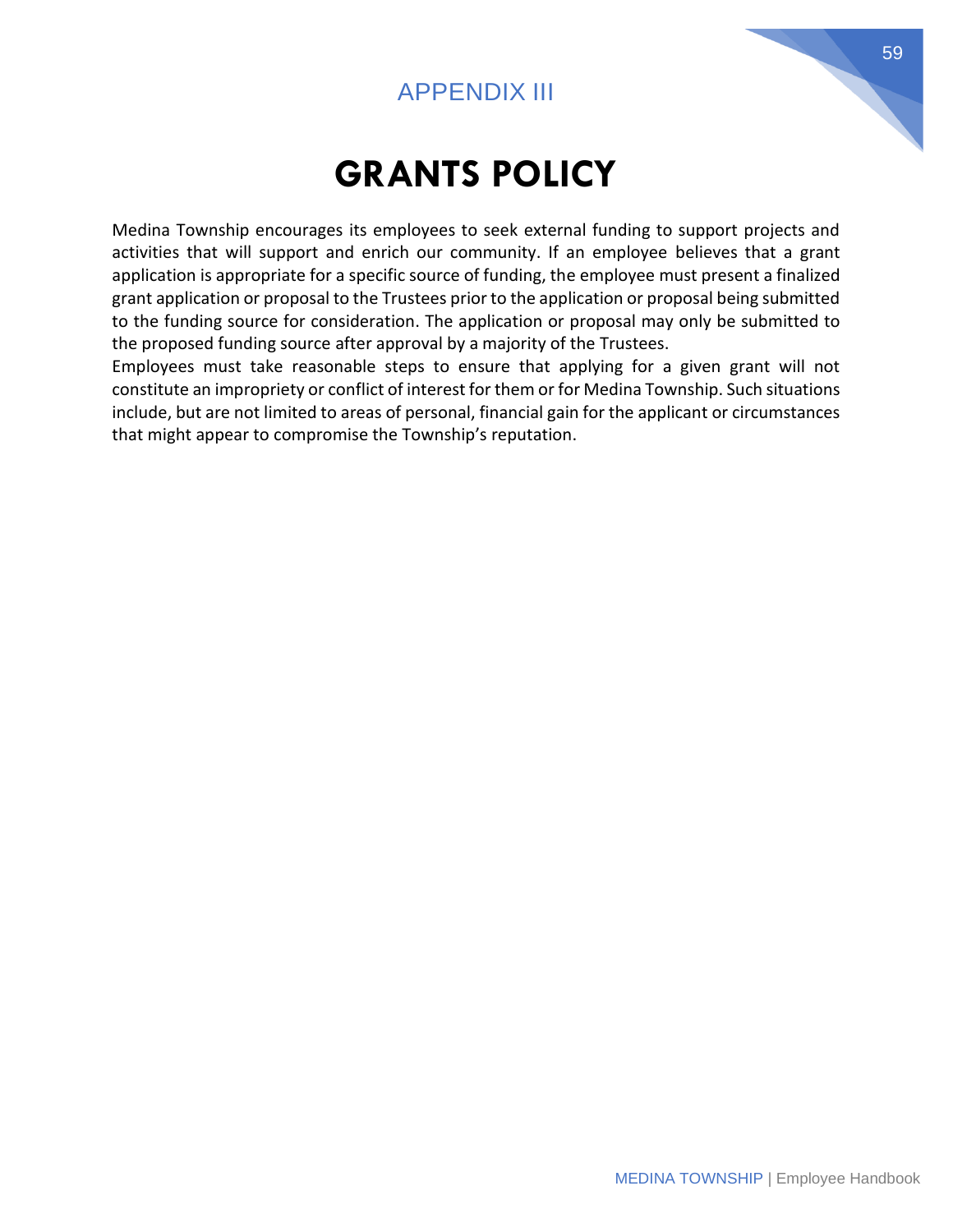## APPENDIX III

# GRANTS POLICY

Medina Township encourages its employees to seek external funding to support projects and activities that will support and enrich our community. If an employee believes that a grant application is appropriate for a specific source of funding, the employee must present a finalized grant application or proposal to the Trustees prior to the application or proposal being submitted to the funding source for consideration. The application or proposal may only be submitted to the proposed funding source after approval by a majority of the Trustees.

Employees must take reasonable steps to ensure that applying for a given grant will not constitute an impropriety or conflict of interest for them or for Medina Township. Such situations include, but are not limited to areas of personal, financial gain for the applicant or circumstances that might appear to compromise the Township's reputation.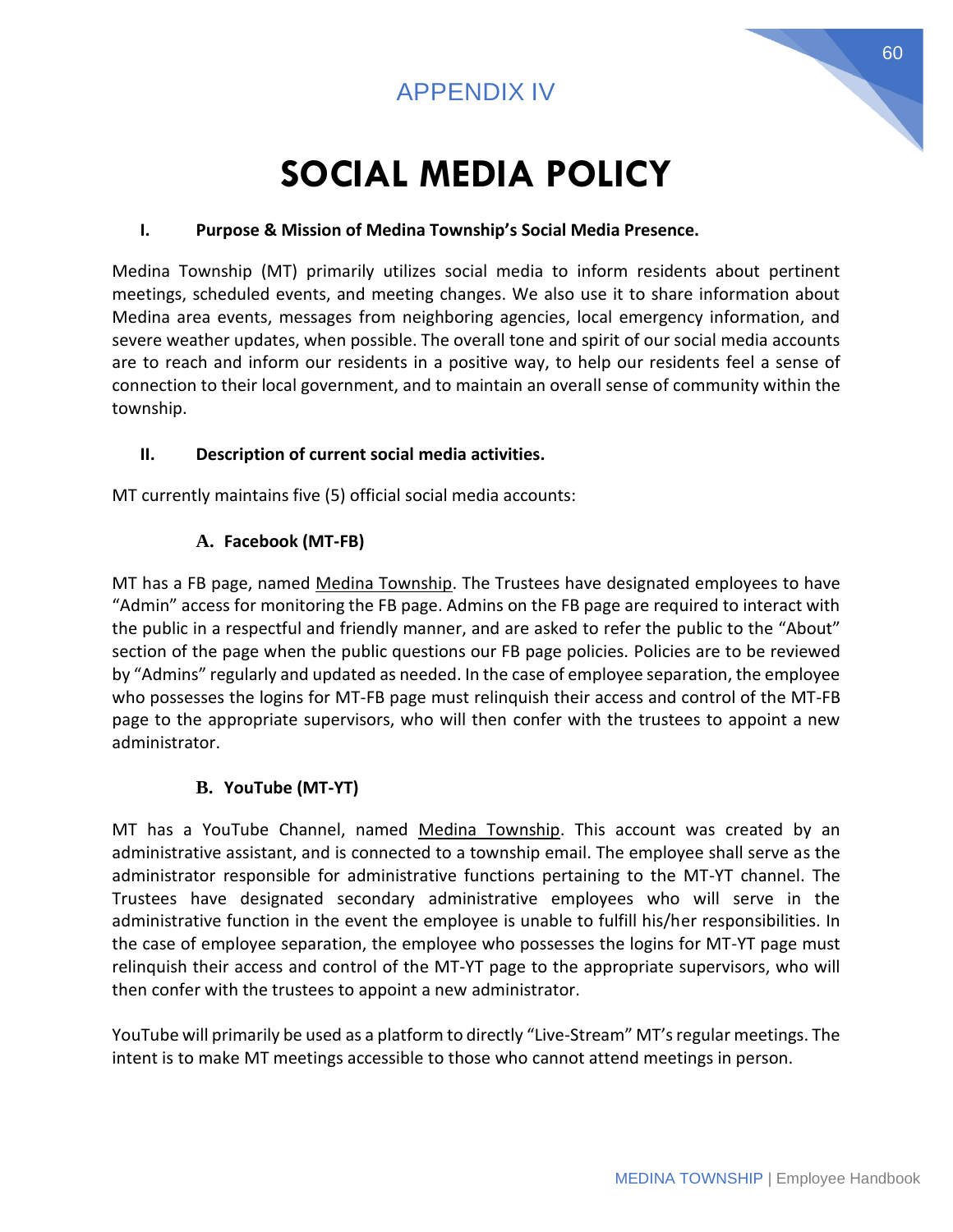# APPENDIX IV

# SOCIAL MEDIA POLICY

## I. Purpose & Mission of Medina Township's Social Media Presence.

Medina Township (MT) primarily utilizes social media to inform residents about pertinent meetings, scheduled events, and meeting changes. We also use it to share information about Medina area events, messages from neighboring agencies, local emergency information, and severe weather updates, when possible. The overall tone and spirit of our social media accounts are to reach and inform our residents in a positive way, to help our residents feel a sense of connection to their local government, and to maintain an overall sense of community within the township.

## II. Description of current social media activities.

MT currently maintains five (5) official social media accounts:

### A. Facebook (MT-FB)

MT has a FB page, named Medina Township. The Trustees have designated employees to have "Admin" access for monitoring the FB page. Admins on the FB page are required to interact with the public in a respectful and friendly manner, and are asked to refer the public to the "About" section of the page when the public questions our FB page policies. Policies are to be reviewed by "Admins" regularly and updated as needed. In the case of employee separation, the employee who possesses the logins for MT-FB page must relinquish their access and control of the MT-FB page to the appropriate supervisors, who will then confer with the trustees to appoint a new administrator.

### B. YouTube (MT-YT)

MT has a YouTube Channel, named Medina Township. This account was created by an administrative assistant, and is connected to a township email. The employee shall serve as the administrator responsible for administrative functions pertaining to the MT-YT channel. The Trustees have designated secondary administrative employees who will serve in the administrative function in the event the employee is unable to fulfill his/her responsibilities. In the case of employee separation, the employee who possesses the logins for MT-YT page must relinquish their access and control of the MT-YT page to the appropriate supervisors, who will then confer with the trustees to appoint a new administrator.

YouTube will primarily be used as a platform to directly "Live-Stream" MT's regular meetings. The intent is to make MT meetings accessible to those who cannot attend meetings in person.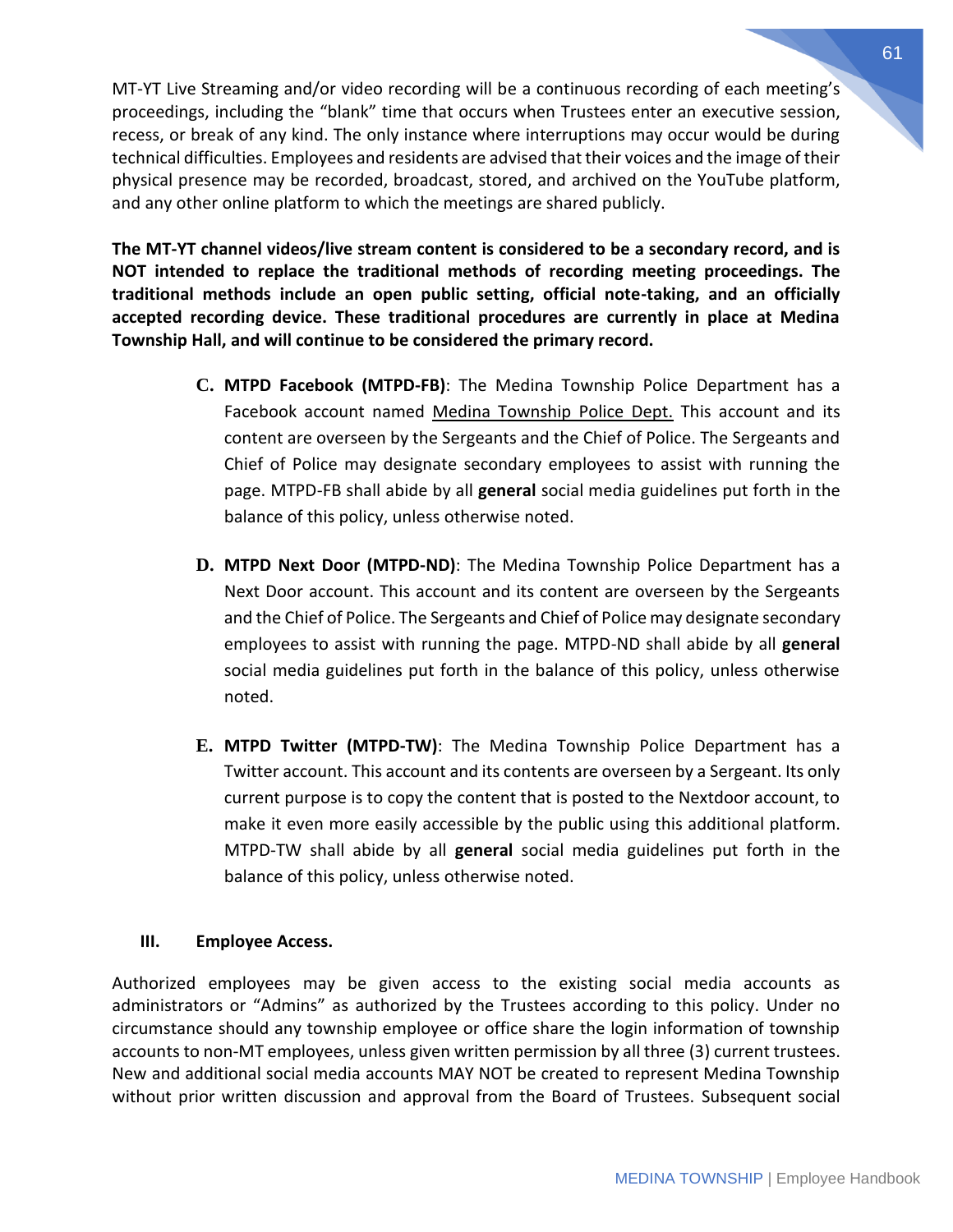MT-YT Live Streaming and/or video recording will be a continuous recording of each meeting's proceedings, including the "blank" time that occurs when Trustees enter an executive session, recess, or break of any kind. The only instance where interruptions may occur would be during technical difficulties. Employees and residents are advised that their voices and the image of their physical presence may be recorded, broadcast, stored, and archived on the YouTube platform, and any other online platform to which the meetings are shared publicly.

**The MT-YT channel videos/live stream content is considered to be a secondary record, and is NOT intended to replace the traditional methods of recording meeting proceedings. The traditional methods include an open public setting, official note-taking, and an officially accepted recording device. These traditional procedures are currently in place at Medina Township Hall, and will continue to be considered the primary record.**

**C. MTPD Facebook (MTPD-FB)**: The Medina Township Police Department has a Facebook account named Medina Township Police Dept. This account and its content are overseen by the Sergeants and the Chief of Police. The Sergeants and Chief of Police may designate secondary employees to assist with running the page. MTPD-FB shall abide by all **general** social media guidelines put forth in the balance of this policy, unless otherwise noted.

**D. MTPD Next Door (MTPD-ND)**: The Medina Township Police Department has a Next Door account. This account and its content are overseen by the Sergeants and the Chief of Police. The Sergeants and Chief of Police may designate secondary employees to assist with running the page. MTPD-ND shall abide by all **general** social media guidelines put forth in the balance of this policy, unless otherwise noted.

**E. MTPD Twitter (MTPD-TW)**: The Medina Township Police Department has a Twitter account. This account and its contents are overseen by a Sergeant. Its only current purpose is to copy the content that is posted to the Nextdoor account, to make it even more easily accessible by the public using this additional platform. MTPD-TW shall abide by all **general** social media guidelines put forth in the balance of this policy, unless otherwise noted.

## III. Employee Access.

Authorized employees may be given access to the existing social media accounts as administrators or "Admins" as authorized by the Trustees according to this policy. Under no circumstance should any township employee or office share the login information of township accounts to non-MT employees, unless given written permission by all three (3) current trustees. New and additional social media accounts MAY NOT be created to represent Medina Township without prior written discussion and approval from the Board of Trustees. Subsequent social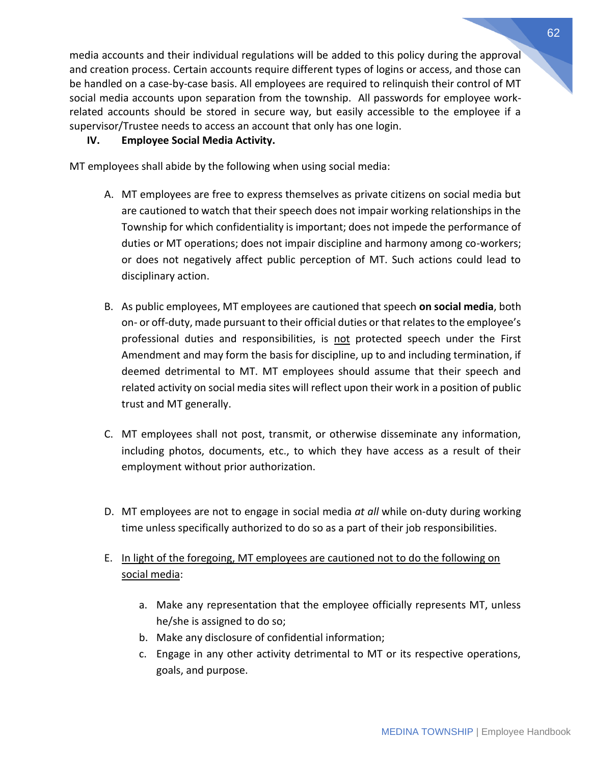media accounts and their individual regulations will be added to this policy during the approval and creation process. Certain accounts require different types of logins or access, and those can be handled on a case-by-case basis. All employees are required to relinquish their control of MT social media accounts upon separation from the township. All passwords for employee work-related accounts should be stored in secure way, but easily accessible to the employee if a supervisor/Trustee needs to access an account that only has one login.

**IV. Employee Social Media Activity.**

MT employees shall abide by the following when using social media:

A. MT employees are free to express themselves as private citizens on social media but are cautioned to watch that their speech does not impair working relationships in the Township for which confidentiality is important; does not impede the performance of duties or MT operations; does not impair discipline and harmony among co-workers; or does not negatively affect public perception of MT. Such actions could lead to disciplinary action.

B. As public employees, MT employees are cautioned that speech **on social media**, both on- or off-duty, made pursuant to their official duties or that relates to the employee's professional duties and responsibilities, is <u>not</u> protected speech under the First Amendment and may form the basis for discipline, up to and including termination, if deemed detrimental to MT. MT employees should assume that their speech and related activity on social media sites will reflect upon their work in a position of public trust and MT generally.

C. MT employees shall not post, transmit, or otherwise disseminate any information, including photos, documents, etc., to which they have access as a result of their employment without prior authorization.

D. MT employees are not to engage in social media *at all* while on-duty during working time unless specifically authorized to do so as a part of their job responsibilities.

E. <u>In light of the foregoing, MT employees are cautioned not to do the following on social media</u>:

   a. Make any representation that the employee officially represents MT, unless he/she is assigned to do so;
   b. Make any disclosure of confidential information;
   c. Engage in any other activity detrimental to MT or its respective operations, goals, and purpose.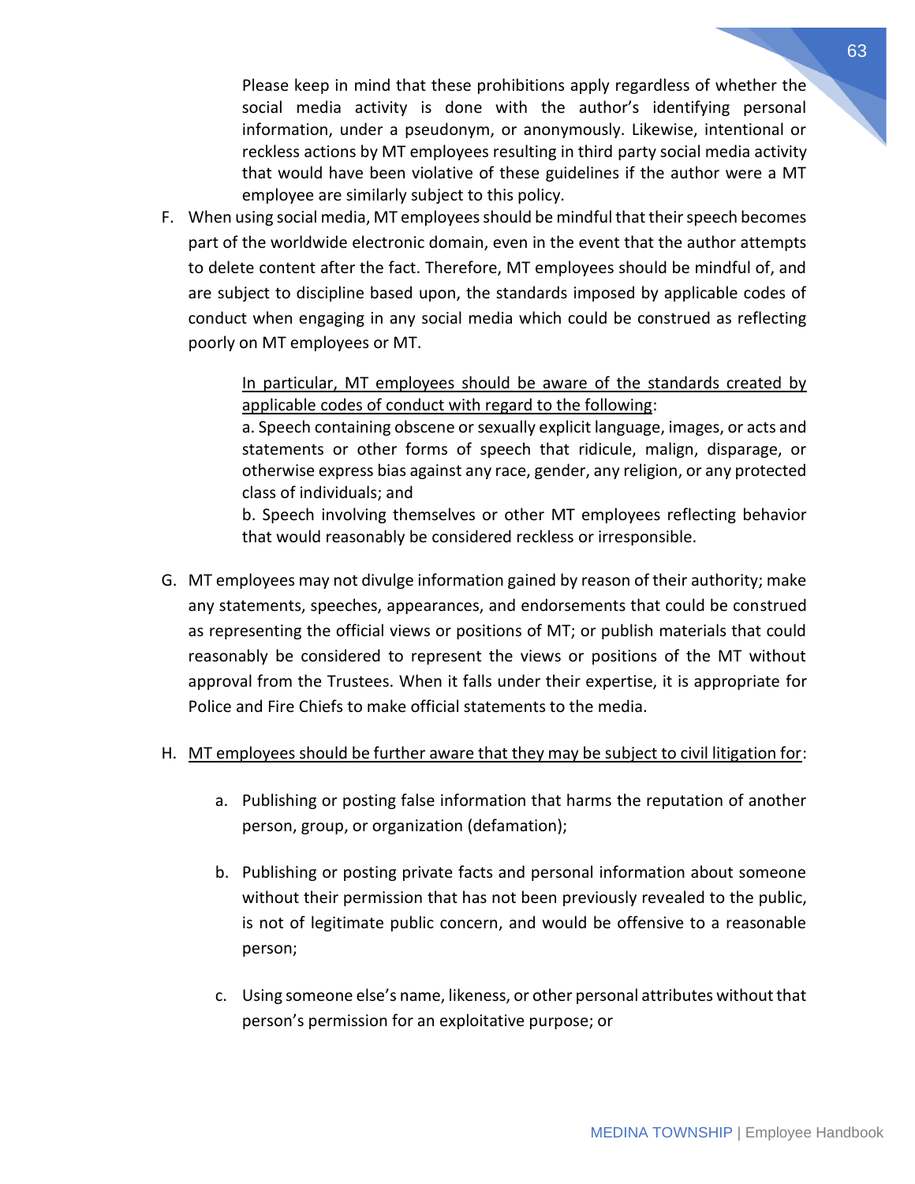Please keep in mind that these prohibitions apply regardless of whether the social media activity is done with the author's identifying personal information, under a pseudonym, or anonymously. Likewise, intentional or reckless actions by MT employees resulting in third party social media activity that would have been violative of these guidelines if the author were a MT employee are similarly subject to this policy.

F. When using social media, MT employees should be mindful that their speech becomes part of the worldwide electronic domain, even in the event that the author attempts to delete content after the fact. Therefore, MT employees should be mindful of, and are subject to discipline based upon, the standards imposed by applicable codes of conduct when engaging in any social media which could be construed as reflecting poorly on MT employees or MT.

   <u>In particular, MT employees should be aware of the standards created by applicable codes of conduct with regard to the following</u>:

   a. Speech containing obscene or sexually explicit language, images, or acts and statements or other forms of speech that ridicule, malign, disparage, or otherwise express bias against any race, gender, any religion, or any protected class of individuals; and

   b. Speech involving themselves or other MT employees reflecting behavior that would reasonably be considered reckless or irresponsible.

G. MT employees may not divulge information gained by reason of their authority; make any statements, speeches, appearances, and endorsements that could be construed as representing the official views or positions of MT; or publish materials that could reasonably be considered to represent the views or positions of the MT without approval from the Trustees. When it falls under their expertise, it is appropriate for Police and Fire Chiefs to make official statements to the media.

H. <u>MT employees should be further aware that they may be subject to civil litigation for</u>:

   a. Publishing or posting false information that harms the reputation of another person, group, or organization (defamation);

   b. Publishing or posting private facts and personal information about someone without their permission that has not been previously revealed to the public, is not of legitimate public concern, and would be offensive to a reasonable person;

   c. Using someone else's name, likeness, or other personal attributes without that person's permission for an exploitative purpose; or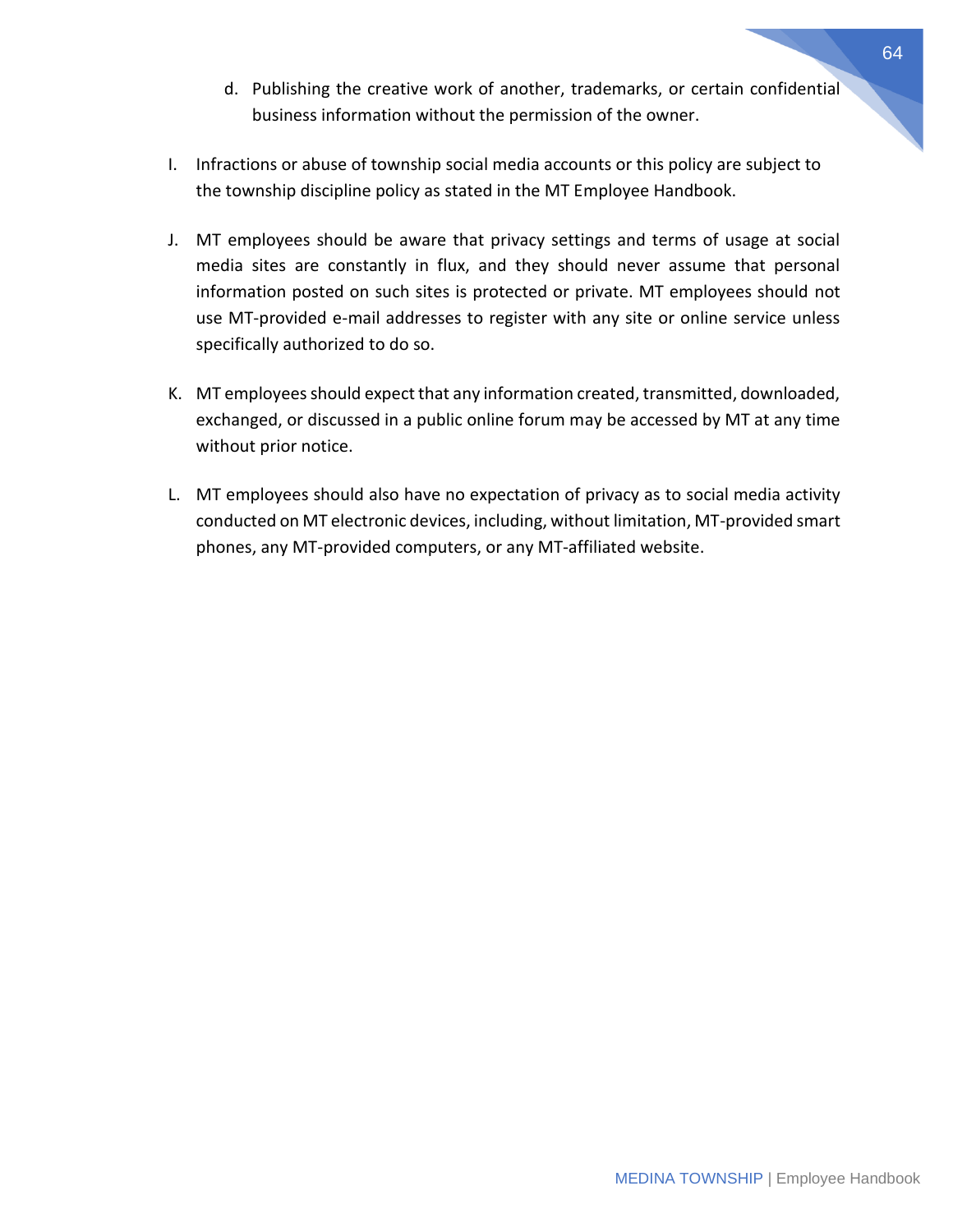d. Publishing the creative work of another, trademarks, or certain confidential business information without the permission of the owner.

I. Infractions or abuse of township social media accounts or this policy are subject to the township discipline policy as stated in the MT Employee Handbook.

J. MT employees should be aware that privacy settings and terms of usage at social media sites are constantly in flux, and they should never assume that personal information posted on such sites is protected or private. MT employees should not use MT-provided e-mail addresses to register with any site or online service unless specifically authorized to do so.

K. MT employees should expect that any information created, transmitted, downloaded, exchanged, or discussed in a public online forum may be accessed by MT at any time without prior notice.

L. MT employees should also have no expectation of privacy as to social media activity conducted on MT electronic devices, including, without limitation, MT-provided smart phones, any MT-provided computers, or any MT-affiliated website.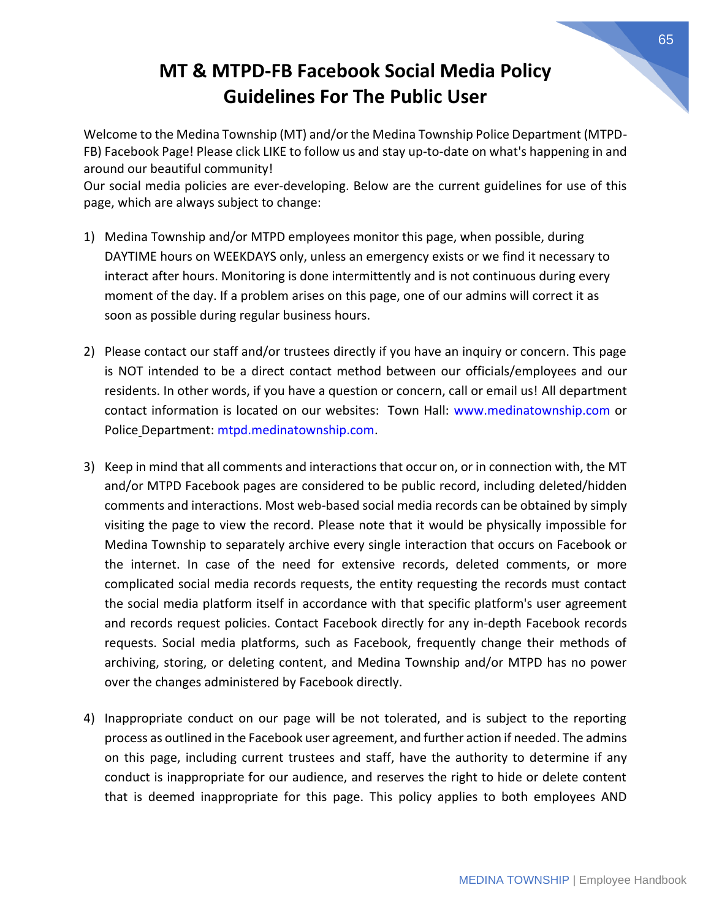# MT & MTPD-FB Facebook Social Media Policy Guidelines For The Public User

Welcome to the Medina Township (MT) and/or the Medina Township Police Department (MTPD-FB) Facebook Page! Please click LIKE to follow us and stay up-to-date on what's happening in and around our beautiful community!
Our social media policies are ever-developing. Below are the current guidelines for use of this page, which are always subject to change:

1) Medina Township and/or MTPD employees monitor this page, when possible, during DAYTIME hours on WEEKDAYS only, unless an emergency exists or we find it necessary to interact after hours. Monitoring is done intermittently and is not continuous during every moment of the day. If a problem arises on this page, one of our admins will correct it as soon as possible during regular business hours.

2) Please contact our staff and/or trustees directly if you have an inquiry or concern. This page is NOT intended to be a direct contact method between our officials/employees and our residents. In other words, if you have a question or concern, call or email us! All department contact information is located on our websites: Town Hall: www.medinatownship.com or Police Department: mtpd.medinatownship.com.

3) Keep in mind that all comments and interactions that occur on, or in connection with, the MT and/or MTPD Facebook pages are considered to be public record, including deleted/hidden comments and interactions. Most web-based social media records can be obtained by simply visiting the page to view the record. Please note that it would be physically impossible for Medina Township to separately archive every single interaction that occurs on Facebook or the internet. In case of the need for extensive records, deleted comments, or more complicated social media records requests, the entity requesting the records must contact the social media platform itself in accordance with that specific platform's user agreement and records request policies. Contact Facebook directly for any in-depth Facebook records requests. Social media platforms, such as Facebook, frequently change their methods of archiving, storing, or deleting content, and Medina Township and/or MTPD has no power over the changes administered by Facebook directly.

4) Inappropriate conduct on our page will be not tolerated, and is subject to the reporting process as outlined in the Facebook user agreement, and further action if needed. The admins on this page, including current trustees and staff, have the authority to determine if any conduct is inappropriate for our audience, and reserves the right to hide or delete content that is deemed inappropriate for this page. This policy applies to both employees AND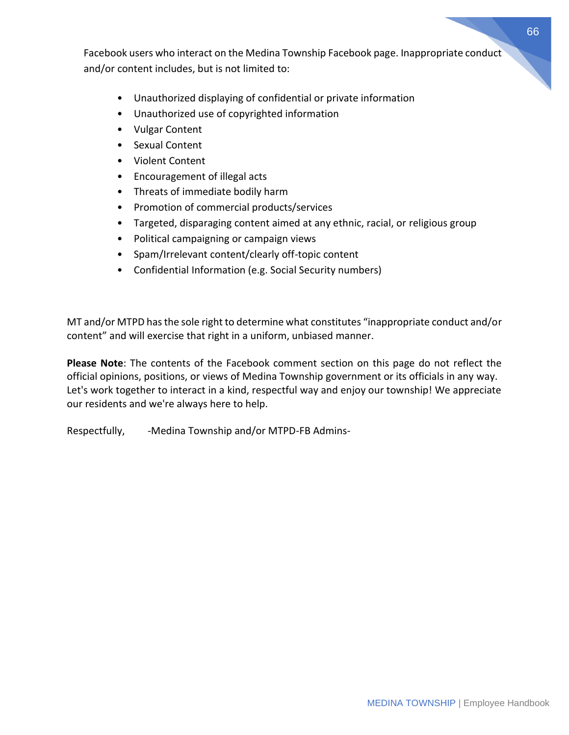Facebook users who interact on the Medina Township Facebook page. Inappropriate conduct and/or content includes, but is not limited to:

- Unauthorized displaying of confidential or private information
- Unauthorized use of copyrighted information
- Vulgar Content
- Sexual Content
- Violent Content
- Encouragement of illegal acts
- Threats of immediate bodily harm
- Promotion of commercial products/services
- Targeted, disparaging content aimed at any ethnic, racial, or religious group
- Political campaigning or campaign views
- Spam/Irrelevant content/clearly off-topic content
- Confidential Information (e.g. Social Security numbers)

MT and/or MTPD has the sole right to determine what constitutes "inappropriate conduct and/or content" and will exercise that right in a uniform, unbiased manner.

**Please Note**: The contents of the Facebook comment section on this page do not reflect the official opinions, positions, or views of Medina Township government or its officials in any way. Let's work together to interact in a kind, respectful way and enjoy our township! We appreciate our residents and we're always here to help.

Respectfully, -Medina Township and/or MTPD-FB Admins-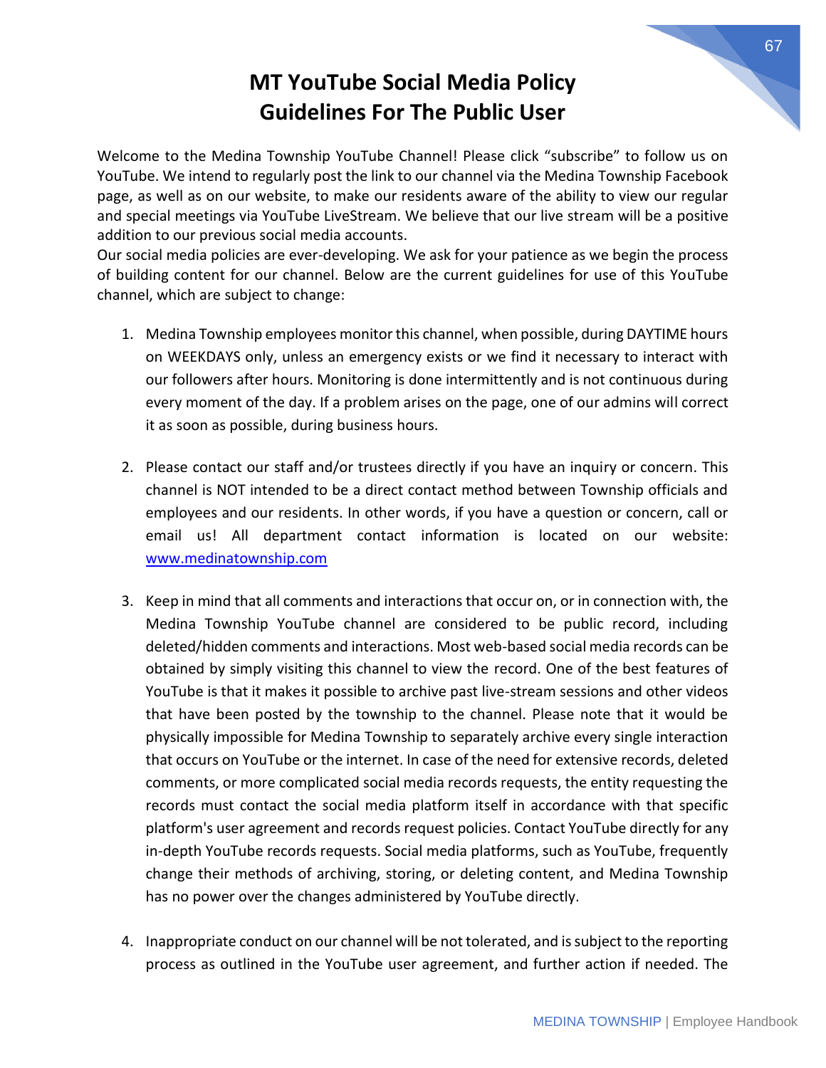# MT YouTube Social Media Policy
# Guidelines For The Public User

Welcome to the Medina Township YouTube Channel! Please click "subscribe" to follow us on YouTube. We intend to regularly post the link to our channel via the Medina Township Facebook page, as well as on our website, to make our residents aware of the ability to view our regular and special meetings via YouTube LiveStream. We believe that our live stream will be a positive addition to our previous social media accounts.

Our social media policies are ever-developing. We ask for your patience as we begin the process of building content for our channel. Below are the current guidelines for use of this YouTube channel, which are subject to change:

1. Medina Township employees monitor this channel, when possible, during DAYTIME hours on WEEKDAYS only, unless an emergency exists or we find it necessary to interact with our followers after hours. Monitoring is done intermittently and is not continuous during every moment of the day. If a problem arises on the page, one of our admins will correct it as soon as possible, during business hours.

2. Please contact our staff and/or trustees directly if you have an inquiry or concern. This channel is NOT intended to be a direct contact method between Township officials and employees and our residents. In other words, if you have a question or concern, call or email us! All department contact information is located on our website: [www.medinatownship.com](www.medinatownship.com)

3. Keep in mind that all comments and interactions that occur on, or in connection with, the Medina Township YouTube channel are considered to be public record, including deleted/hidden comments and interactions. Most web-based social media records can be obtained by simply visiting this channel to view the record. One of the best features of YouTube is that it makes it possible to archive past live-stream sessions and other videos that have been posted by the township to the channel. Please note that it would be physically impossible for Medina Township to separately archive every single interaction that occurs on YouTube or the internet. In case of the need for extensive records, deleted comments, or more complicated social media records requests, the entity requesting the records must contact the social media platform itself in accordance with that specific platform's user agreement and records request policies. Contact YouTube directly for any in-depth YouTube records requests. Social media platforms, such as YouTube, frequently change their methods of archiving, storing, or deleting content, and Medina Township has no power over the changes administered by YouTube directly.

4. Inappropriate conduct on our channel will be not tolerated, and is subject to the reporting process as outlined in the YouTube user agreement, and further action if needed. The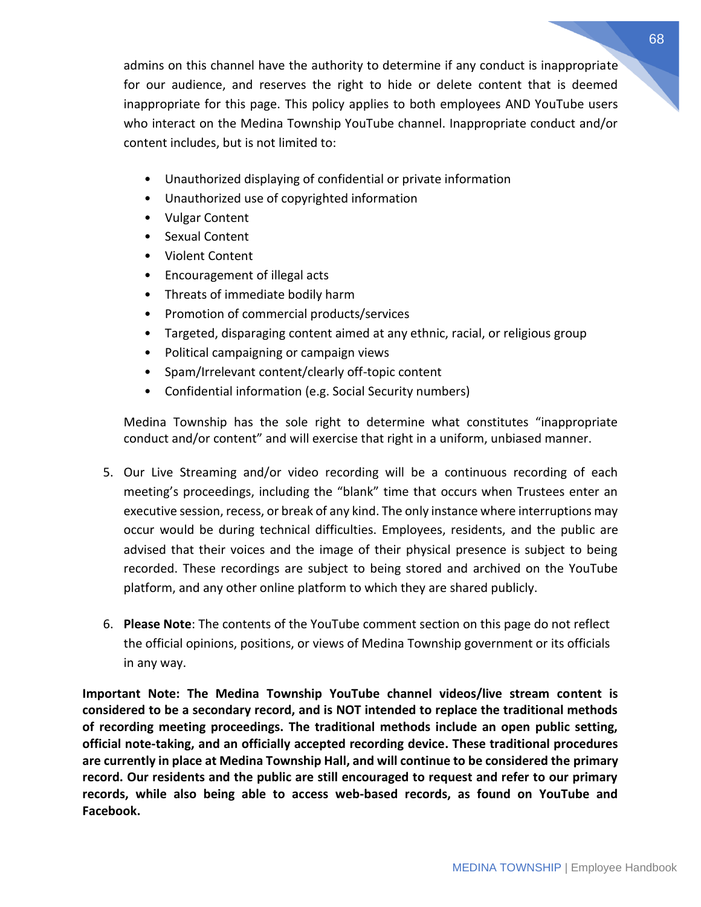admins on this channel have the authority to determine if any conduct is inappropriate for our audience, and reserves the right to hide or delete content that is deemed inappropriate for this page. This policy applies to both employees AND YouTube users who interact on the Medina Township YouTube channel. Inappropriate conduct and/or content includes, but is not limited to:

- Unauthorized displaying of confidential or private information
- Unauthorized use of copyrighted information
- Vulgar Content
- Sexual Content
- Violent Content
- Encouragement of illegal acts
- Threats of immediate bodily harm
- Promotion of commercial products/services
- Targeted, disparaging content aimed at any ethnic, racial, or religious group
- Political campaigning or campaign views
- Spam/Irrelevant content/clearly off-topic content
- Confidential information (e.g. Social Security numbers)

Medina Township has the sole right to determine what constitutes "inappropriate conduct and/or content" and will exercise that right in a uniform, unbiased manner.

5. Our Live Streaming and/or video recording will be a continuous recording of each meeting's proceedings, including the "blank" time that occurs when Trustees enter an executive session, recess, or break of any kind. The only instance where interruptions may occur would be during technical difficulties. Employees, residents, and the public are advised that their voices and the image of their physical presence is subject to being recorded. These recordings are subject to being stored and archived on the YouTube platform, and any other online platform to which they are shared publicly.

6. **Please Note**: The contents of the YouTube comment section on this page do not reflect the official opinions, positions, or views of Medina Township government or its officials in any way.

**Important Note: The Medina Township YouTube channel videos/live stream content is considered to be a secondary record, and is NOT intended to replace the traditional methods of recording meeting proceedings. The traditional methods include an open public setting, official note-taking, and an officially accepted recording device. These traditional procedures are currently in place at Medina Township Hall, and will continue to be considered the primary record. Our residents and the public are still encouraged to request and refer to our primary records, while also being able to access web-based records, as found on YouTube and Facebook.**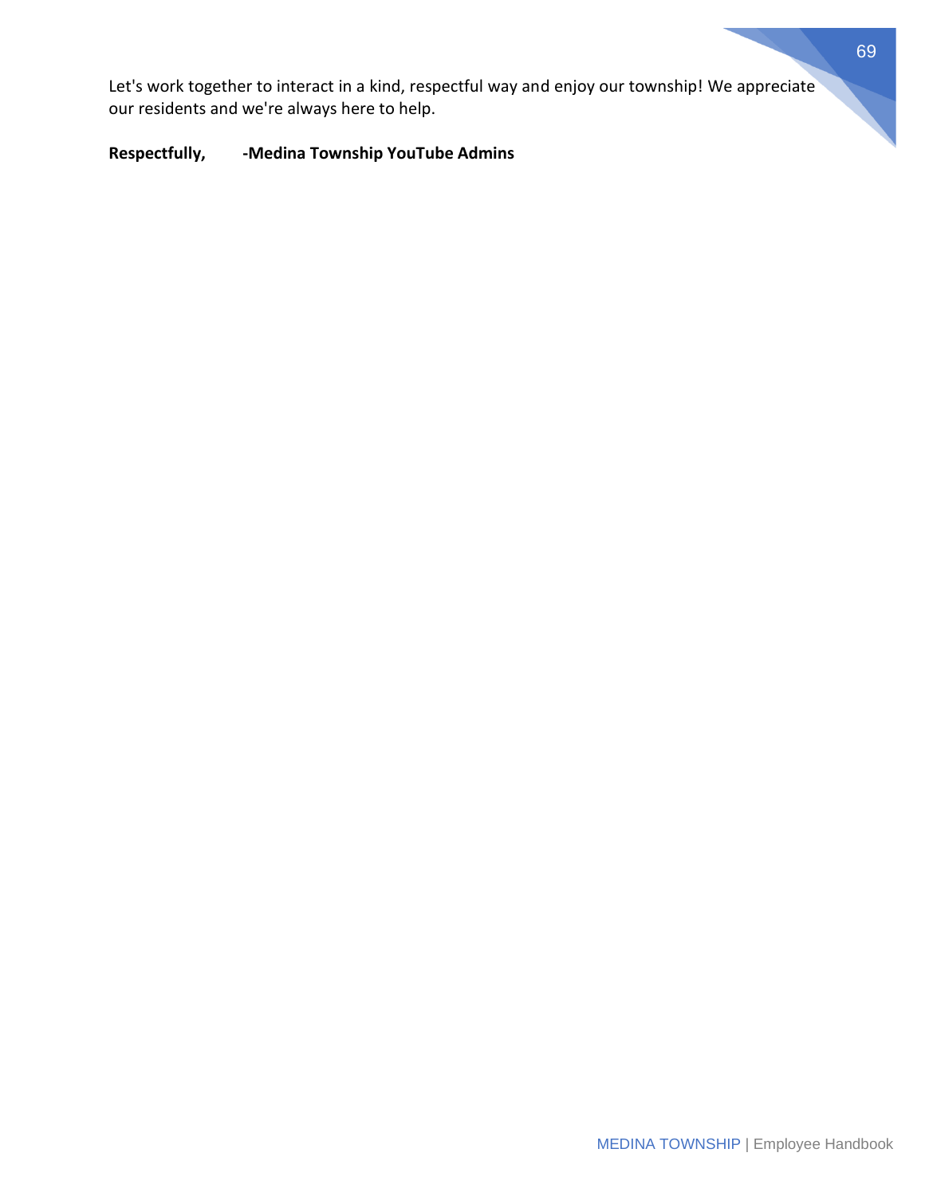Let's work together to interact in a kind, respectful way and enjoy our township! We appreciate our residents and we're always here to help.

**Respectfully, -Medina Township YouTube Admins**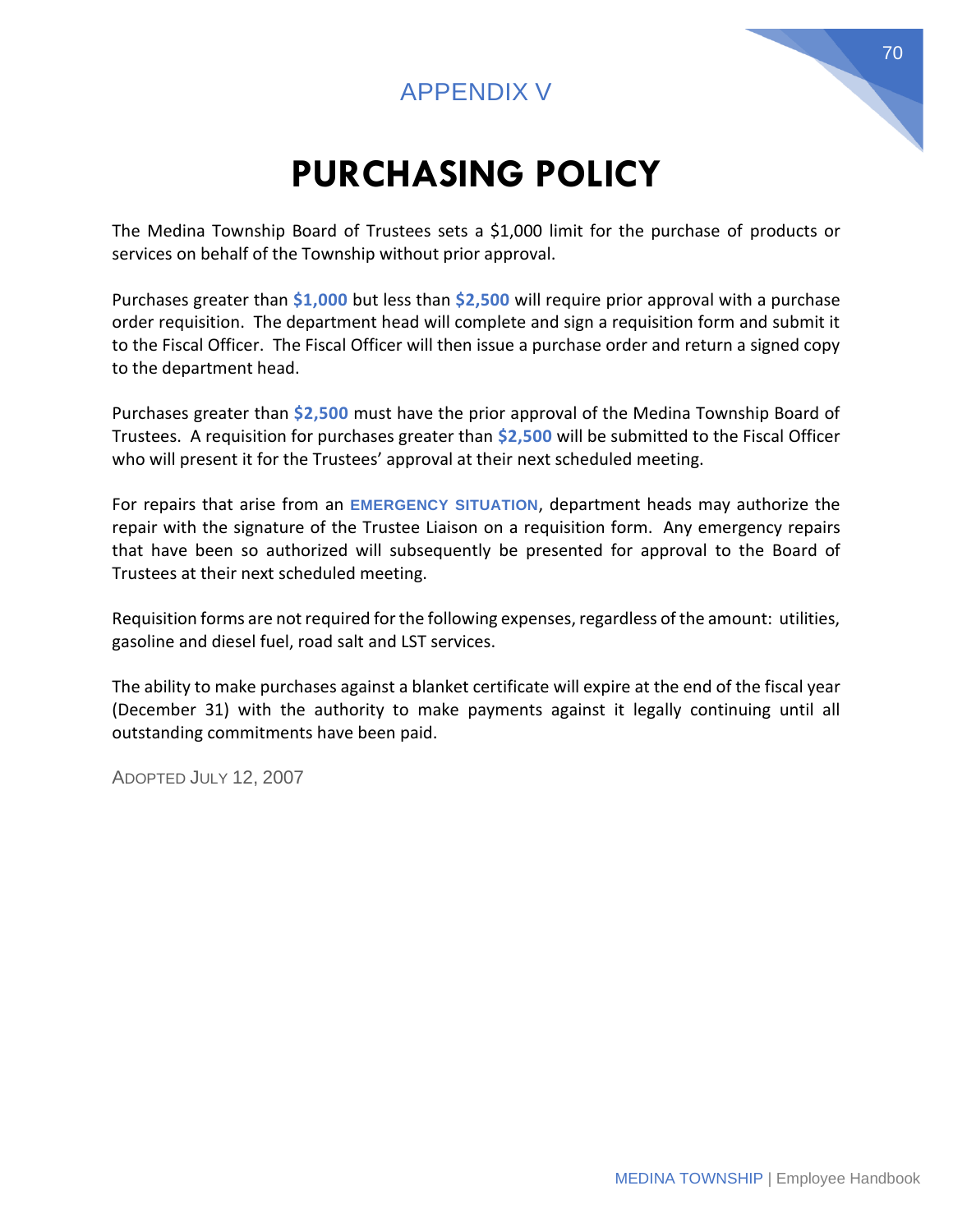## APPENDIX V

# PURCHASING POLICY

The Medina Township Board of Trustees sets a $1,000 limit for the purchase of products or services on behalf of the Township without prior approval.

Purchases greater than **$1,000** but less than **$2,500** will require prior approval with a purchase order requisition. The department head will complete and sign a requisition form and submit it to the Fiscal Officer. The Fiscal Officer will then issue a purchase order and return a signed copy to the department head.

Purchases greater than **$2,500** must have the prior approval of the Medina Township Board of Trustees. A requisition for purchases greater than **$2,500** will be submitted to the Fiscal Officer who will present it for the Trustees' approval at their next scheduled meeting.

For repairs that arise from an **EMERGENCY SITUATION**, department heads may authorize the repair with the signature of the Trustee Liaison on a requisition form. Any emergency repairs that have been so authorized will subsequently be presented for approval to the Board of Trustees at their next scheduled meeting.

Requisition forms are not required for the following expenses, regardless of the amount: utilities, gasoline and diesel fuel, road salt and LST services.

The ability to make purchases against a blanket certificate will expire at the end of the fiscal year (December 31) with the authority to make payments against it legally continuing until all outstanding commitments have been paid.

ADOPTED JULY 12, 2007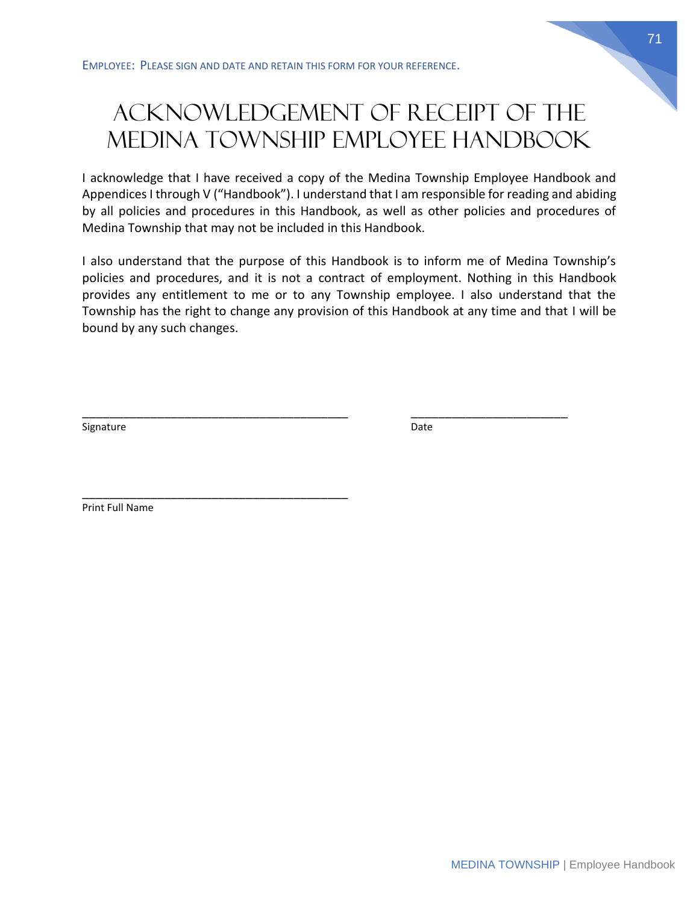EMPLOYEE: PLEASE SIGN AND DATE AND RETAIN THIS FORM FOR YOUR REFERENCE.

# ACKNOWLEDGEMENT OF RECEIPT OF THE MEDINA TOWNSHIP EMPLOYEE HANDBOOK

I acknowledge that I have received a copy of the Medina Township Employee Handbook and Appendices I through V ("Handbook"). I understand that I am responsible for reading and abiding by all policies and procedures in this Handbook, as well as other policies and procedures of Medina Township that may not be included in this Handbook.

I also understand that the purpose of this Handbook is to inform me of Medina Township's policies and procedures, and it is not a contract of employment. Nothing in this Handbook provides any entitlement to me or to any Township employee. I also understand that the Township has the right to change any provision of this Handbook at any time and that I will be bound by any such changes.

\_\_\_\_\_\_\_\_\_\_\_\_\_\_\_\_\_\_\_\_\_\_\_\_\_\_\_\_\_\_\_\_\_\_\_\_\_\_\_\_\_\_ \_\_\_\_\_\_\_\_\_\_\_\_\_\_\_\_\_\_\_\_\_\_\_\_\_

Signature Date

\_\_\_\_\_\_\_\_\_\_\_\_\_\_\_\_\_\_\_\_\_\_\_\_\_\_\_\_\_\_\_\_\_\_\_\_\_\_\_\_\_\_

Print Full Name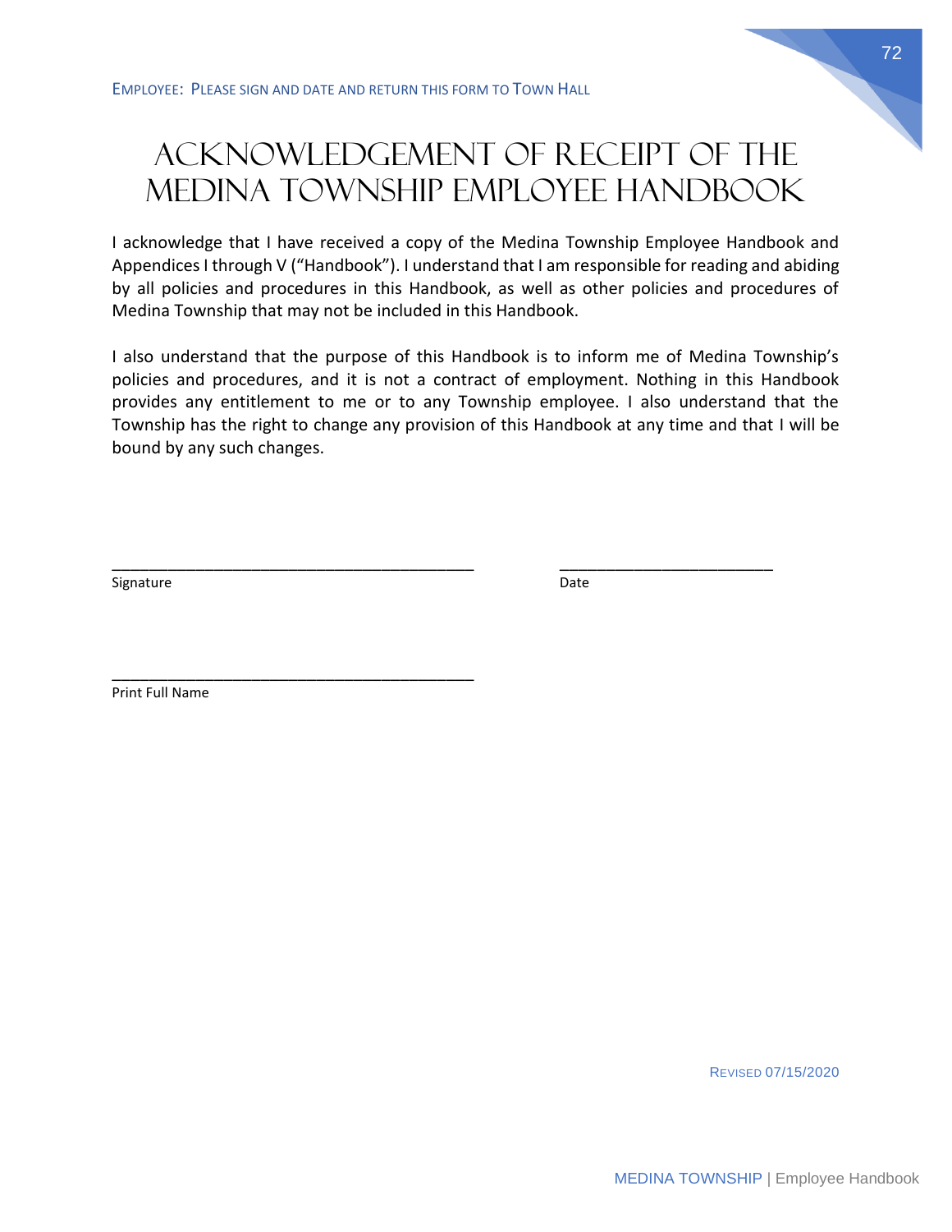EMPLOYEE: PLEASE SIGN AND DATE AND RETURN THIS FORM TO TOWN HALL

# ACKNOWLEDGEMENT OF RECEIPT OF THE MEDINA TOWNSHIP EMPLOYEE HANDBOOK

I acknowledge that I have received a copy of the Medina Township Employee Handbook and Appendices I through V ("Handbook"). I understand that I am responsible for reading and abiding by all policies and procedures in this Handbook, as well as other policies and procedures of Medina Township that may not be included in this Handbook.

I also understand that the purpose of this Handbook is to inform me of Medina Township's policies and procedures, and it is not a contract of employment. Nothing in this Handbook provides any entitlement to me or to any Township employee. I also understand that the Township has the right to change any provision of this Handbook at any time and that I will be bound by any such changes.

_____________________________________________ &nbsp;&nbsp;&nbsp;&nbsp; __________________________

Signature &nbsp;&nbsp;&nbsp;&nbsp; Date

_____________________________________________

Print Full Name

REVISED 07/15/2020